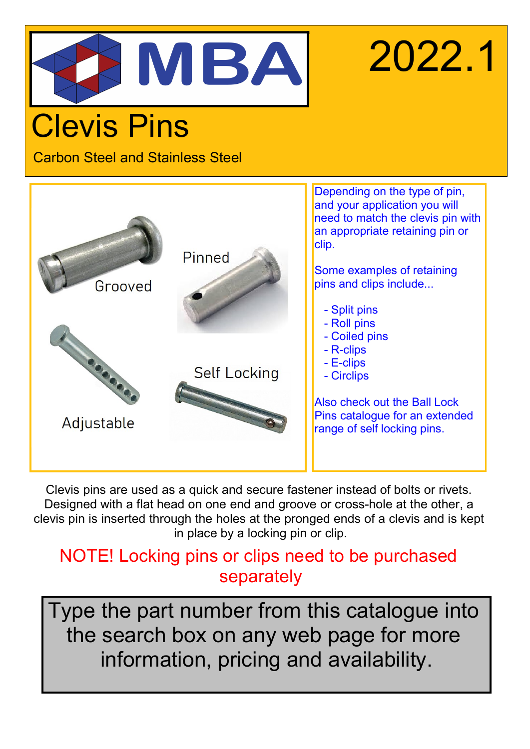MBA

2022.1

# Clevis Pins

Carbon Steel and Stainless Steel

Grooved

Pinned

Adjustable

Self Locking

Depending on the type of pin, and your application you will need to match the clevis pin with an appropriate retaining pin or clip.

Some examples of retaining pins and clips include...

- Split pins
- Roll pins
- Coiled pins
- R-clips
- E-clips
- Circlips

Also check out the Ball Lock Pins catalogue for an extended range of self locking pins.

Clevis pins are used as a quick and secure fastener instead of bolts or rivets. Designed with a flat head on one end and groove or cross-hole at the other, a clevis pin is inserted through the holes at the pronged ends of a clevis and is kept in place by a locking pin or clip.

NOTE! Locking pins or clips need to be purchased separately

Type the part number from this catalogue into the search box on any web page for more information, pricing and availability.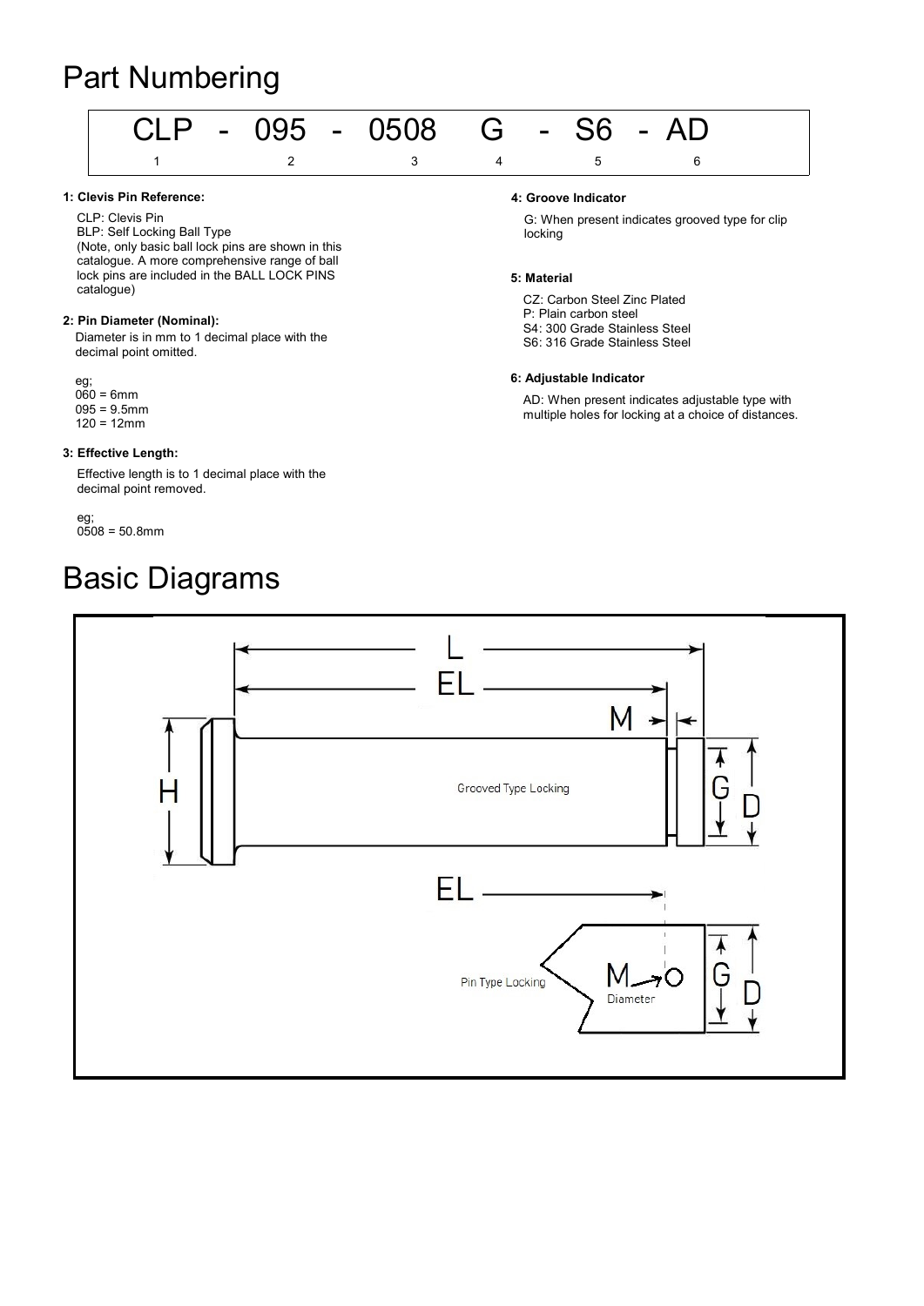# Part Numbering

| CLP | - | 095 | - | 0508 | G | - | S6 | - | AD |
|---|---|---|---|---|---|---|---|---|---|
| 1 | | 2 | | 3 | 4 | | 5 | | 6 |

**1: Clevis Pin Reference:**

CLP: Clevis Pin
BLP: Self Locking Ball Type
(Note, only basic ball lock pins are shown in this catalogue. A more comprehensive range of ball lock pins are included in the BALL LOCK PINS catalogue)

**2: Pin Diameter (Nominal):**

Diameter is in mm to 1 decimal place with the decimal point omitted.

eg;
060 = 6mm
095 = 9.5mm
120 = 12mm

**3: Effective Length:**

Effective length is to 1 decimal place with the decimal point removed.

eg;
0508 = 50.8mm

**4: Groove Indicator**

G: When present indicates grooved type for clip locking

**5: Material**

CZ: Carbon Steel Zinc Plated
P: Plain carbon steel
S4: 300 Grade Stainless Steel
S6: 316 Grade Stainless Steel

**6: Adjustable Indicator**

AD: When present indicates adjustable type with multiple holes for locking at a choice of distances.

# Basic Diagrams

L

EL

M

H

Grooved Type Locking

G

D

EL

Pin Type Locking

M

Diameter

G

D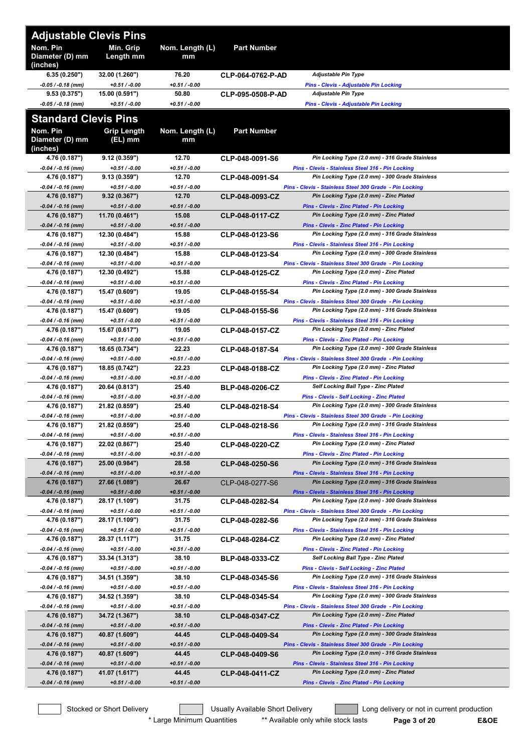## Adjustable Clevis Pins

| Nom. Pin Diameter (D) mm (inches) | Min. Grip Length mm | Nom. Length (L) mm | Part Number | |
|---|---|---|---|---|
| 6.35 (0.250") | 32.00 (1.260") | 76.20 | CLP-064-0762-P-AD | *Adjustable Pin Type* |
| *-0.05 / -0.18 (mm)* | *+0.51 / -0.00* | *+0.51 / -0.00* | | *Pins - Clevis - Adjustable Pin Locking* |
| 9.53 (0.375") | 15.00 (0.591") | 50.80 | CLP-095-0508-P-AD | *Adjustable Pin Type* |
| *-0.05 / -0.18 (mm)* | *+0.51 / -0.00* | *+0.51 / -0.00* | | *Pins - Clevis - Adjustable Pin Locking* |

## Standard Clevis Pins

| Nom. Pin Diameter (D) mm (inches) | Grip Length (EL) mm | Nom. Length (L) mm | Part Number | |
|---|---|---|---|---|
| 4.76 (0.187") | 9.12 (0.359") | 12.70 | CLP-048-0091-S6 | *Pin Locking Type (2.0 mm) - 316 Grade Stainless* |
| *-0.04 / -0.16 (mm)* | *+0.51 / -0.00* | *+0.51 / -0.00* | | *Pins - Clevis - Stainless Steel 316 - Pin Locking* |
| 4.76 (0.187") | 9.13 (0.359") | 12.70 | CLP-048-0091-S4 | *Pin Locking Type (2.0 mm) - 300 Grade Stainless* |
| *-0.04 / -0.16 (mm)* | *+0.51 / -0.00* | *+0.51 / -0.00* | | *Pins - Clevis - Stainless Steel 300 Grade - Pin Locking* |
| 4.76 (0.187") | 9.32 (0.367") | 12.70 | CLP-048-0093-CZ | *Pin Locking Type (2.0 mm) - Zinc Plated* |
| *-0.04 / -0.16 (mm)* | *+0.51 / -0.00* | *+0.51 / -0.00* | | *Pins - Clevis - Zinc Plated - Pin Locking* |
| 4.76 (0.187") | 11.70 (0.461") | 15.08 | CLP-048-0117-CZ | *Pin Locking Type (2.0 mm) - Zinc Plated* |
| *-0.04 / -0.16 (mm)* | *+0.51 / -0.00* | *+0.51 / -0.00* | | *Pins - Clevis - Zinc Plated - Pin Locking* |
| 4.76 (0.187") | 12.30 (0.484") | 15.88 | CLP-048-0123-S6 | *Pin Locking Type (2.0 mm) - 316 Grade Stainless* |
| *-0.04 / -0.16 (mm)* | *+0.51 / -0.00* | *+0.51 / -0.00* | | *Pins - Clevis - Stainless Steel 316 - Pin Locking* |
| 4.76 (0.187") | 12.30 (0.484") | 15.88 | CLP-048-0123-S4 | *Pin Locking Type (2.0 mm) - 300 Grade Stainless* |
| *-0.04 / -0.16 (mm)* | *+0.51 / -0.00* | *+0.51 / -0.00* | | *Pins - Clevis - Stainless Steel 300 Grade - Pin Locking* |
| 4.76 (0.187") | 12.30 (0.492") | 15.88 | CLP-048-0125-CZ | *Pin Locking Type (2.0 mm) - Zinc Plated* |
| *-0.04 / -0.16 (mm)* | *+0.51 / -0.00* | *+0.51 / -0.00* | | *Pins - Clevis - Zinc Plated - Pin Locking* |
| 4.76 (0.187") | 15.47 (0.609") | 19.05 | CLP-048-0155-S4 | *Pin Locking Type (2.0 mm) - 300 Grade Stainless* |
| *-0.04 / -0.16 (mm)* | *+0.51 / -0.00* | *+0.51 / -0.00* | | *Pins - Clevis - Stainless Steel 300 Grade - Pin Locking* |
| 4.76 (0.187") | 15.47 (0.609") | 19.05 | CLP-048-0155-S6 | *Pin Locking Type (2.0 mm) - 316 Grade Stainless* |
| *-0.04 / -0.16 (mm)* | *+0.51 / -0.00* | *+0.51 / -0.00* | | *Pins - Clevis - Stainless Steel 316 - Pin Locking* |
| 4.76 (0.187") | 15.67 (0.617") | 19.05 | CLP-048-0157-CZ | *Pin Locking Type (2.0 mm) - Zinc Plated* |
| *-0.04 / -0.16 (mm)* | *+0.51 / -0.00* | *+0.51 / -0.00* | | *Pins - Clevis - Zinc Plated - Pin Locking* |
| 4.76 (0.187") | 18.65 (0.734") | 22.23 | CLP-048-0187-S4 | *Pin Locking Type (2.0 mm) - 300 Grade Stainless* |
| *-0.04 / -0.16 (mm)* | *+0.51 / -0.00* | *+0.51 / -0.00* | | *Pins - Clevis - Stainless Steel 300 Grade - Pin Locking* |
| 4.76 (0.187") | 18.85 (0.742") | 22.23 | CLP-048-0188-CZ | *Pin Locking Type (2.0 mm) - Zinc Plated* |
| *-0.04 / -0.16 (mm)* | *+0.51 / -0.00* | *+0.51 / -0.00* | | *Pins - Clevis - Zinc Plated - Pin Locking* |
| 4.76 (0.187") | 20.64 (0.813") | 25.40 | BLP-048-0206-CZ | *Self Locking Ball Type - Zinc Plated* |
| *-0.04 / -0.16 (mm)* | *+0.51 / -0.00* | *+0.51 / -0.00* | | *Pins - Clevis - Self Locking - Zinc Plated* |
| 4.76 (0.187") | 21.82 (0.859") | 25.40 | CLP-048-0218-S4 | *Pin Locking Type (2.0 mm) - 300 Grade Stainless* |
| *-0.04 / -0.16 (mm)* | *+0.51 / -0.00* | *+0.51 / -0.00* | | *Pins - Clevis - Stainless Steel 300 Grade - Pin Locking* |
| 4.76 (0.187") | 21.82 (0.859") | 25.40 | CLP-048-0218-S6 | *Pin Locking Type (2.0 mm) - 316 Grade Stainless* |
| *-0.04 / -0.16 (mm)* | *+0.51 / -0.00* | *+0.51 / -0.00* | | *Pins - Clevis - Stainless Steel 316 - Pin Locking* |
| 4.76 (0.187") | 22.02 (0.867") | 25.40 | CLP-048-0220-CZ | *Pin Locking Type (2.0 mm) - Zinc Plated* |
| *-0.04 / -0.16 (mm)* | *+0.51 / -0.00* | *+0.51 / -0.00* | | *Pins - Clevis - Zinc Plated - Pin Locking* |
| 4.76 (0.187") | 25.00 (0.984") | 28.58 | CLP-048-0250-S6 | *Pin Locking Type (2.0 mm) - 316 Grade Stainless* |
| *-0.04 / -0.16 (mm)* | *+0.51 / -0.00* | *+0.51 / -0.00* | | *Pins - Clevis - Stainless Steel 316 - Pin Locking* |
| 4.76 (0.187") | 27.66 (1.089") | 26.67 | CLP-048-0277-S6 | *Pin Locking Type (2.0 mm) - 316 Grade Stainless* |
| *-0.04 / -0.16 (mm)* | *+0.51 / -0.00* | *+0.51 / -0.00* | | *Pins - Clevis - Stainless Steel 316 - Pin Locking* |
| 4.76 (0.187") | 28.17 (1.109") | 31.75 | CLP-048-0282-S4 | *Pin Locking Type (2.0 mm) - 300 Grade Stainless* |
| *-0.04 / -0.16 (mm)* | *+0.51 / -0.00* | *+0.51 / -0.00* | | *Pins - Clevis - Stainless Steel 300 Grade - Pin Locking* |
| 4.76 (0.187") | 28.17 (1.109") | 31.75 | CLP-048-0282-S6 | *Pin Locking Type (2.0 mm) - 316 Grade Stainless* |
| *-0.04 / -0.16 (mm)* | *+0.51 / -0.00* | *+0.51 / -0.00* | | *Pins - Clevis - Stainless Steel 316 - Pin Locking* |
| 4.76 (0.187") | 28.37 (1.117") | 31.75 | CLP-048-0284-CZ | *Pin Locking Type (2.0 mm) - Zinc Plated* |
| *-0.04 / -0.16 (mm)* | *+0.51 / -0.00* | *+0.51 / -0.00* | | *Pins - Clevis - Zinc Plated - Pin Locking* |
| 4.76 (0.187") | 33.34 (1.313") | 38.10 | BLP-048-0333-CZ | *Self Locking Ball Type - Zinc Plated* |
| *-0.04 / -0.16 (mm)* | *+0.51 / -0.00* | *+0.51 / -0.00* | | *Pins - Clevis - Self Locking - Zinc Plated* |
| 4.76 (0.187") | 34.51 (1.359") | 38.10 | CLP-048-0345-S6 | *Pin Locking Type (2.0 mm) - 316 Grade Stainless* |
| *-0.04 / -0.16 (mm)* | *+0.51 / -0.00* | *+0.51 / -0.00* | | *Pins - Clevis - Stainless Steel 316 - Pin Locking* |
| 4.76 (0.187") | 34.52 (1.359") | 38.10 | CLP-048-0345-S4 | *Pin Locking Type (2.0 mm) - 300 Grade Stainless* |
| *-0.04 / -0.16 (mm)* | *+0.51 / -0.00* | *+0.51 / -0.00* | | *Pins - Clevis - Stainless Steel 300 Grade - Pin Locking* |
| 4.76 (0.187") | 34.72 (1.367") | 38.10 | CLP-048-0347-CZ | *Pin Locking Type (2.0 mm) - Zinc Plated* |
| *-0.04 / -0.16 (mm)* | *+0.51 / -0.00* | *+0.51 / -0.00* | | *Pins - Clevis - Zinc Plated - Pin Locking* |
| 4.76 (0.187") | 40.87 (1.609") | 44.45 | CLP-048-0409-S4 | *Pin Locking Type (2.0 mm) - 300 Grade Stainless* |
| *-0.04 / -0.16 (mm)* | *+0.51 / -0.00* | *+0.51 / -0.00* | | *Pins - Clevis - Stainless Steel 300 Grade - Pin Locking* |
| 4.76 (0.187") | 40.87 (1.609") | 44.45 | CLP-048-0409-S6 | *Pin Locking Type (2.0 mm) - 316 Grade Stainless* |
| *-0.04 / -0.16 (mm)* | *+0.51 / -0.00* | *+0.51 / -0.00* | | *Pins - Clevis - Stainless Steel 316 - Pin Locking* |
| 4.76 (0.187") | 41.07 (1.617") | 44.45 | CLP-048-0411-CZ | *Pin Locking Type (2.0 mm) - Zinc Plated* |
| *-0.04 / -0.16 (mm)* | *+0.51 / -0.00* | *+0.51 / -0.00* | | *Pins - Clevis - Zinc Plated - Pin Locking* |

Stocked or Short Delivery | Usually Available Short Delivery | Long delivery or not in current production

\* Large Minimum Quantities  ** Available only while stock lasts

E&OE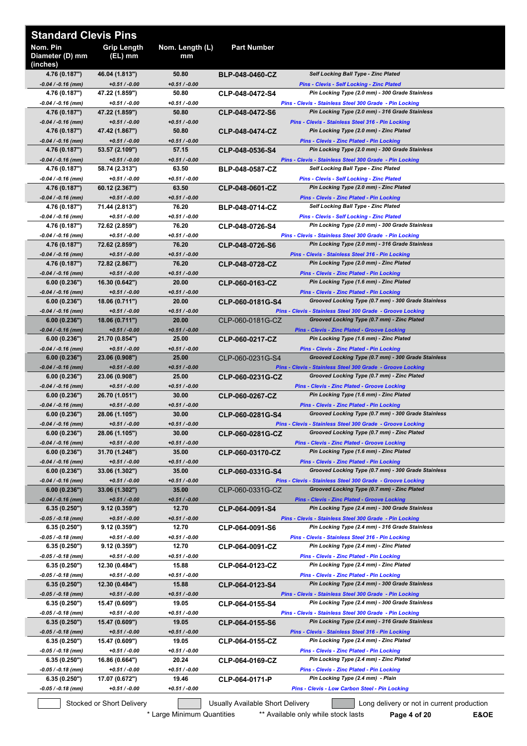# Standard Clevis Pins

| Nom. Pin Diameter (D) mm (inches) | Grip Length (EL) mm | Nom. Length (L) mm | Part Number | |
|---|---|---|---|---|
| 4.76 (0.187") *-0.04 / -0.16 (mm)* | 46.04 (1.813") *+0.51 / -0.00* | 50.80 *+0.51 / -0.00* | BLP-048-0460-CZ | Self Locking Ball Type - Zinc Plated *Pins - Clevis - Self Locking - Zinc Plated* |
| 4.76 (0.187") *-0.04 / -0.16 (mm)* | 47.22 (1.859") *+0.51 / -0.00* | 50.80 *+0.51 / -0.00* | CLP-048-0472-S4 | Pin Locking Type (2.0 mm) - 300 Grade Stainless *Pins - Clevis - Stainless Steel 300 Grade - Pin Locking* |
| 4.76 (0.187") *-0.04 / -0.16 (mm)* | 47.22 (1.859") *+0.51 / -0.00* | 50.80 *+0.51 / -0.00* | CLP-048-0472-S6 | Pin Locking Type (2.0 mm) - 316 Grade Stainless *Pins - Clevis - Stainless Steel 316 - Pin Locking* |
| 4.76 (0.187") *-0.04 / -0.16 (mm)* | 47.42 (1.867") *+0.51 / -0.00* | 50.80 *+0.51 / -0.00* | CLP-048-0474-CZ | Pin Locking Type (2.0 mm) - Zinc Plated *Pins - Clevis - Zinc Plated - Pin Locking* |
| 4.76 (0.187") *-0.04 / -0.16 (mm)* | 53.57 (2.109") *+0.51 / -0.00* | 57.15 *+0.51 / -0.00* | CLP-048-0536-S4 | Pin Locking Type (2.0 mm) - 300 Grade Stainless *Pins - Clevis - Stainless Steel 300 Grade - Pin Locking* |
| 4.76 (0.187") *-0.04 / -0.16 (mm)* | 58.74 (2.313") *+0.51 / -0.00* | 63.50 *+0.51 / -0.00* | BLP-048-0587-CZ | Self Locking Ball Type - Zinc Plated *Pins - Clevis - Self Locking - Zinc Plated* |
| 4.76 (0.187") *-0.04 / -0.16 (mm)* | 60.12 (2.367") *+0.51 / -0.00* | 63.50 *+0.51 / -0.00* | CLP-048-0601-CZ | Pin Locking Type (2.0 mm) - Zinc Plated *Pins - Clevis - Zinc Plated - Pin Locking* |
| 4.76 (0.187") *-0.04 / -0.16 (mm)* | 71.44 (2.813") *+0.51 / -0.00* | 76.20 *+0.51 / -0.00* | BLP-048-0714-CZ | Self Locking Ball Type - Zinc Plated *Pins - Clevis - Self Locking - Zinc Plated* |
| 4.76 (0.187") *-0.04 / -0.16 (mm)* | 72.62 (2.859") *+0.51 / -0.00* | 76.20 *+0.51 / -0.00* | CLP-048-0726-S4 | Pin Locking Type (2.0 mm) - 300 Grade Stainless *Pins - Clevis - Stainless Steel 300 Grade - Pin Locking* |
| 4.76 (0.187") *-0.04 / -0.16 (mm)* | 72.62 (2.859") *+0.51 / -0.00* | 76.20 *+0.51 / -0.00* | CLP-048-0726-S6 | Pin Locking Type (2.0 mm) - 316 Grade Stainless *Pins - Clevis - Stainless Steel 316 - Pin Locking* |
| 4.76 (0.187") *-0.04 / -0.16 (mm)* | 72.82 (2.867") *+0.51 / -0.00* | 76.20 *+0.51 / -0.00* | CLP-048-0728-CZ | Pin Locking Type (2.0 mm) - Zinc Plated *Pins - Clevis - Zinc Plated - Pin Locking* |
| 6.00 (0.236") *-0.04 / -0.16 (mm)* | 16.30 (0.642") *+0.51 / -0.00* | 20.00 *+0.51 / -0.00* | CLP-060-0163-CZ | Pin Locking Type (1.6 mm) - Zinc Plated *Pins - Clevis - Zinc Plated - Pin Locking* |
| 6.00 (0.236") *-0.04 / -0.16 (mm)* | 18.06 (0.711") *+0.51 / -0.00* | 20.00 *+0.51 / -0.00* | CLP-060-0181G-S4 | Grooved Locking Type (0.7 mm) - 300 Grade Stainless *Pins - Clevis - Stainless Steel 300 Grade - Groove Locking* |
| 6.00 (0.236") *-0.04 / -0.16 (mm)* | 18.06 (0.711") *+0.51 / -0.00* | 20.00 *+0.51 / -0.00* | CLP-060-0181G-CZ | Grooved Locking Type (0.7 mm) - Zinc Plated *Pins - Clevis - Zinc Plated - Groove Locking* |
| 6.00 (0.236") *-0.04 / -0.16 (mm)* | 21.70 (0.854") *+0.51 / -0.00* | 25.00 *+0.51 / -0.00* | CLP-060-0217-CZ | Pin Locking Type (1.6 mm) - Zinc Plated *Pins - Clevis - Zinc Plated - Pin Locking* |
| 6.00 (0.236") *-0.04 / -0.16 (mm)* | 23.06 (0.908") *+0.51 / -0.00* | 25.00 *+0.51 / -0.00* | CLP-060-0231G-S4 | Grooved Locking Type (0.7 mm) - 300 Grade Stainless *Pins - Clevis - Stainless Steel 300 Grade - Groove Locking* |
| 6.00 (0.236") *-0.04 / -0.16 (mm)* | 23.06 (0.908") *+0.51 / -0.00* | 25.00 *+0.51 / -0.00* | CLP-060-0231G-CZ | Grooved Locking Type (0.7 mm) - Zinc Plated *Pins - Clevis - Zinc Plated - Groove Locking* |
| 6.00 (0.236") *-0.04 / -0.16 (mm)* | 26.70 (1.051") *+0.51 / -0.00* | 30.00 *+0.51 / -0.00* | CLP-060-0267-CZ | Pin Locking Type (1.6 mm) - Zinc Plated *Pins - Clevis - Zinc Plated - Pin Locking* |
| 6.00 (0.236") *-0.04 / -0.16 (mm)* | 28.06 (1.105") *+0.51 / -0.00* | 30.00 *+0.51 / -0.00* | CLP-060-0281G-S4 | Grooved Locking Type (0.7 mm) - 300 Grade Stainless *Pins - Clevis - Stainless Steel 300 Grade - Groove Locking* |
| 6.00 (0.236") *-0.04 / -0.16 (mm)* | 28.06 (1.105") *+0.51 / -0.00* | 30.00 *+0.51 / -0.00* | CLP-060-0281G-CZ | Grooved Locking Type (0.7 mm) - Zinc Plated *Pins - Clevis - Zinc Plated - Groove Locking* |
| 6.00 (0.236") *-0.04 / -0.16 (mm)* | 31.70 (1.248") *+0.51 / -0.00* | 35.00 *+0.51 / -0.00* | CLP-060-03170-CZ | Pin Locking Type (1.6 mm) - Zinc Plated *Pins - Clevis - Zinc Plated - Pin Locking* |
| 6.00 (0.236") *-0.04 / -0.16 (mm)* | 33.06 (1.302") *+0.51 / -0.00* | 35.00 *+0.51 / -0.00* | CLP-060-0331G-S4 | Grooved Locking Type (0.7 mm) - 300 Grade Stainless *Pins - Clevis - Stainless Steel 300 Grade - Groove Locking* |
| 6.00 (0.236") *-0.04 / -0.16 (mm)* | 33.06 (1.302") *+0.51 / -0.00* | 35.00 *+0.51 / -0.00* | CLP-060-0331G-CZ | Grooved Locking Type (0.7 mm) - Zinc Plated *Pins - Clevis - Zinc Plated - Groove Locking* |
| 6.35 (0.250") *-0.05 / -0.18 (mm)* | 9.12 (0.359") *+0.51 / -0.00* | 12.70 *+0.51 / -0.00* | CLP-064-0091-S4 | Pin Locking Type (2.4 mm) - 300 Grade Stainless *Pins - Clevis - Stainless Steel 300 Grade - Pin Locking* |
| 6.35 (0.250") *-0.05 / -0.18 (mm)* | 9.12 (0.359") *+0.51 / -0.00* | 12.70 *+0.51 / -0.00* | CLP-064-0091-S6 | Pin Locking Type (2.4 mm) - 316 Grade Stainless *Pins - Clevis - Stainless Steel 316 - Pin Locking* |
| 6.35 (0.250") *-0.05 / -0.18 (mm)* | 9.12 (0.359") *+0.51 / -0.00* | 12.70 *+0.51 / -0.00* | CLP-064-0091-CZ | Pin Locking Type (2.4 mm) - Zinc Plated *Pins - Clevis - Zinc Plated - Pin Locking* |
| 6.35 (0.250") *-0.05 / -0.18 (mm)* | 12.30 (0.484") *+0.51 / -0.00* | 15.88 *+0.51 / -0.00* | CLP-064-0123-CZ | Pin Locking Type (2.4 mm) - Zinc Plated *Pins - Clevis - Zinc Plated - Pin Locking* |
| 6.35 (0.250") *-0.05 / -0.18 (mm)* | 12.30 (0.484") *+0.51 / -0.00* | 15.88 *+0.51 / -0.00* | CLP-064-0123-S4 | Pin Locking Type (2.4 mm) - 300 Grade Stainless *Pins - Clevis - Stainless Steel 300 Grade - Pin Locking* |
| 6.35 (0.250") *-0.05 / -0.18 (mm)* | 15.47 (0.609") *+0.51 / -0.00* | 19.05 *+0.51 / -0.00* | CLP-064-0155-S4 | Pin Locking Type (2.4 mm) - 300 Grade Stainless *Pins - Clevis - Stainless Steel 300 Grade - Pin Locking* |
| 6.35 (0.250") *-0.05 / -0.18 (mm)* | 15.47 (0.609") *+0.51 / -0.00* | 19.05 *+0.51 / -0.00* | CLP-064-0155-S6 | Pin Locking Type (2.4 mm) - 316 Grade Stainless *Pins - Clevis - Stainless Steel 316 - Pin Locking* |
| 6.35 (0.250") *-0.05 / -0.18 (mm)* | 15.47 (0.609") *+0.51 / -0.00* | 19.05 *+0.51 / -0.00* | CLP-064-0155-CZ | Pin Locking Type (2.4 mm) - Zinc Plated *Pins - Clevis - Zinc Plated - Pin Locking* |
| 6.35 (0.250") *-0.05 / -0.18 (mm)* | 16.86 (0.664") *+0.51 / -0.00* | 20.24 *+0.51 / -0.00* | CLP-064-0169-CZ | Pin Locking Type (2.4 mm) - Zinc Plated *Pins - Clevis - Zinc Plated - Pin Locking* |
| 6.35 (0.250") *-0.05 / -0.18 (mm)* | 17.07 (0.672") *+0.51 / -0.00* | 19.46 *+0.51 / -0.00* | CLP-064-0171-P | Pin Locking Type (2.4 mm) - Plain *Pins - Clevis - Low Carbon Steel - Pin Locking* |

Stocked or Short Delivery | Usually Available Short Delivery | Long delivery or not in current production

\* Large Minimum Quantities    ** Available only while stock lasts

E&OE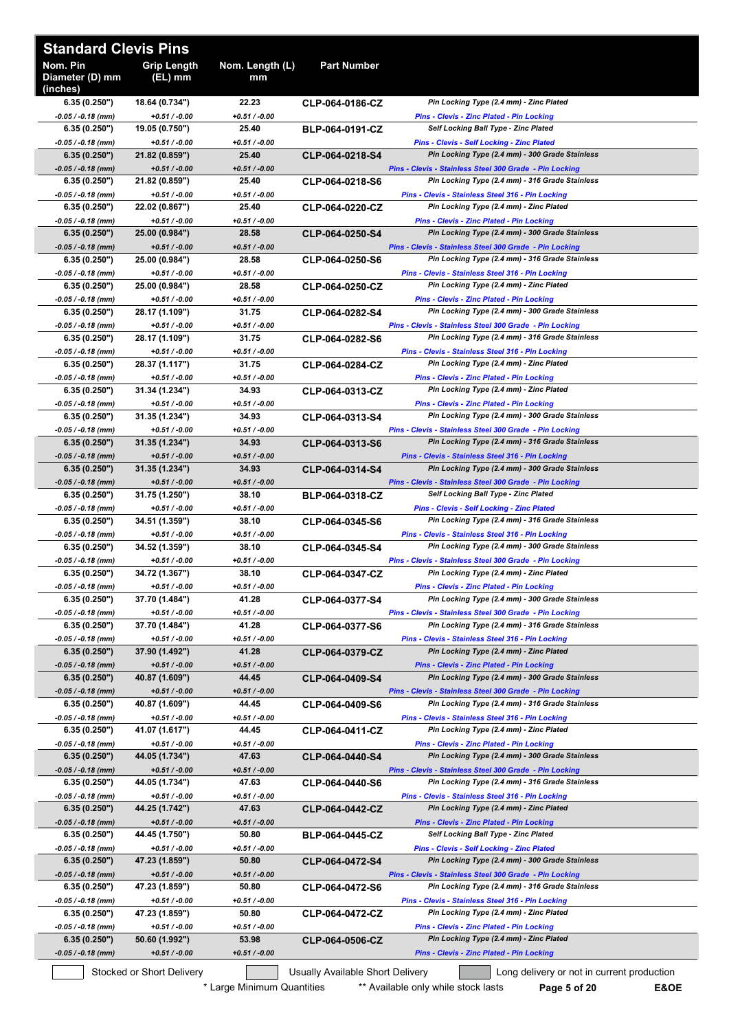## Standard Clevis Pins

| Nom. Pin Diameter (D) mm (inches) | Grip Length (EL) mm | Nom. Length (L) mm | Part Number | |
|---|---|---|---|---|
| 6.35 (0.250") *-0.05 / -0.18 (mm)* | 18.64 (0.734") *+0.51 / -0.00* | 22.23 *+0.51 / -0.00* | CLP-064-0186-CZ | *Pin Locking Type (2.4 mm) - Zinc Plated* *Pins - Clevis - Zinc Plated - Pin Locking* |
| 6.35 (0.250") *-0.05 / -0.18 (mm)* | 19.05 (0.750") *+0.51 / -0.00* | 25.40 *+0.51 / -0.00* | BLP-064-0191-CZ | *Self Locking Ball Type - Zinc Plated* *Pins - Clevis - Self Locking - Zinc Plated* |
| 6.35 (0.250") *-0.05 / -0.18 (mm)* | 21.82 (0.859") *+0.51 / -0.00* | 25.40 *+0.51 / -0.00* | CLP-064-0218-S4 | *Pin Locking Type (2.4 mm) - 300 Grade Stainless* *Pins - Clevis - Stainless Steel 300 Grade - Pin Locking* |
| 6.35 (0.250") *-0.05 / -0.18 (mm)* | 21.82 (0.859") *+0.51 / -0.00* | 25.40 *+0.51 / -0.00* | CLP-064-0218-S6 | *Pin Locking Type (2.4 mm) - 316 Grade Stainless* *Pins - Clevis - Stainless Steel 316 - Pin Locking* |
| 6.35 (0.250") *-0.05 / -0.18 (mm)* | 22.02 (0.867") *+0.51 / -0.00* | 25.40 *+0.51 / -0.00* | CLP-064-0220-CZ | *Pin Locking Type (2.4 mm) - Zinc Plated* *Pins - Clevis - Zinc Plated - Pin Locking* |
| 6.35 (0.250") *-0.05 / -0.18 (mm)* | 25.00 (0.984") *+0.51 / -0.00* | 28.58 *+0.51 / -0.00* | CLP-064-0250-S4 | *Pin Locking Type (2.4 mm) - 300 Grade Stainless* *Pins - Clevis - Stainless Steel 300 Grade - Pin Locking* |
| 6.35 (0.250") *-0.05 / -0.18 (mm)* | 25.00 (0.984") *+0.51 / -0.00* | 28.58 *+0.51 / -0.00* | CLP-064-0250-S6 | *Pin Locking Type (2.4 mm) - 316 Grade Stainless* *Pins - Clevis - Stainless Steel 316 - Pin Locking* |
| 6.35 (0.250") *-0.05 / -0.18 (mm)* | 25.00 (0.984") *+0.51 / -0.00* | 28.58 *+0.51 / -0.00* | CLP-064-0250-CZ | *Pin Locking Type (2.4 mm) - Zinc Plated* *Pins - Clevis - Zinc Plated - Pin Locking* |
| 6.35 (0.250") *-0.05 / -0.18 (mm)* | 28.17 (1.109") *+0.51 / -0.00* | 31.75 *+0.51 / -0.00* | CLP-064-0282-S4 | *Pin Locking Type (2.4 mm) - 300 Grade Stainless* *Pins - Clevis - Stainless Steel 300 Grade - Pin Locking* |
| 6.35 (0.250") *-0.05 / -0.18 (mm)* | 28.17 (1.109") *+0.51 / -0.00* | 31.75 *+0.51 / -0.00* | CLP-064-0282-S6 | *Pin Locking Type (2.4 mm) - 316 Grade Stainless* *Pins - Clevis - Stainless Steel 316 - Pin Locking* |
| 6.35 (0.250") *-0.05 / -0.18 (mm)* | 28.37 (1.117") *+0.51 / -0.00* | 31.75 *+0.51 / -0.00* | CLP-064-0284-CZ | *Pin Locking Type (2.4 mm) - Zinc Plated* *Pins - Clevis - Zinc Plated - Pin Locking* |
| 6.35 (0.250") *-0.05 / -0.18 (mm)* | 31.34 (1.234") *+0.51 / -0.00* | 34.93 *+0.51 / -0.00* | CLP-064-0313-CZ | *Pin Locking Type (2.4 mm) - Zinc Plated* *Pins - Clevis - Zinc Plated - Pin Locking* |
| 6.35 (0.250") *-0.05 / -0.18 (mm)* | 31.35 (1.234") *+0.51 / -0.00* | 34.93 *+0.51 / -0.00* | CLP-064-0313-S4 | *Pin Locking Type (2.4 mm) - 300 Grade Stainless* *Pins - Clevis - Stainless Steel 300 Grade - Pin Locking* |
| 6.35 (0.250") *-0.05 / -0.18 (mm)* | 31.35 (1.234") *+0.51 / -0.00* | 34.93 *+0.51 / -0.00* | CLP-064-0313-S6 | *Pin Locking Type (2.4 mm) - 316 Grade Stainless* *Pins - Clevis - Stainless Steel 316 - Pin Locking* |
| 6.35 (0.250") *-0.05 / -0.18 (mm)* | 31.35 (1.234") *+0.51 / -0.00* | 34.93 *+0.51 / -0.00* | CLP-064-0314-S4 | *Pin Locking Type (2.4 mm) - 300 Grade Stainless* *Pins - Clevis - Stainless Steel 300 Grade - Pin Locking* |
| 6.35 (0.250") *-0.05 / -0.18 (mm)* | 31.75 (1.250") *+0.51 / -0.00* | 38.10 *+0.51 / -0.00* | BLP-064-0318-CZ | *Self Locking Ball Type - Zinc Plated* *Pins - Clevis - Self Locking - Zinc Plated* |
| 6.35 (0.250") *-0.05 / -0.18 (mm)* | 34.51 (1.359") *+0.51 / -0.00* | 38.10 *+0.51 / -0.00* | CLP-064-0345-S6 | *Pin Locking Type (2.4 mm) - 316 Grade Stainless* *Pins - Clevis - Stainless Steel 316 - Pin Locking* |
| 6.35 (0.250") *-0.05 / -0.18 (mm)* | 34.52 (1.359") *+0.51 / -0.00* | 38.10 *+0.51 / -0.00* | CLP-064-0345-S4 | *Pin Locking Type (2.4 mm) - 300 Grade Stainless* *Pins - Clevis - Stainless Steel 300 Grade - Pin Locking* |
| 6.35 (0.250") *-0.05 / -0.18 (mm)* | 34.72 (1.367") *+0.51 / -0.00* | 38.10 *+0.51 / -0.00* | CLP-064-0347-CZ | *Pin Locking Type (2.4 mm) - Zinc Plated* *Pins - Clevis - Zinc Plated - Pin Locking* |
| 6.35 (0.250") *-0.05 / -0.18 (mm)* | 37.70 (1.484") *+0.51 / -0.00* | 41.28 *+0.51 / -0.00* | CLP-064-0377-S4 | *Pin Locking Type (2.4 mm) - 300 Grade Stainless* *Pins - Clevis - Stainless Steel 300 Grade - Pin Locking* |
| 6.35 (0.250") *-0.05 / -0.18 (mm)* | 37.70 (1.484") *+0.51 / -0.00* | 41.28 *+0.51 / -0.00* | CLP-064-0377-S6 | *Pin Locking Type (2.4 mm) - 316 Grade Stainless* *Pins - Clevis - Stainless Steel 316 - Pin Locking* |
| 6.35 (0.250") *-0.05 / -0.18 (mm)* | 37.90 (1.492") *+0.51 / -0.00* | 41.28 *+0.51 / -0.00* | CLP-064-0379-CZ | *Pin Locking Type (2.4 mm) - Zinc Plated* *Pins - Clevis - Zinc Plated - Pin Locking* |
| 6.35 (0.250") *-0.05 / -0.18 (mm)* | 40.87 (1.609") *+0.51 / -0.00* | 44.45 *+0.51 / -0.00* | CLP-064-0409-S4 | *Pin Locking Type (2.4 mm) - 300 Grade Stainless* *Pins - Clevis - Stainless Steel 300 Grade - Pin Locking* |
| 6.35 (0.250") *-0.05 / -0.18 (mm)* | 40.87 (1.609") *+0.51 / -0.00* | 44.45 *+0.51 / -0.00* | CLP-064-0409-S6 | *Pin Locking Type (2.4 mm) - 316 Grade Stainless* *Pins - Clevis - Stainless Steel 316 - Pin Locking* |
| 6.35 (0.250") *-0.05 / -0.18 (mm)* | 41.07 (1.617") *+0.51 / -0.00* | 44.45 *+0.51 / -0.00* | CLP-064-0411-CZ | *Pin Locking Type (2.4 mm) - Zinc Plated* *Pins - Clevis - Zinc Plated - Pin Locking* |
| 6.35 (0.250") *-0.05 / -0.18 (mm)* | 44.05 (1.734") *+0.51 / -0.00* | 47.63 *+0.51 / -0.00* | CLP-064-0440-S4 | *Pin Locking Type (2.4 mm) - 300 Grade Stainless* *Pins - Clevis - Stainless Steel 300 Grade - Pin Locking* |
| 6.35 (0.250") *-0.05 / -0.18 (mm)* | 44.05 (1.734") *+0.51 / -0.00* | 47.63 *+0.51 / -0.00* | CLP-064-0440-S6 | *Pin Locking Type (2.4 mm) - 316 Grade Stainless* *Pins - Clevis - Stainless Steel 316 - Pin Locking* |
| 6.35 (0.250") *-0.05 / -0.18 (mm)* | 44.25 (1.742") *+0.51 / -0.00* | 47.63 *+0.51 / -0.00* | CLP-064-0442-CZ | *Pin Locking Type (2.4 mm) - Zinc Plated* *Pins - Clevis - Zinc Plated - Pin Locking* |
| 6.35 (0.250") *-0.05 / -0.18 (mm)* | 44.45 (1.750") *+0.51 / -0.00* | 50.80 *+0.51 / -0.00* | BLP-064-0445-CZ | *Self Locking Ball Type - Zinc Plated* *Pins - Clevis - Self Locking - Zinc Plated* |
| 6.35 (0.250") *-0.05 / -0.18 (mm)* | 47.23 (1.859") *+0.51 / -0.00* | 50.80 *+0.51 / -0.00* | CLP-064-0472-S4 | *Pin Locking Type (2.4 mm) - 300 Grade Stainless* *Pins - Clevis - Stainless Steel 300 Grade - Pin Locking* |
| 6.35 (0.250") *-0.05 / -0.18 (mm)* | 47.23 (1.859") *+0.51 / -0.00* | 50.80 *+0.51 / -0.00* | CLP-064-0472-S6 | *Pin Locking Type (2.4 mm) - 316 Grade Stainless* *Pins - Clevis - Stainless Steel 316 - Pin Locking* |
| 6.35 (0.250") *-0.05 / -0.18 (mm)* | 47.23 (1.859") *+0.51 / -0.00* | 50.80 *+0.51 / -0.00* | CLP-064-0472-CZ | *Pin Locking Type (2.4 mm) - Zinc Plated* *Pins - Clevis - Zinc Plated - Pin Locking* |
| 6.35 (0.250") *-0.05 / -0.18 (mm)* | 50.60 (1.992") *+0.51 / -0.00* | 53.98 *+0.51 / -0.00* | CLP-064-0506-CZ | *Pin Locking Type (2.4 mm) - Zinc Plated* *Pins - Clevis - Zinc Plated - Pin Locking* |

Stocked or Short Delivery | Usually Available Short Delivery | Long delivery or not in current production

\* Large Minimum Quantities    ** Available only while stock lasts

E&OE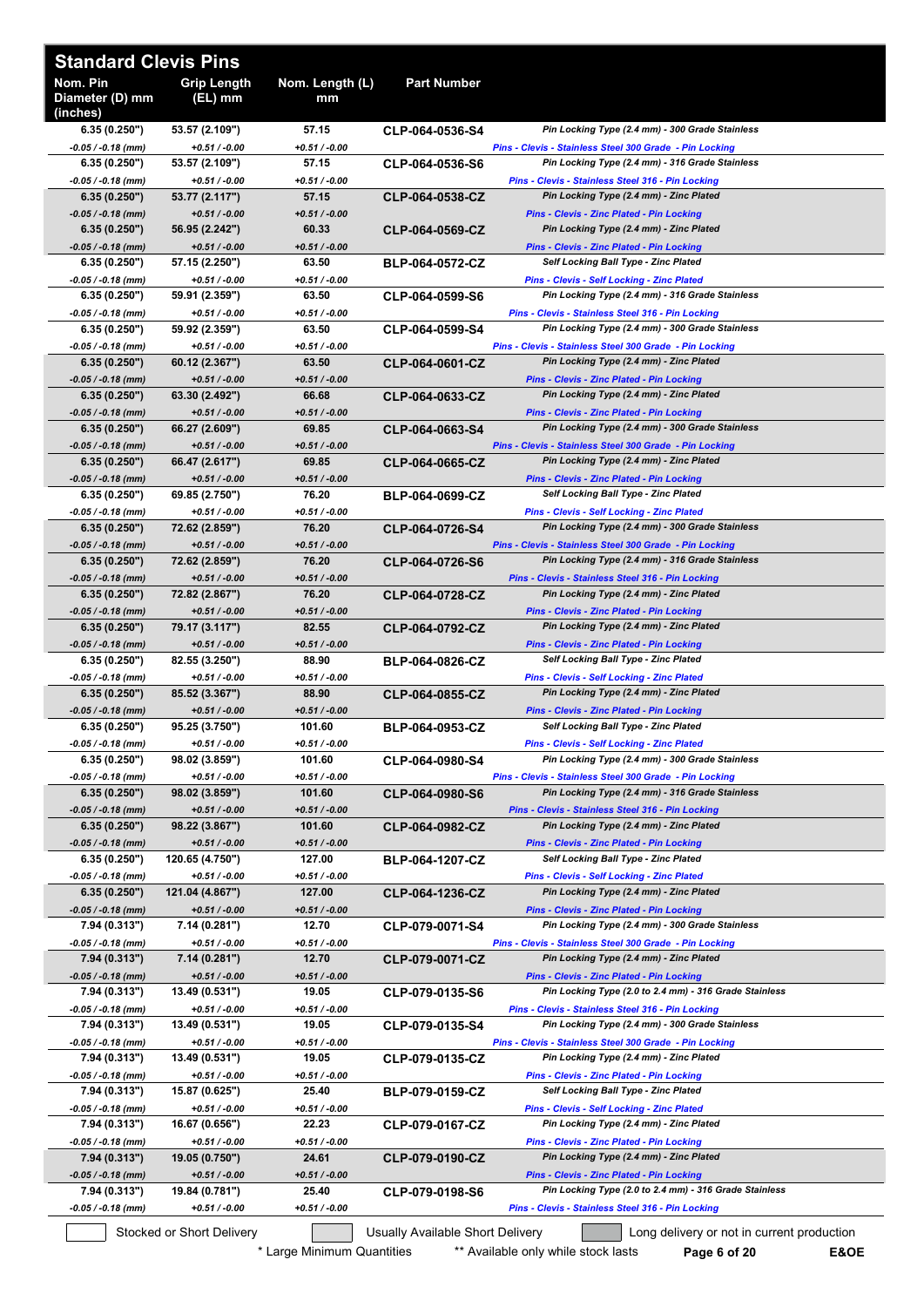## Standard Clevis Pins

| Nom. Pin Diameter (D) mm (inches) | Grip Length (EL) mm | Nom. Length (L) mm | Part Number | |
|---|---|---|---|---|
| 6.35 (0.250") *-0.05 / -0.18 (mm)* | 53.57 (2.109") *+0.51 / -0.00* | 57.15 *+0.51 / -0.00* | CLP-064-0536-S4 | *Pin Locking Type (2.4 mm) - 300 Grade Stainless* *Pins - Clevis - Stainless Steel 300 Grade - Pin Locking* |
| 6.35 (0.250") *-0.05 / -0.18 (mm)* | 53.57 (2.109") *+0.51 / -0.00* | 57.15 *+0.51 / -0.00* | CLP-064-0536-S6 | *Pin Locking Type (2.4 mm) - 316 Grade Stainless* *Pins - Clevis - Stainless Steel 316 - Pin Locking* |
| 6.35 (0.250") *-0.05 / -0.18 (mm)* | 53.77 (2.117") *+0.51 / -0.00* | 57.15 *+0.51 / -0.00* | CLP-064-0538-CZ | *Pin Locking Type (2.4 mm) - Zinc Plated* *Pins - Clevis - Zinc Plated - Pin Locking* |
| 6.35 (0.250") *-0.05 / -0.18 (mm)* | 56.95 (2.242") *+0.51 / -0.00* | 60.33 *+0.51 / -0.00* | CLP-064-0569-CZ | *Pin Locking Type (2.4 mm) - Zinc Plated* *Pins - Clevis - Zinc Plated - Pin Locking* |
| 6.35 (0.250") *-0.05 / -0.18 (mm)* | 57.15 (2.250") *+0.51 / -0.00* | 63.50 *+0.51 / -0.00* | BLP-064-0572-CZ | *Self Locking Ball Type - Zinc Plated* *Pins - Clevis - Self Locking - Zinc Plated* |
| 6.35 (0.250") *-0.05 / -0.18 (mm)* | 59.91 (2.359") *+0.51 / -0.00* | 63.50 *+0.51 / -0.00* | CLP-064-0599-S6 | *Pin Locking Type (2.4 mm) - 316 Grade Stainless* *Pins - Clevis - Stainless Steel 316 - Pin Locking* |
| 6.35 (0.250") *-0.05 / -0.18 (mm)* | 59.92 (2.359") *+0.51 / -0.00* | 63.50 *+0.51 / -0.00* | CLP-064-0599-S4 | *Pin Locking Type (2.4 mm) - 300 Grade Stainless* *Pins - Clevis - Stainless Steel 300 Grade - Pin Locking* |
| 6.35 (0.250") *-0.05 / -0.18 (mm)* | 60.12 (2.367") *+0.51 / -0.00* | 63.50 *+0.51 / -0.00* | CLP-064-0601-CZ | *Pin Locking Type (2.4 mm) - Zinc Plated* *Pins - Clevis - Zinc Plated - Pin Locking* |
| 6.35 (0.250") *-0.05 / -0.18 (mm)* | 63.30 (2.492") *+0.51 / -0.00* | 66.68 *+0.51 / -0.00* | CLP-064-0633-CZ | *Pin Locking Type (2.4 mm) - Zinc Plated* *Pins - Clevis - Zinc Plated - Pin Locking* |
| 6.35 (0.250") *-0.05 / -0.18 (mm)* | 66.27 (2.609") *+0.51 / -0.00* | 69.85 *+0.51 / -0.00* | CLP-064-0663-S4 | *Pin Locking Type (2.4 mm) - 300 Grade Stainless* *Pins - Clevis - Stainless Steel 300 Grade - Pin Locking* |
| 6.35 (0.250") *-0.05 / -0.18 (mm)* | 66.47 (2.617") *+0.51 / -0.00* | 69.85 *+0.51 / -0.00* | CLP-064-0665-CZ | *Pin Locking Type (2.4 mm) - Zinc Plated* *Pins - Clevis - Zinc Plated - Pin Locking* |
| 6.35 (0.250") *-0.05 / -0.18 (mm)* | 69.85 (2.750") *+0.51 / -0.00* | 76.20 *+0.51 / -0.00* | BLP-064-0699-CZ | *Self Locking Ball Type - Zinc Plated* *Pins - Clevis - Self Locking - Zinc Plated* |
| 6.35 (0.250") *-0.05 / -0.18 (mm)* | 72.62 (2.859") *+0.51 / -0.00* | 76.20 *+0.51 / -0.00* | CLP-064-0726-S4 | *Pin Locking Type (2.4 mm) - 300 Grade Stainless* *Pins - Clevis - Stainless Steel 300 Grade - Pin Locking* |
| 6.35 (0.250") *-0.05 / -0.18 (mm)* | 72.62 (2.859") *+0.51 / -0.00* | 76.20 *+0.51 / -0.00* | CLP-064-0726-S6 | *Pin Locking Type (2.4 mm) - 316 Grade Stainless* *Pins - Clevis - Stainless Steel 316 - Pin Locking* |
| 6.35 (0.250") *-0.05 / -0.18 (mm)* | 72.82 (2.867") *+0.51 / -0.00* | 76.20 *+0.51 / -0.00* | CLP-064-0728-CZ | *Pin Locking Type (2.4 mm) - Zinc Plated* *Pins - Clevis - Zinc Plated - Pin Locking* |
| 6.35 (0.250") *-0.05 / -0.18 (mm)* | 79.17 (3.117") *+0.51 / -0.00* | 82.55 *+0.51 / -0.00* | CLP-064-0792-CZ | *Pin Locking Type (2.4 mm) - Zinc Plated* *Pins - Clevis - Zinc Plated - Pin Locking* |
| 6.35 (0.250") *-0.05 / -0.18 (mm)* | 82.55 (3.250") *+0.51 / -0.00* | 88.90 *+0.51 / -0.00* | BLP-064-0826-CZ | *Self Locking Ball Type - Zinc Plated* *Pins - Clevis - Self Locking - Zinc Plated* |
| 6.35 (0.250") *-0.05 / -0.18 (mm)* | 85.52 (3.367") *+0.51 / -0.00* | 88.90 *+0.51 / -0.00* | CLP-064-0855-CZ | *Pin Locking Type (2.4 mm) - Zinc Plated* *Pins - Clevis - Zinc Plated - Pin Locking* |
| 6.35 (0.250") *-0.05 / -0.18 (mm)* | 95.25 (3.750") *+0.51 / -0.00* | 101.60 *+0.51 / -0.00* | BLP-064-0953-CZ | *Self Locking Ball Type - Zinc Plated* *Pins - Clevis - Self Locking - Zinc Plated* |
| 6.35 (0.250") *-0.05 / -0.18 (mm)* | 98.02 (3.859") *+0.51 / -0.00* | 101.60 *+0.51 / -0.00* | CLP-064-0980-S4 | *Pin Locking Type (2.4 mm) - 300 Grade Stainless* *Pins - Clevis - Stainless Steel 300 Grade - Pin Locking* |
| 6.35 (0.250") *-0.05 / -0.18 (mm)* | 98.02 (3.859") *+0.51 / -0.00* | 101.60 *+0.51 / -0.00* | CLP-064-0980-S6 | *Pin Locking Type (2.4 mm) - 316 Grade Stainless* *Pins - Clevis - Stainless Steel 316 - Pin Locking* |
| 6.35 (0.250") *-0.05 / -0.18 (mm)* | 98.22 (3.867") *+0.51 / -0.00* | 101.60 *+0.51 / -0.00* | CLP-064-0982-CZ | *Pin Locking Type (2.4 mm) - Zinc Plated* *Pins - Clevis - Zinc Plated - Pin Locking* |
| 6.35 (0.250") *-0.05 / -0.18 (mm)* | 120.65 (4.750") *+0.51 / -0.00* | 127.00 *+0.51 / -0.00* | BLP-064-1207-CZ | *Self Locking Ball Type - Zinc Plated* *Pins - Clevis - Self Locking - Zinc Plated* |
| 6.35 (0.250") *-0.05 / -0.18 (mm)* | 121.04 (4.867") *+0.51 / -0.00* | 127.00 *+0.51 / -0.00* | CLP-064-1236-CZ | *Pin Locking Type (2.4 mm) - Zinc Plated* *Pins - Clevis - Zinc Plated - Pin Locking* |
| 7.94 (0.313") *-0.05 / -0.18 (mm)* | 7.14 (0.281") *+0.51 / -0.00* | 12.70 *+0.51 / -0.00* | CLP-079-0071-S4 | *Pin Locking Type (2.4 mm) - 300 Grade Stainless* *Pins - Clevis - Stainless Steel 300 Grade - Pin Locking* |
| 7.94 (0.313") *-0.05 / -0.18 (mm)* | 7.14 (0.281") *+0.51 / -0.00* | 12.70 *+0.51 / -0.00* | CLP-079-0071-CZ | *Pin Locking Type (2.4 mm) - Zinc Plated* *Pins - Clevis - Zinc Plated - Pin Locking* |
| 7.94 (0.313") *-0.05 / -0.18 (mm)* | 13.49 (0.531") *+0.51 / -0.00* | 19.05 *+0.51 / -0.00* | CLP-079-0135-S6 | *Pin Locking Type (2.0 to 2.4 mm) - 316 Grade Stainless* *Pins - Clevis - Stainless Steel 316 - Pin Locking* |
| 7.94 (0.313") *-0.05 / -0.18 (mm)* | 13.49 (0.531") *+0.51 / -0.00* | 19.05 *+0.51 / -0.00* | CLP-079-0135-S4 | *Pin Locking Type (2.4 mm) - 300 Grade Stainless* *Pins - Clevis - Stainless Steel 300 Grade - Pin Locking* |
| 7.94 (0.313") *-0.05 / -0.18 (mm)* | 13.49 (0.531") *+0.51 / -0.00* | 19.05 *+0.51 / -0.00* | CLP-079-0135-CZ | *Pin Locking Type (2.4 mm) - Zinc Plated* *Pins - Clevis - Zinc Plated - Pin Locking* |
| 7.94 (0.313") *-0.05 / -0.18 (mm)* | 15.87 (0.625") *+0.51 / -0.00* | 25.40 *+0.51 / -0.00* | BLP-079-0159-CZ | *Self Locking Ball Type - Zinc Plated* *Pins - Clevis - Self Locking - Zinc Plated* |
| 7.94 (0.313") *-0.05 / -0.18 (mm)* | 16.67 (0.656") *+0.51 / -0.00* | 22.23 *+0.51 / -0.00* | CLP-079-0167-CZ | *Pin Locking Type (2.4 mm) - Zinc Plated* *Pins - Clevis - Zinc Plated - Pin Locking* |
| 7.94 (0.313") *-0.05 / -0.18 (mm)* | 19.05 (0.750") *+0.51 / -0.00* | 24.61 *+0.51 / -0.00* | CLP-079-0190-CZ | *Pin Locking Type (2.4 mm) - Zinc Plated* *Pins - Clevis - Zinc Plated - Pin Locking* |
| 7.94 (0.313") *-0.05 / -0.18 (mm)* | 19.84 (0.781") *+0.51 / -0.00* | 25.40 *+0.51 / -0.00* | CLP-079-0198-S6 | *Pin Locking Type (2.0 to 2.4 mm) - 316 Grade Stainless* *Pins - Clevis - Stainless Steel 316 - Pin Locking* |

Stocked or Short Delivery | Usually Available Short Delivery | Long delivery or not in current production

\* Large Minimum Quantities    ** Available only while stock lasts    E&OE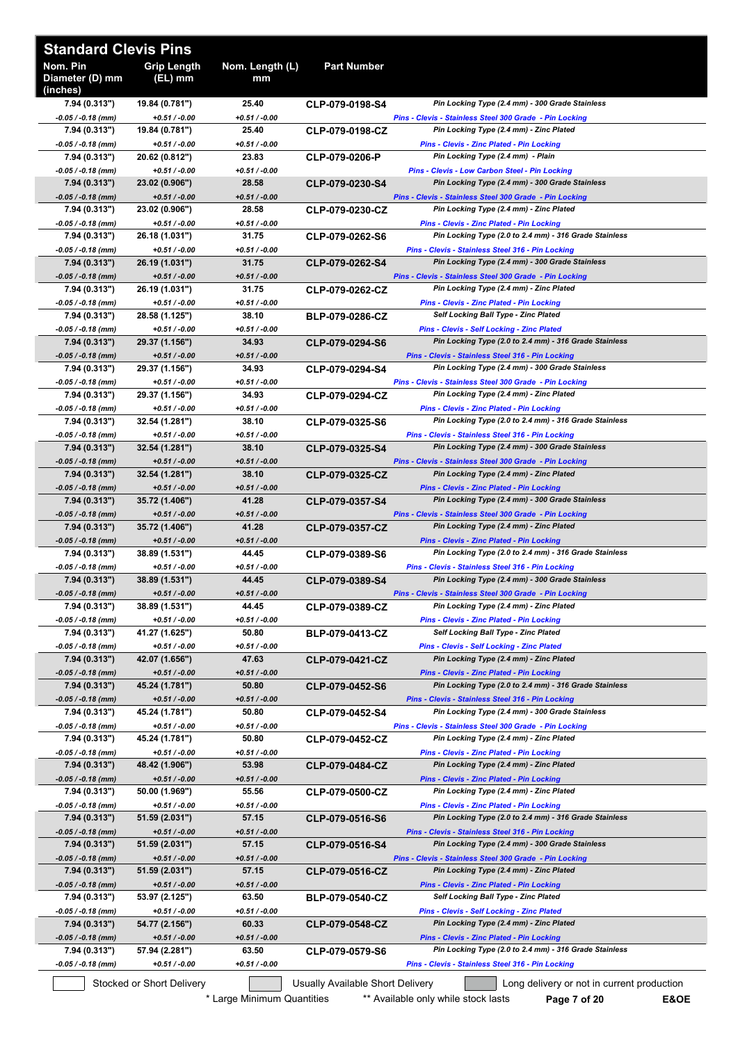# Standard Clevis Pins

| Nom. Pin Diameter (D) mm (inches) | Grip Length (EL) mm | Nom. Length (L) mm | Part Number | |
|---|---|---|---|---|
| 7.94 (0.313") *-0.05 / -0.18 (mm)* | 19.84 (0.781") *+0.51 / -0.00* | 25.40 *+0.51 / -0.00* | CLP-079-0198-S4 | Pin Locking Type (2.4 mm) - 300 Grade Stainless *Pins - Clevis - Stainless Steel 300 Grade - Pin Locking* |
| 7.94 (0.313") *-0.05 / -0.18 (mm)* | 19.84 (0.781") *+0.51 / -0.00* | 25.40 *+0.51 / -0.00* | CLP-079-0198-CZ | Pin Locking Type (2.4 mm) - Zinc Plated *Pins - Clevis - Zinc Plated - Pin Locking* |
| 7.94 (0.313") *-0.05 / -0.18 (mm)* | 20.62 (0.812") *+0.51 / -0.00* | 23.83 *+0.51 / -0.00* | CLP-079-0206-P | Pin Locking Type (2.4 mm) - Plain *Pins - Clevis - Low Carbon Steel - Pin Locking* |
| 7.94 (0.313") *-0.05 / -0.18 (mm)* | 23.02 (0.906") *+0.51 / -0.00* | 28.58 *+0.51 / -0.00* | CLP-079-0230-S4 | Pin Locking Type (2.4 mm) - 300 Grade Stainless *Pins - Clevis - Stainless Steel 300 Grade - Pin Locking* |
| 7.94 (0.313") *-0.05 / -0.18 (mm)* | 23.02 (0.906") *+0.51 / -0.00* | 28.58 *+0.51 / -0.00* | CLP-079-0230-CZ | Pin Locking Type (2.4 mm) - Zinc Plated *Pins - Clevis - Zinc Plated - Pin Locking* |
| 7.94 (0.313") *-0.05 / -0.18 (mm)* | 26.18 (1.031") *+0.51 / -0.00* | 31.75 *+0.51 / -0.00* | CLP-079-0262-S6 | Pin Locking Type (2.0 to 2.4 mm) - 316 Grade Stainless *Pins - Clevis - Stainless Steel 316 - Pin Locking* |
| 7.94 (0.313") *-0.05 / -0.18 (mm)* | 26.19 (1.031") *+0.51 / -0.00* | 31.75 *+0.51 / -0.00* | CLP-079-0262-S4 | Pin Locking Type (2.4 mm) - 300 Grade Stainless *Pins - Clevis - Stainless Steel 300 Grade - Pin Locking* |
| 7.94 (0.313") *-0.05 / -0.18 (mm)* | 26.19 (1.031") *+0.51 / -0.00* | 31.75 *+0.51 / -0.00* | CLP-079-0262-CZ | Pin Locking Type (2.4 mm) - Zinc Plated *Pins - Clevis - Zinc Plated - Pin Locking* |
| 7.94 (0.313") *-0.05 / -0.18 (mm)* | 28.58 (1.125") *+0.51 / -0.00* | 38.10 *+0.51 / -0.00* | BLP-079-0286-CZ | Self Locking Ball Type - Zinc Plated *Pins - Clevis - Self Locking - Zinc Plated* |
| 7.94 (0.313") *-0.05 / -0.18 (mm)* | 29.37 (1.156") *+0.51 / -0.00* | 34.93 *+0.51 / -0.00* | CLP-079-0294-S6 | Pin Locking Type (2.0 to 2.4 mm) - 316 Grade Stainless *Pins - Clevis - Stainless Steel 316 - Pin Locking* |
| 7.94 (0.313") *-0.05 / -0.18 (mm)* | 29.37 (1.156") *+0.51 / -0.00* | 34.93 *+0.51 / -0.00* | CLP-079-0294-S4 | Pin Locking Type (2.4 mm) - 300 Grade Stainless *Pins - Clevis - Stainless Steel 300 Grade - Pin Locking* |
| 7.94 (0.313") *-0.05 / -0.18 (mm)* | 29.37 (1.156") *+0.51 / -0.00* | 34.93 *+0.51 / -0.00* | CLP-079-0294-CZ | Pin Locking Type (2.4 mm) - Zinc Plated *Pins - Clevis - Zinc Plated - Pin Locking* |
| 7.94 (0.313") *-0.05 / -0.18 (mm)* | 32.54 (1.281") *+0.51 / -0.00* | 38.10 *+0.51 / -0.00* | CLP-079-0325-S6 | Pin Locking Type (2.0 to 2.4 mm) - 316 Grade Stainless *Pins - Clevis - Stainless Steel 316 - Pin Locking* |
| 7.94 (0.313") *-0.05 / -0.18 (mm)* | 32.54 (1.281") *+0.51 / -0.00* | 38.10 *+0.51 / -0.00* | CLP-079-0325-S4 | Pin Locking Type (2.4 mm) - 300 Grade Stainless *Pins - Clevis - Stainless Steel 300 Grade - Pin Locking* |
| 7.94 (0.313") *-0.05 / -0.18 (mm)* | 32.54 (1.281") *+0.51 / -0.00* | 38.10 *+0.51 / -0.00* | CLP-079-0325-CZ | Pin Locking Type (2.4 mm) - Zinc Plated *Pins - Clevis - Zinc Plated - Pin Locking* |
| 7.94 (0.313") *-0.05 / -0.18 (mm)* | 35.72 (1.406") *+0.51 / -0.00* | 41.28 *+0.51 / -0.00* | CLP-079-0357-S4 | Pin Locking Type (2.4 mm) - 300 Grade Stainless *Pins - Clevis - Stainless Steel 300 Grade - Pin Locking* |
| 7.94 (0.313") *-0.05 / -0.18 (mm)* | 35.72 (1.406") *+0.51 / -0.00* | 41.28 *+0.51 / -0.00* | CLP-079-0357-CZ | Pin Locking Type (2.4 mm) - Zinc Plated *Pins - Clevis - Zinc Plated - Pin Locking* |
| 7.94 (0.313") *-0.05 / -0.18 (mm)* | 38.89 (1.531") *+0.51 / -0.00* | 44.45 *+0.51 / -0.00* | CLP-079-0389-S6 | Pin Locking Type (2.0 to 2.4 mm) - 316 Grade Stainless *Pins - Clevis - Stainless Steel 316 - Pin Locking* |
| 7.94 (0.313") *-0.05 / -0.18 (mm)* | 38.89 (1.531") *+0.51 / -0.00* | 44.45 *+0.51 / -0.00* | CLP-079-0389-S4 | Pin Locking Type (2.4 mm) - 300 Grade Stainless *Pins - Clevis - Stainless Steel 300 Grade - Pin Locking* |
| 7.94 (0.313") *-0.05 / -0.18 (mm)* | 38.89 (1.531") *+0.51 / -0.00* | 44.45 *+0.51 / -0.00* | CLP-079-0389-CZ | Pin Locking Type (2.4 mm) - Zinc Plated *Pins - Clevis - Zinc Plated - Pin Locking* |
| 7.94 (0.313") *-0.05 / -0.18 (mm)* | 41.27 (1.625") *+0.51 / -0.00* | 50.80 *+0.51 / -0.00* | BLP-079-0413-CZ | Self Locking Ball Type - Zinc Plated *Pins - Clevis - Self Locking - Zinc Plated* |
| 7.94 (0.313") *-0.05 / -0.18 (mm)* | 42.07 (1.656") *+0.51 / -0.00* | 47.63 *+0.51 / -0.00* | CLP-079-0421-CZ | Pin Locking Type (2.4 mm) - Zinc Plated *Pins - Clevis - Zinc Plated - Pin Locking* |
| 7.94 (0.313") *-0.05 / -0.18 (mm)* | 45.24 (1.781") *+0.51 / -0.00* | 50.80 *+0.51 / -0.00* | CLP-079-0452-S6 | Pin Locking Type (2.0 to 2.4 mm) - 316 Grade Stainless *Pins - Clevis - Stainless Steel 316 - Pin Locking* |
| 7.94 (0.313") *-0.05 / -0.18 (mm)* | 45.24 (1.781") *+0.51 / -0.00* | 50.80 *+0.51 / -0.00* | CLP-079-0452-S4 | Pin Locking Type (2.4 mm) - 300 Grade Stainless *Pins - Clevis - Stainless Steel 300 Grade - Pin Locking* |
| 7.94 (0.313") *-0.05 / -0.18 (mm)* | 45.24 (1.781") *+0.51 / -0.00* | 50.80 *+0.51 / -0.00* | CLP-079-0452-CZ | Pin Locking Type (2.4 mm) - Zinc Plated *Pins - Clevis - Zinc Plated - Pin Locking* |
| 7.94 (0.313") *-0.05 / -0.18 (mm)* | 48.42 (1.906") *+0.51 / -0.00* | 53.98 *+0.51 / -0.00* | CLP-079-0484-CZ | Pin Locking Type (2.4 mm) - Zinc Plated *Pins - Clevis - Zinc Plated - Pin Locking* |
| 7.94 (0.313") *-0.05 / -0.18 (mm)* | 50.00 (1.969") *+0.51 / -0.00* | 55.56 *+0.51 / -0.00* | CLP-079-0500-CZ | Pin Locking Type (2.4 mm) - Zinc Plated *Pins - Clevis - Zinc Plated - Pin Locking* |
| 7.94 (0.313") *-0.05 / -0.18 (mm)* | 51.59 (2.031") *+0.51 / -0.00* | 57.15 *+0.51 / -0.00* | CLP-079-0516-S6 | Pin Locking Type (2.0 to 2.4 mm) - 316 Grade Stainless *Pins - Clevis - Stainless Steel 316 - Pin Locking* |
| 7.94 (0.313") *-0.05 / -0.18 (mm)* | 51.59 (2.031") *+0.51 / -0.00* | 57.15 *+0.51 / -0.00* | CLP-079-0516-S4 | Pin Locking Type (2.4 mm) - 300 Grade Stainless *Pins - Clevis - Stainless Steel 300 Grade - Pin Locking* |
| 7.94 (0.313") *-0.05 / -0.18 (mm)* | 51.59 (2.031") *+0.51 / -0.00* | 57.15 *+0.51 / -0.00* | CLP-079-0516-CZ | Pin Locking Type (2.4 mm) - Zinc Plated *Pins - Clevis - Zinc Plated - Pin Locking* |
| 7.94 (0.313") *-0.05 / -0.18 (mm)* | 53.97 (2.125") *+0.51 / -0.00* | 63.50 *+0.51 / -0.00* | BLP-079-0540-CZ | Self Locking Ball Type - Zinc Plated *Pins - Clevis - Self Locking - Zinc Plated* |
| 7.94 (0.313") *-0.05 / -0.18 (mm)* | 54.77 (2.156") *+0.51 / -0.00* | 60.33 *+0.51 / -0.00* | CLP-079-0548-CZ | Pin Locking Type (2.4 mm) - Zinc Plated *Pins - Clevis - Zinc Plated - Pin Locking* |
| 7.94 (0.313") *-0.05 / -0.18 (mm)* | 57.94 (2.281") *+0.51 / -0.00* | 63.50 *+0.51 / -0.00* | CLP-079-0579-S6 | Pin Locking Type (2.0 to 2.4 mm) - 316 Grade Stainless *Pins - Clevis - Stainless Steel 316 - Pin Locking* |

Stocked or Short Delivery | Usually Available Short Delivery | Long delivery or not in current production

\* Large Minimum Quantities    ** Available only while stock lasts

E&OE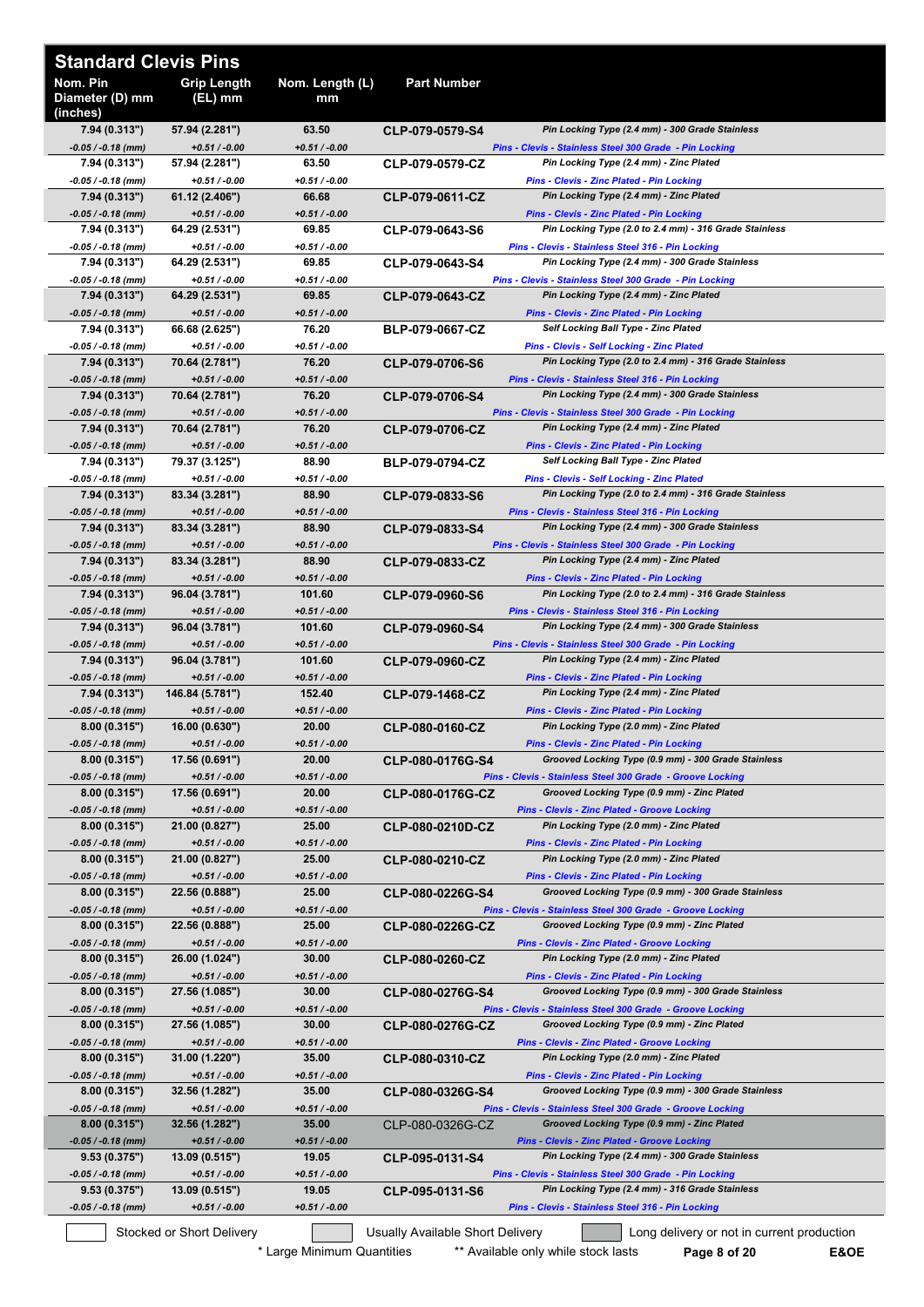## Standard Clevis Pins

| Nom. Pin Diameter (D) mm (inches) | Grip Length (EL) mm | Nom. Length (L) mm | Part Number | |
|---|---|---|---|---|
| 7.94 (0.313")<br>*-0.05 / -0.18 (mm)* | 57.94 (2.281")<br>*+0.51 / -0.00* | 63.50<br>*+0.51 / -0.00* | CLP-079-0579-S4 | *Pin Locking Type (2.4 mm) - 300 Grade Stainless*<br>*Pins - Clevis - Stainless Steel 300 Grade - Pin Locking* |
| 7.94 (0.313")<br>*-0.05 / -0.18 (mm)* | 57.94 (2.281")<br>*+0.51 / -0.00* | 63.50<br>*+0.51 / -0.00* | CLP-079-0579-CZ | *Pin Locking Type (2.4 mm) - Zinc Plated*<br>*Pins - Clevis - Zinc Plated - Pin Locking* |
| 7.94 (0.313")<br>*-0.05 / -0.18 (mm)* | 61.12 (2.406")<br>*+0.51 / -0.00* | 66.68<br>*+0.51 / -0.00* | CLP-079-0611-CZ | *Pin Locking Type (2.4 mm) - Zinc Plated*<br>*Pins - Clevis - Zinc Plated - Pin Locking* |
| 7.94 (0.313")<br>*-0.05 / -0.18 (mm)* | 64.29 (2.531")<br>*+0.51 / -0.00* | 69.85<br>*+0.51 / -0.00* | CLP-079-0643-S6 | *Pin Locking Type (2.0 to 2.4 mm) - 316 Grade Stainless*<br>*Pins - Clevis - Stainless Steel 316 - Pin Locking* |
| 7.94 (0.313")<br>*-0.05 / -0.18 (mm)* | 64.29 (2.531")<br>*+0.51 / -0.00* | 69.85<br>*+0.51 / -0.00* | CLP-079-0643-S4 | *Pin Locking Type (2.4 mm) - 300 Grade Stainless*<br>*Pins - Clevis - Stainless Steel 300 Grade - Pin Locking* |
| 7.94 (0.313")<br>*-0.05 / -0.18 (mm)* | 64.29 (2.531")<br>*+0.51 / -0.00* | 69.85<br>*+0.51 / -0.00* | CLP-079-0643-CZ | *Pin Locking Type (2.4 mm) - Zinc Plated*<br>*Pins - Clevis - Zinc Plated - Pin Locking* |
| 7.94 (0.313")<br>*-0.05 / -0.18 (mm)* | 66.68 (2.625")<br>*+0.51 / -0.00* | 76.20<br>*+0.51 / -0.00* | BLP-079-0667-CZ | *Self Locking Ball Type - Zinc Plated*<br>*Pins - Clevis - Self Locking - Zinc Plated* |
| 7.94 (0.313")<br>*-0.05 / -0.18 (mm)* | 70.64 (2.781")<br>*+0.51 / -0.00* | 76.20<br>*+0.51 / -0.00* | CLP-079-0706-S6 | *Pin Locking Type (2.0 to 2.4 mm) - 316 Grade Stainless*<br>*Pins - Clevis - Stainless Steel 316 - Pin Locking* |
| 7.94 (0.313")<br>*-0.05 / -0.18 (mm)* | 70.64 (2.781")<br>*+0.51 / -0.00* | 76.20<br>*+0.51 / -0.00* | CLP-079-0706-S4 | *Pin Locking Type (2.4 mm) - 300 Grade Stainless*<br>*Pins - Clevis - Stainless Steel 300 Grade - Pin Locking* |
| 7.94 (0.313")<br>*-0.05 / -0.18 (mm)* | 70.64 (2.781")<br>*+0.51 / -0.00* | 76.20<br>*+0.51 / -0.00* | CLP-079-0706-CZ | *Pin Locking Type (2.4 mm) - Zinc Plated*<br>*Pins - Clevis - Zinc Plated - Pin Locking* |
| 7.94 (0.313")<br>*-0.05 / -0.18 (mm)* | 79.37 (3.125")<br>*+0.51 / -0.00* | 88.90<br>*+0.51 / -0.00* | BLP-079-0794-CZ | *Self Locking Ball Type - Zinc Plated*<br>*Pins - Clevis - Self Locking - Zinc Plated* |
| 7.94 (0.313")<br>*-0.05 / -0.18 (mm)* | 83.34 (3.281")<br>*+0.51 / -0.00* | 88.90<br>*+0.51 / -0.00* | CLP-079-0833-S6 | *Pin Locking Type (2.0 to 2.4 mm) - 316 Grade Stainless*<br>*Pins - Clevis - Stainless Steel 316 - Pin Locking* |
| 7.94 (0.313")<br>*-0.05 / -0.18 (mm)* | 83.34 (3.281")<br>*+0.51 / -0.00* | 88.90<br>*+0.51 / -0.00* | CLP-079-0833-S4 | *Pin Locking Type (2.4 mm) - 300 Grade Stainless*<br>*Pins - Clevis - Stainless Steel 300 Grade - Pin Locking* |
| 7.94 (0.313")<br>*-0.05 / -0.18 (mm)* | 83.34 (3.281")<br>*+0.51 / -0.00* | 88.90<br>*+0.51 / -0.00* | CLP-079-0833-CZ | *Pin Locking Type (2.4 mm) - Zinc Plated*<br>*Pins - Clevis - Zinc Plated - Pin Locking* |
| 7.94 (0.313")<br>*-0.05 / -0.18 (mm)* | 96.04 (3.781")<br>*+0.51 / -0.00* | 101.60<br>*+0.51 / -0.00* | CLP-079-0960-S6 | *Pin Locking Type (2.0 to 2.4 mm) - 316 Grade Stainless*<br>*Pins - Clevis - Stainless Steel 316 - Pin Locking* |
| 7.94 (0.313")<br>*-0.05 / -0.18 (mm)* | 96.04 (3.781")<br>*+0.51 / -0.00* | 101.60<br>*+0.51 / -0.00* | CLP-079-0960-S4 | *Pin Locking Type (2.4 mm) - 300 Grade Stainless*<br>*Pins - Clevis - Stainless Steel 300 Grade - Pin Locking* |
| 7.94 (0.313")<br>*-0.05 / -0.18 (mm)* | 96.04 (3.781")<br>*+0.51 / -0.00* | 101.60<br>*+0.51 / -0.00* | CLP-079-0960-CZ | *Pin Locking Type (2.4 mm) - Zinc Plated*<br>*Pins - Clevis - Zinc Plated - Pin Locking* |
| 7.94 (0.313")<br>*-0.05 / -0.18 (mm)* | 146.84 (5.781")<br>*+0.51 / -0.00* | 152.40<br>*+0.51 / -0.00* | CLP-079-1468-CZ | *Pin Locking Type (2.4 mm) - Zinc Plated*<br>*Pins - Clevis - Zinc Plated - Pin Locking* |
| 8.00 (0.315")<br>*-0.05 / -0.18 (mm)* | 16.00 (0.630")<br>*+0.51 / -0.00* | 20.00<br>*+0.51 / -0.00* | CLP-080-0160-CZ | *Pin Locking Type (2.0 mm) - Zinc Plated*<br>*Pins - Clevis - Zinc Plated - Pin Locking* |
| 8.00 (0.315")<br>*-0.05 / -0.18 (mm)* | 17.56 (0.691")<br>*+0.51 / -0.00* | 20.00<br>*+0.51 / -0.00* | CLP-080-0176G-S4 | *Grooved Locking Type (0.9 mm) - 300 Grade Stainless*<br>*Pins - Clevis - Stainless Steel 300 Grade - Groove Locking* |
| 8.00 (0.315")<br>*-0.05 / -0.18 (mm)* | 17.56 (0.691")<br>*+0.51 / -0.00* | 20.00<br>*+0.51 / -0.00* | CLP-080-0176G-CZ | *Grooved Locking Type (0.9 mm) - Zinc Plated*<br>*Pins - Clevis - Zinc Plated - Groove Locking* |
| 8.00 (0.315")<br>*-0.05 / -0.18 (mm)* | 21.00 (0.827")<br>*+0.51 / -0.00* | 25.00<br>*+0.51 / -0.00* | CLP-080-0210D-CZ | *Pin Locking Type (2.0 mm) - Zinc Plated*<br>*Pins - Clevis - Zinc Plated - Pin Locking* |
| 8.00 (0.315")<br>*-0.05 / -0.18 (mm)* | 21.00 (0.827")<br>*+0.51 / -0.00* | 25.00<br>*+0.51 / -0.00* | CLP-080-0210-CZ | *Pin Locking Type (2.0 mm) - Zinc Plated*<br>*Pins - Clevis - Zinc Plated - Pin Locking* |
| 8.00 (0.315")<br>*-0.05 / -0.18 (mm)* | 22.56 (0.888")<br>*+0.51 / -0.00* | 25.00<br>*+0.51 / -0.00* | CLP-080-0226G-S4 | *Grooved Locking Type (0.9 mm) - 300 Grade Stainless*<br>*Pins - Clevis - Stainless Steel 300 Grade - Groove Locking* |
| 8.00 (0.315")<br>*-0.05 / -0.18 (mm)* | 22.56 (0.888")<br>*+0.51 / -0.00* | 25.00<br>*+0.51 / -0.00* | CLP-080-0226G-CZ | *Grooved Locking Type (0.9 mm) - Zinc Plated*<br>*Pins - Clevis - Zinc Plated - Groove Locking* |
| 8.00 (0.315")<br>*-0.05 / -0.18 (mm)* | 26.00 (1.024")<br>*+0.51 / -0.00* | 30.00<br>*+0.51 / -0.00* | CLP-080-0260-CZ | *Pin Locking Type (2.0 mm) - Zinc Plated*<br>*Pins - Clevis - Zinc Plated - Pin Locking* |
| 8.00 (0.315")<br>*-0.05 / -0.18 (mm)* | 27.56 (1.085")<br>*+0.51 / -0.00* | 30.00<br>*+0.51 / -0.00* | CLP-080-0276G-S4 | *Grooved Locking Type (0.9 mm) - 300 Grade Stainless*<br>*Pins - Clevis - Stainless Steel 300 Grade - Groove Locking* |
| 8.00 (0.315")<br>*-0.05 / -0.18 (mm)* | 27.56 (1.085")<br>*+0.51 / -0.00* | 30.00<br>*+0.51 / -0.00* | CLP-080-0276G-CZ | *Grooved Locking Type (0.9 mm) - Zinc Plated*<br>*Pins - Clevis - Zinc Plated - Groove Locking* |
| 8.00 (0.315")<br>*-0.05 / -0.18 (mm)* | 31.00 (1.220")<br>*+0.51 / -0.00* | 35.00<br>*+0.51 / -0.00* | CLP-080-0310-CZ | *Pin Locking Type (2.0 mm) - Zinc Plated*<br>*Pins - Clevis - Zinc Plated - Pin Locking* |
| 8.00 (0.315")<br>*-0.05 / -0.18 (mm)* | 32.56 (1.282")<br>*+0.51 / -0.00* | 35.00<br>*+0.51 / -0.00* | CLP-080-0326G-S4 | *Grooved Locking Type (0.9 mm) - 300 Grade Stainless*<br>*Pins - Clevis - Stainless Steel 300 Grade - Groove Locking* |
| 8.00 (0.315")<br>*-0.05 / -0.18 (mm)* | 32.56 (1.282")<br>*+0.51 / -0.00* | 35.00<br>*+0.51 / -0.00* | CLP-080-0326G-CZ | *Grooved Locking Type (0.9 mm) - Zinc Plated*<br>*Pins - Clevis - Zinc Plated - Groove Locking* |
| 9.53 (0.375")<br>*-0.05 / -0.18 (mm)* | 13.09 (0.515")<br>*+0.51 / -0.00* | 19.05<br>*+0.51 / -0.00* | CLP-095-0131-S4 | *Pin Locking Type (2.4 mm) - 300 Grade Stainless*<br>*Pins - Clevis - Stainless Steel 300 Grade - Pin Locking* |
| 9.53 (0.375")<br>*-0.05 / -0.18 (mm)* | 13.09 (0.515")<br>*+0.51 / -0.00* | 19.05<br>*+0.51 / -0.00* | CLP-095-0131-S6 | *Pin Locking Type (2.4 mm) - 316 Grade Stainless*<br>*Pins - Clevis - Stainless Steel 316 - Pin Locking* |

Stocked or Short Delivery | Usually Available Short Delivery | Long delivery or not in current production

\* Large Minimum Quantities    ** Available only while stock lasts

E&OE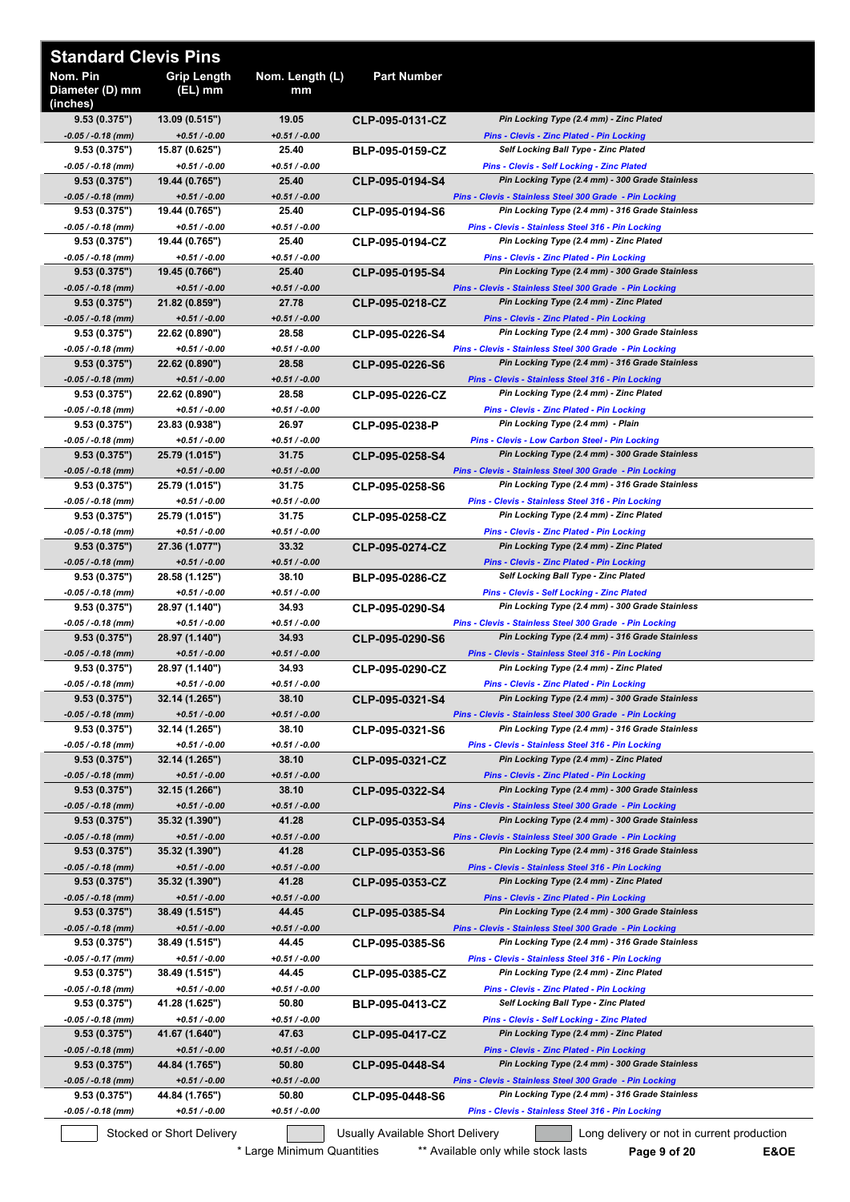# Standard Clevis Pins

| Nom. Pin Diameter (D) mm (inches) | Grip Length (EL) mm | Nom. Length (L) mm | Part Number | |
|---|---|---|---|---|
| 9.53 (0.375")<br>*-0.05 / -0.18 (mm)* | 13.09 (0.515")<br>*+0.51 / -0.00* | 19.05<br>*+0.51 / -0.00* | CLP-095-0131-CZ | *Pin Locking Type (2.4 mm) - Zinc Plated*<br>*Pins - Clevis - Zinc Plated - Pin Locking* |
| 9.53 (0.375")<br>*-0.05 / -0.18 (mm)* | 15.87 (0.625")<br>*+0.51 / -0.00* | 25.40<br>*+0.51 / -0.00* | BLP-095-0159-CZ | *Self Locking Ball Type - Zinc Plated*<br>*Pins - Clevis - Self Locking - Zinc Plated* |
| 9.53 (0.375")<br>*-0.05 / -0.18 (mm)* | 19.44 (0.765")<br>*+0.51 / -0.00* | 25.40<br>*+0.51 / -0.00* | CLP-095-0194-S4 | *Pin Locking Type (2.4 mm) - 300 Grade Stainless*<br>*Pins - Clevis - Stainless Steel 300 Grade - Pin Locking* |
| 9.53 (0.375")<br>*-0.05 / -0.18 (mm)* | 19.44 (0.765")<br>*+0.51 / -0.00* | 25.40<br>*+0.51 / -0.00* | CLP-095-0194-S6 | *Pin Locking Type (2.4 mm) - 316 Grade Stainless*<br>*Pins - Clevis - Stainless Steel 316 - Pin Locking* |
| 9.53 (0.375")<br>*-0.05 / -0.18 (mm)* | 19.44 (0.765")<br>*+0.51 / -0.00* | 25.40<br>*+0.51 / -0.00* | CLP-095-0194-CZ | *Pin Locking Type (2.4 mm) - Zinc Plated*<br>*Pins - Clevis - Zinc Plated - Pin Locking* |
| 9.53 (0.375")<br>*-0.05 / -0.18 (mm)* | 19.45 (0.766")<br>*+0.51 / -0.00* | 25.40<br>*+0.51 / -0.00* | CLP-095-0195-S4 | *Pin Locking Type (2.4 mm) - 300 Grade Stainless*<br>*Pins - Clevis - Stainless Steel 300 Grade - Pin Locking* |
| 9.53 (0.375")<br>*-0.05 / -0.18 (mm)* | 21.82 (0.859")<br>*+0.51 / -0.00* | 27.78<br>*+0.51 / -0.00* | CLP-095-0218-CZ | *Pin Locking Type (2.4 mm) - Zinc Plated*<br>*Pins - Clevis - Zinc Plated - Pin Locking* |
| 9.53 (0.375")<br>*-0.05 / -0.18 (mm)* | 22.62 (0.890")<br>*+0.51 / -0.00* | 28.58<br>*+0.51 / -0.00* | CLP-095-0226-S4 | *Pin Locking Type (2.4 mm) - 300 Grade Stainless*<br>*Pins - Clevis - Stainless Steel 300 Grade - Pin Locking* |
| 9.53 (0.375")<br>*-0.05 / -0.18 (mm)* | 22.62 (0.890")<br>*+0.51 / -0.00* | 28.58<br>*+0.51 / -0.00* | CLP-095-0226-S6 | *Pin Locking Type (2.4 mm) - 316 Grade Stainless*<br>*Pins - Clevis - Stainless Steel 316 - Pin Locking* |
| 9.53 (0.375")<br>*-0.05 / -0.18 (mm)* | 22.62 (0.890")<br>*+0.51 / -0.00* | 28.58<br>*+0.51 / -0.00* | CLP-095-0226-CZ | *Pin Locking Type (2.4 mm) - Zinc Plated*<br>*Pins - Clevis - Zinc Plated - Pin Locking* |
| 9.53 (0.375")<br>*-0.05 / -0.18 (mm)* | 23.83 (0.938")<br>*+0.51 / -0.00* | 26.97<br>*+0.51 / -0.00* | CLP-095-0238-P | *Pin Locking Type (2.4 mm) - Plain*<br>*Pins - Clevis - Low Carbon Steel - Pin Locking* |
| 9.53 (0.375")<br>*-0.05 / -0.18 (mm)* | 25.79 (1.015")<br>*+0.51 / -0.00* | 31.75<br>*+0.51 / -0.00* | CLP-095-0258-S4 | *Pin Locking Type (2.4 mm) - 300 Grade Stainless*<br>*Pins - Clevis - Stainless Steel 300 Grade - Pin Locking* |
| 9.53 (0.375")<br>*-0.05 / -0.18 (mm)* | 25.79 (1.015")<br>*+0.51 / -0.00* | 31.75<br>*+0.51 / -0.00* | CLP-095-0258-S6 | *Pin Locking Type (2.4 mm) - 316 Grade Stainless*<br>*Pins - Clevis - Stainless Steel 316 - Pin Locking* |
| 9.53 (0.375")<br>*-0.05 / -0.18 (mm)* | 25.79 (1.015")<br>*+0.51 / -0.00* | 31.75<br>*+0.51 / -0.00* | CLP-095-0258-CZ | *Pin Locking Type (2.4 mm) - Zinc Plated*<br>*Pins - Clevis - Zinc Plated - Pin Locking* |
| 9.53 (0.375")<br>*-0.05 / -0.18 (mm)* | 27.36 (1.077")<br>*+0.51 / -0.00* | 33.32<br>*+0.51 / -0.00* | CLP-095-0274-CZ | *Pin Locking Type (2.4 mm) - Zinc Plated*<br>*Pins - Clevis - Zinc Plated - Pin Locking* |
| 9.53 (0.375")<br>*-0.05 / -0.18 (mm)* | 28.58 (1.125")<br>*+0.51 / -0.00* | 38.10<br>*+0.51 / -0.00* | BLP-095-0286-CZ | *Self Locking Ball Type - Zinc Plated*<br>*Pins - Clevis - Self Locking - Zinc Plated* |
| 9.53 (0.375")<br>*-0.05 / -0.18 (mm)* | 28.97 (1.140")<br>*+0.51 / -0.00* | 34.93<br>*+0.51 / -0.00* | CLP-095-0290-S4 | *Pin Locking Type (2.4 mm) - 300 Grade Stainless*<br>*Pins - Clevis - Stainless Steel 300 Grade - Pin Locking* |
| 9.53 (0.375")<br>*-0.05 / -0.18 (mm)* | 28.97 (1.140")<br>*+0.51 / -0.00* | 34.93<br>*+0.51 / -0.00* | CLP-095-0290-S6 | *Pin Locking Type (2.4 mm) - 316 Grade Stainless*<br>*Pins - Clevis - Stainless Steel 316 - Pin Locking* |
| 9.53 (0.375")<br>*-0.05 / -0.18 (mm)* | 28.97 (1.140")<br>*+0.51 / -0.00* | 34.93<br>*+0.51 / -0.00* | CLP-095-0290-CZ | *Pin Locking Type (2.4 mm) - Zinc Plated*<br>*Pins - Clevis - Zinc Plated - Pin Locking* |
| 9.53 (0.375")<br>*-0.05 / -0.18 (mm)* | 32.14 (1.265")<br>*+0.51 / -0.00* | 38.10<br>*+0.51 / -0.00* | CLP-095-0321-S4 | *Pin Locking Type (2.4 mm) - 300 Grade Stainless*<br>*Pins - Clevis - Stainless Steel 300 Grade - Pin Locking* |
| 9.53 (0.375")<br>*-0.05 / -0.18 (mm)* | 32.14 (1.265")<br>*+0.51 / -0.00* | 38.10<br>*+0.51 / -0.00* | CLP-095-0321-S6 | *Pin Locking Type (2.4 mm) - 316 Grade Stainless*<br>*Pins - Clevis - Stainless Steel 316 - Pin Locking* |
| 9.53 (0.375")<br>*-0.05 / -0.18 (mm)* | 32.14 (1.265")<br>*+0.51 / -0.00* | 38.10<br>*+0.51 / -0.00* | CLP-095-0321-CZ | *Pin Locking Type (2.4 mm) - Zinc Plated*<br>*Pins - Clevis - Zinc Plated - Pin Locking* |
| 9.53 (0.375")<br>*-0.05 / -0.18 (mm)* | 32.15 (1.266")<br>*+0.51 / -0.00* | 38.10<br>*+0.51 / -0.00* | CLP-095-0322-S4 | *Pin Locking Type (2.4 mm) - 300 Grade Stainless*<br>*Pins - Clevis - Stainless Steel 300 Grade - Pin Locking* |
| 9.53 (0.375")<br>*-0.05 / -0.18 (mm)* | 35.32 (1.390")<br>*+0.51 / -0.00* | 41.28<br>*+0.51 / -0.00* | CLP-095-0353-S4 | *Pin Locking Type (2.4 mm) - 300 Grade Stainless*<br>*Pins - Clevis - Stainless Steel 300 Grade - Pin Locking* |
| 9.53 (0.375")<br>*-0.05 / -0.18 (mm)* | 35.32 (1.390")<br>*+0.51 / -0.00* | 41.28<br>*+0.51 / -0.00* | CLP-095-0353-S6 | *Pin Locking Type (2.4 mm) - 316 Grade Stainless*<br>*Pins - Clevis - Stainless Steel 316 - Pin Locking* |
| 9.53 (0.375")<br>*-0.05 / -0.18 (mm)* | 35.32 (1.390")<br>*+0.51 / -0.00* | 41.28<br>*+0.51 / -0.00* | CLP-095-0353-CZ | *Pin Locking Type (2.4 mm) - Zinc Plated*<br>*Pins - Clevis - Zinc Plated - Pin Locking* |
| 9.53 (0.375")<br>*-0.05 / -0.18 (mm)* | 38.49 (1.515")<br>*+0.51 / -0.00* | 44.45<br>*+0.51 / -0.00* | CLP-095-0385-S4 | *Pin Locking Type (2.4 mm) - 300 Grade Stainless*<br>*Pins - Clevis - Stainless Steel 300 Grade - Pin Locking* |
| 9.53 (0.375")<br>*-0.05 / -0.17 (mm)* | 38.49 (1.515")<br>*+0.51 / -0.00* | 44.45<br>*+0.51 / -0.00* | CLP-095-0385-S6 | *Pin Locking Type (2.4 mm) - 316 Grade Stainless*<br>*Pins - Clevis - Stainless Steel 316 - Pin Locking* |
| 9.53 (0.375")<br>*-0.05 / -0.18 (mm)* | 38.49 (1.515")<br>*+0.51 / -0.00* | 44.45<br>*+0.51 / -0.00* | CLP-095-0385-CZ | *Pin Locking Type (2.4 mm) - Zinc Plated*<br>*Pins - Clevis - Zinc Plated - Pin Locking* |
| 9.53 (0.375")<br>*-0.05 / -0.18 (mm)* | 41.28 (1.625")<br>*+0.51 / -0.00* | 50.80<br>*+0.51 / -0.00* | BLP-095-0413-CZ | *Self Locking Ball Type - Zinc Plated*<br>*Pins - Clevis - Self Locking - Zinc Plated* |
| 9.53 (0.375")<br>*-0.05 / -0.18 (mm)* | 41.67 (1.640")<br>*+0.51 / -0.00* | 47.63<br>*+0.51 / -0.00* | CLP-095-0417-CZ | *Pin Locking Type (2.4 mm) - Zinc Plated*<br>*Pins - Clevis - Zinc Plated - Pin Locking* |
| 9.53 (0.375")<br>*-0.05 / -0.18 (mm)* | 44.84 (1.765")<br>*+0.51 / -0.00* | 50.80<br>*+0.51 / -0.00* | CLP-095-0448-S4 | *Pin Locking Type (2.4 mm) - 300 Grade Stainless*<br>*Pins - Clevis - Stainless Steel 300 Grade - Pin Locking* |
| 9.53 (0.375")<br>*-0.05 / -0.18 (mm)* | 44.84 (1.765")<br>*+0.51 / -0.00* | 50.80<br>*+0.51 / -0.00* | CLP-095-0448-S6 | *Pin Locking Type (2.4 mm) - 316 Grade Stainless*<br>*Pins - Clevis - Stainless Steel 316 - Pin Locking* |

Stocked or Short Delivery | Usually Available Short Delivery | Long delivery or not in current production

\* Large Minimum Quantities    ** Available only while stock lasts

E&OE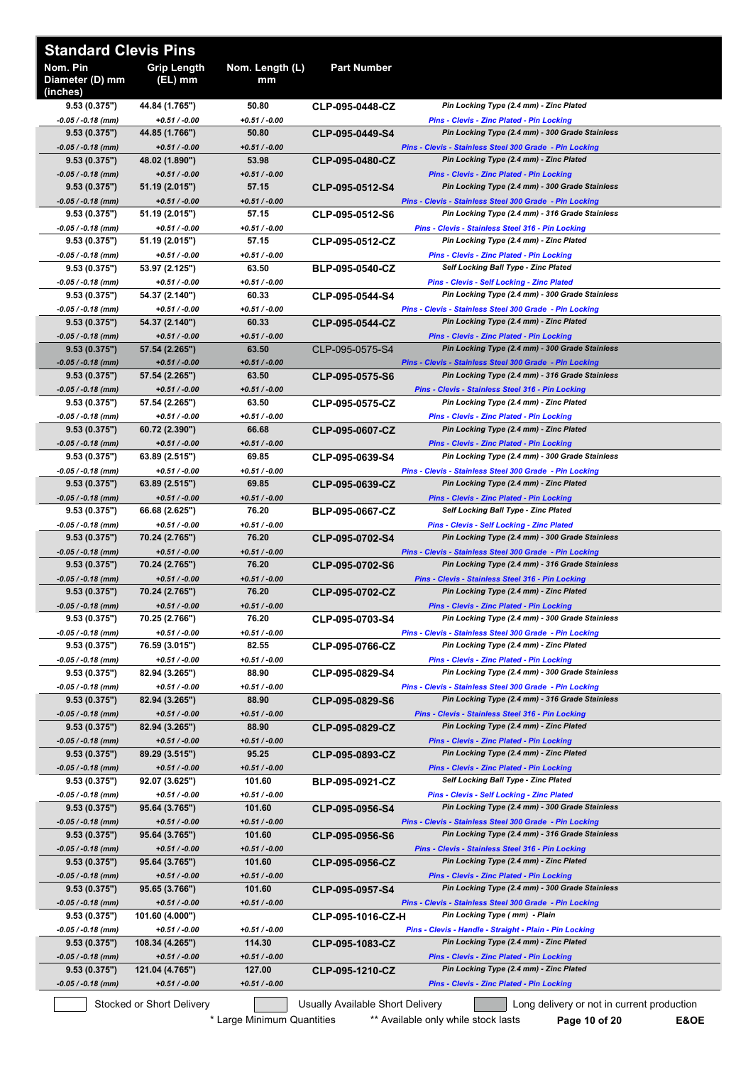# Standard Clevis Pins

| Nom. Pin Diameter (D) mm (inches) | Grip Length (EL) mm | Nom. Length (L) mm | Part Number | |
|---|---|---|---|---|
| 9.53 (0.375") | 44.84 (1.765") | 50.80 | CLP-095-0448-CZ | Pin Locking Type (2.4 mm) - Zinc Plated |
| *-0.05 / -0.18 (mm)* | *+0.51 / -0.00* | *+0.51 / -0.00* | | *Pins - Clevis - Zinc Plated - Pin Locking* |
| 9.53 (0.375") | 44.85 (1.766") | 50.80 | CLP-095-0449-S4 | Pin Locking Type (2.4 mm) - 300 Grade Stainless |
| *-0.05 / -0.18 (mm)* | *+0.51 / -0.00* | *+0.51 / -0.00* | | *Pins - Clevis - Stainless Steel 300 Grade - Pin Locking* |
| 9.53 (0.375") | 48.02 (1.890") | 53.98 | CLP-095-0480-CZ | Pin Locking Type (2.4 mm) - Zinc Plated |
| *-0.05 / -0.18 (mm)* | *+0.51 / -0.00* | *+0.51 / -0.00* | | *Pins - Clevis - Zinc Plated - Pin Locking* |
| 9.53 (0.375") | 51.19 (2.015") | 57.15 | CLP-095-0512-S4 | Pin Locking Type (2.4 mm) - 300 Grade Stainless |
| *-0.05 / -0.18 (mm)* | *+0.51 / -0.00* | *+0.51 / -0.00* | | *Pins - Clevis - Stainless Steel 300 Grade - Pin Locking* |
| 9.53 (0.375") | 51.19 (2.015") | 57.15 | CLP-095-0512-S6 | Pin Locking Type (2.4 mm) - 316 Grade Stainless |
| *-0.05 / -0.18 (mm)* | *+0.51 / -0.00* | *+0.51 / -0.00* | | *Pins - Clevis - Stainless Steel 316 - Pin Locking* |
| 9.53 (0.375") | 51.19 (2.015") | 57.15 | CLP-095-0512-CZ | Pin Locking Type (2.4 mm) - Zinc Plated |
| *-0.05 / -0.18 (mm)* | *+0.51 / -0.00* | *+0.51 / -0.00* | | *Pins - Clevis - Zinc Plated - Pin Locking* |
| 9.53 (0.375") | 53.97 (2.125") | 63.50 | BLP-095-0540-CZ | Self Locking Ball Type - Zinc Plated |
| *-0.05 / -0.18 (mm)* | *+0.51 / -0.00* | *+0.51 / -0.00* | | *Pins - Clevis - Self Locking - Zinc Plated* |
| 9.53 (0.375") | 54.37 (2.140") | 60.33 | CLP-095-0544-S4 | Pin Locking Type (2.4 mm) - 300 Grade Stainless |
| *-0.05 / -0.18 (mm)* | *+0.51 / -0.00* | *+0.51 / -0.00* | | *Pins - Clevis - Stainless Steel 300 Grade - Pin Locking* |
| 9.53 (0.375") | 54.37 (2.140") | 60.33 | CLP-095-0544-CZ | Pin Locking Type (2.4 mm) - Zinc Plated |
| *-0.05 / -0.18 (mm)* | *+0.51 / -0.00* | *+0.51 / -0.00* | | *Pins - Clevis - Zinc Plated - Pin Locking* |
| 9.53 (0.375") | 57.54 (2.265") | 63.50 | CLP-095-0575-S4 | Pin Locking Type (2.4 mm) - 300 Grade Stainless |
| *-0.05 / -0.18 (mm)* | *+0.51 / -0.00* | *+0.51 / -0.00* | | *Pins - Clevis - Stainless Steel 300 Grade - Pin Locking* |
| 9.53 (0.375") | 57.54 (2.265") | 63.50 | CLP-095-0575-S6 | Pin Locking Type (2.4 mm) - 316 Grade Stainless |
| *-0.05 / -0.18 (mm)* | *+0.51 / -0.00* | *+0.51 / -0.00* | | *Pins - Clevis - Stainless Steel 316 - Pin Locking* |
| 9.53 (0.375") | 57.54 (2.265") | 63.50 | CLP-095-0575-CZ | Pin Locking Type (2.4 mm) - Zinc Plated |
| *-0.05 / -0.18 (mm)* | *+0.51 / -0.00* | *+0.51 / -0.00* | | *Pins - Clevis - Zinc Plated - Pin Locking* |
| 9.53 (0.375") | 60.72 (2.390") | 66.68 | CLP-095-0607-CZ | Pin Locking Type (2.4 mm) - Zinc Plated |
| *-0.05 / -0.18 (mm)* | *+0.51 / -0.00* | *+0.51 / -0.00* | | *Pins - Clevis - Zinc Plated - Pin Locking* |
| 9.53 (0.375") | 63.89 (2.515") | 69.85 | CLP-095-0639-S4 | Pin Locking Type (2.4 mm) - 300 Grade Stainless |
| *-0.05 / -0.18 (mm)* | *+0.51 / -0.00* | *+0.51 / -0.00* | | *Pins - Clevis - Stainless Steel 300 Grade - Pin Locking* |
| 9.53 (0.375") | 63.89 (2.515") | 69.85 | CLP-095-0639-CZ | Pin Locking Type (2.4 mm) - Zinc Plated |
| *-0.05 / -0.18 (mm)* | *+0.51 / -0.00* | *+0.51 / -0.00* | | *Pins - Clevis - Zinc Plated - Pin Locking* |
| 9.53 (0.375") | 66.68 (2.625") | 76.20 | BLP-095-0667-CZ | Self Locking Ball Type - Zinc Plated |
| *-0.05 / -0.18 (mm)* | *+0.51 / -0.00* | *+0.51 / -0.00* | | *Pins - Clevis - Self Locking - Zinc Plated* |
| 9.53 (0.375") | 70.24 (2.765") | 76.20 | CLP-095-0702-S4 | Pin Locking Type (2.4 mm) - 300 Grade Stainless |
| *-0.05 / -0.18 (mm)* | *+0.51 / -0.00* | *+0.51 / -0.00* | | *Pins - Clevis - Stainless Steel 300 Grade - Pin Locking* |
| 9.53 (0.375") | 70.24 (2.765") | 76.20 | CLP-095-0702-S6 | Pin Locking Type (2.4 mm) - 316 Grade Stainless |
| *-0.05 / -0.18 (mm)* | *+0.51 / -0.00* | *+0.51 / -0.00* | | *Pins - Clevis - Stainless Steel 316 - Pin Locking* |
| 9.53 (0.375") | 70.24 (2.765") | 76.20 | CLP-095-0702-CZ | Pin Locking Type (2.4 mm) - Zinc Plated |
| *-0.05 / -0.18 (mm)* | *+0.51 / -0.00* | *+0.51 / -0.00* | | *Pins - Clevis - Zinc Plated - Pin Locking* |
| 9.53 (0.375") | 70.25 (2.766") | 76.20 | CLP-095-0703-S4 | Pin Locking Type (2.4 mm) - 300 Grade Stainless |
| *-0.05 / -0.18 (mm)* | *+0.51 / -0.00* | *+0.51 / -0.00* | | *Pins - Clevis - Stainless Steel 300 Grade - Pin Locking* |
| 9.53 (0.375") | 76.59 (3.015") | 82.55 | CLP-095-0766-CZ | Pin Locking Type (2.4 mm) - Zinc Plated |
| *-0.05 / -0.18 (mm)* | *+0.51 / -0.00* | *+0.51 / -0.00* | | *Pins - Clevis - Zinc Plated - Pin Locking* |
| 9.53 (0.375") | 82.94 (3.265") | 88.90 | CLP-095-0829-S4 | Pin Locking Type (2.4 mm) - 300 Grade Stainless |
| *-0.05 / -0.18 (mm)* | *+0.51 / -0.00* | *+0.51 / -0.00* | | *Pins - Clevis - Stainless Steel 300 Grade - Pin Locking* |
| 9.53 (0.375") | 82.94 (3.265") | 88.90 | CLP-095-0829-S6 | Pin Locking Type (2.4 mm) - 316 Grade Stainless |
| *-0.05 / -0.18 (mm)* | *+0.51 / -0.00* | *+0.51 / -0.00* | | *Pins - Clevis - Stainless Steel 316 - Pin Locking* |
| 9.53 (0.375") | 82.94 (3.265") | 88.90 | CLP-095-0829-CZ | Pin Locking Type (2.4 mm) - Zinc Plated |
| *-0.05 / -0.18 (mm)* | *+0.51 / -0.00* | *+0.51 / -0.00* | | *Pins - Clevis - Zinc Plated - Pin Locking* |
| 9.53 (0.375") | 89.29 (3.515") | 95.25 | CLP-095-0893-CZ | Pin Locking Type (2.4 mm) - Zinc Plated |
| *-0.05 / -0.18 (mm)* | *+0.51 / -0.00* | *+0.51 / -0.00* | | *Pins - Clevis - Zinc Plated - Pin Locking* |
| 9.53 (0.375") | 92.07 (3.625") | 101.60 | BLP-095-0921-CZ | Self Locking Ball Type - Zinc Plated |
| *-0.05 / -0.18 (mm)* | *+0.51 / -0.00* | *+0.51 / -0.00* | | *Pins - Clevis - Self Locking - Zinc Plated* |
| 9.53 (0.375") | 95.64 (3.765") | 101.60 | CLP-095-0956-S4 | Pin Locking Type (2.4 mm) - 300 Grade Stainless |
| *-0.05 / -0.18 (mm)* | *+0.51 / -0.00* | *+0.51 / -0.00* | | *Pins - Clevis - Stainless Steel 300 Grade - Pin Locking* |
| 9.53 (0.375") | 95.64 (3.765") | 101.60 | CLP-095-0956-S6 | Pin Locking Type (2.4 mm) - 316 Grade Stainless |
| *-0.05 / -0.18 (mm)* | *+0.51 / -0.00* | *+0.51 / -0.00* | | *Pins - Clevis - Stainless Steel 316 - Pin Locking* |
| 9.53 (0.375") | 95.64 (3.765") | 101.60 | CLP-095-0956-CZ | Pin Locking Type (2.4 mm) - Zinc Plated |
| *-0.05 / -0.18 (mm)* | *+0.51 / -0.00* | *+0.51 / -0.00* | | *Pins - Clevis - Zinc Plated - Pin Locking* |
| 9.53 (0.375") | 95.65 (3.766") | 101.60 | CLP-095-0957-S4 | Pin Locking Type (2.4 mm) - 300 Grade Stainless |
| *-0.05 / -0.18 (mm)* | *+0.51 / -0.00* | *+0.51 / -0.00* | | *Pins - Clevis - Stainless Steel 300 Grade - Pin Locking* |
| 9.53 (0.375") | 101.60 (4.000") | | CLP-095-1016-CZ-H | Pin Locking Type ( mm) - Plain |
| *-0.05 / -0.18 (mm)* | *+0.51 / -0.00* | *+0.51 / -0.00* | | *Pins - Clevis - Handle - Straight - Plain - Pin Locking* |
| 9.53 (0.375") | 108.34 (4.265") | 114.30 | CLP-095-1083-CZ | Pin Locking Type (2.4 mm) - Zinc Plated |
| *-0.05 / -0.18 (mm)* | *+0.51 / -0.00* | *+0.51 / -0.00* | | *Pins - Clevis - Zinc Plated - Pin Locking* |
| 9.53 (0.375") | 121.04 (4.765") | 127.00 | CLP-095-1210-CZ | Pin Locking Type (2.4 mm) - Zinc Plated |
| *-0.05 / -0.18 (mm)* | *+0.51 / -0.00* | *+0.51 / -0.00* | | *Pins - Clevis - Zinc Plated - Pin Locking* |

Stocked or Short Delivery | Usually Available Short Delivery | Long delivery or not in current production

\* Large Minimum Quantities    ** Available only while stock lasts

E&OE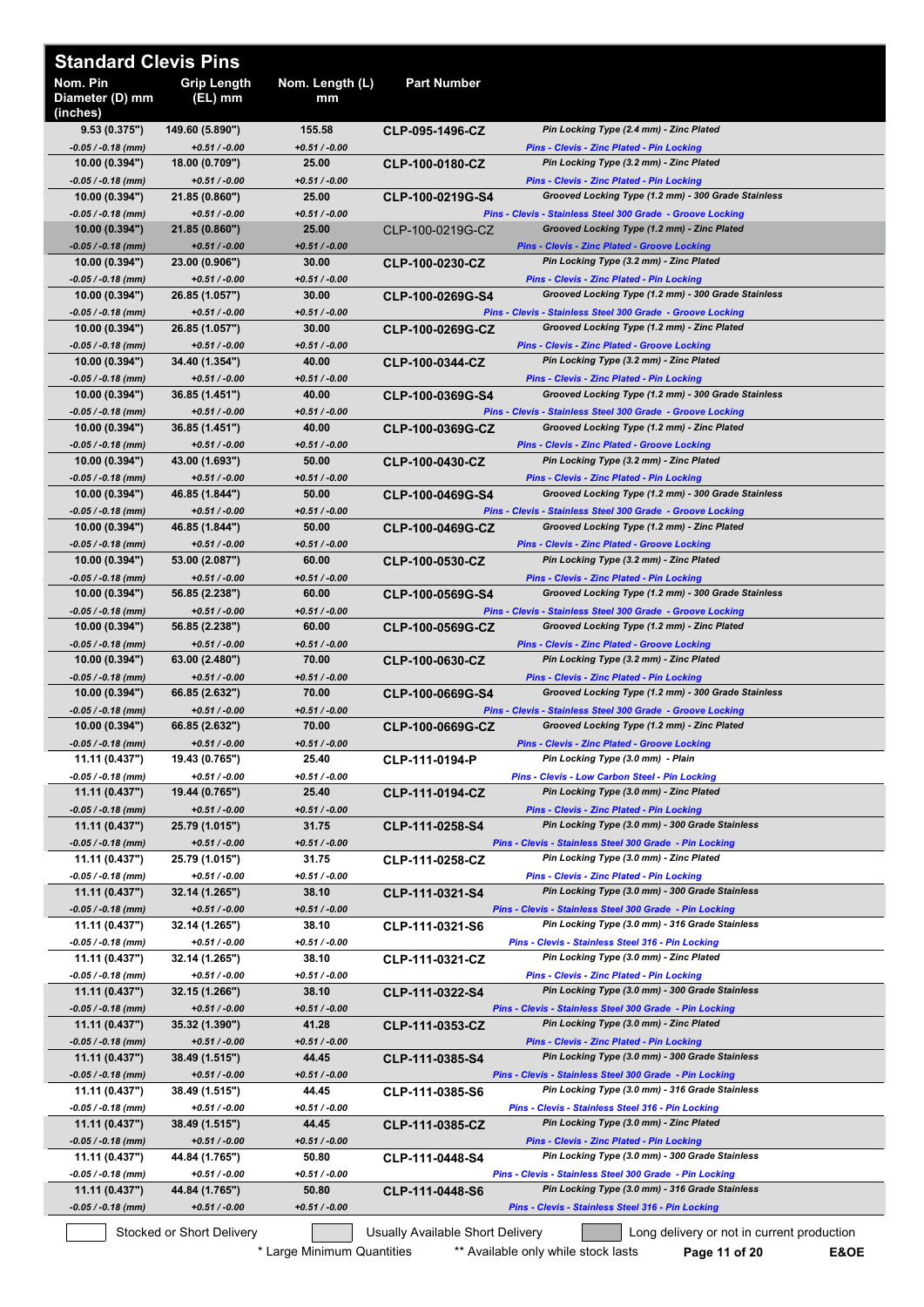# Standard Clevis Pins

| Nom. Pin Diameter (D) mm (inches) | Grip Length (EL) mm | Nom. Length (L) mm | Part Number | |
|---|---|---|---|---|
| 9.53 (0.375") -0.05 / -0.18 (mm) | 149.60 (5.890") +0.51 / -0.00 | 155.58 +0.51 / -0.00 | CLP-095-1496-CZ | Pin Locking Type (2.4 mm) - Zinc Plated<br>Pins - Clevis - Zinc Plated - Pin Locking |
| 10.00 (0.394") -0.05 / -0.18 (mm) | 18.00 (0.709") +0.51 / -0.00 | 25.00 +0.51 / -0.00 | CLP-100-0180-CZ | Pin Locking Type (3.2 mm) - Zinc Plated<br>Pins - Clevis - Zinc Plated - Pin Locking |
| 10.00 (0.394") -0.05 / -0.18 (mm) | 21.85 (0.860") +0.51 / -0.00 | 25.00 +0.51 / -0.00 | CLP-100-0219G-S4 | Grooved Locking Type (1.2 mm) - 300 Grade Stainless<br>Pins - Clevis - Stainless Steel 300 Grade - Groove Locking |
| 10.00 (0.394") -0.05 / -0.18 (mm) | 21.85 (0.860") +0.51 / -0.00 | 25.00 +0.51 / -0.00 | CLP-100-0219G-CZ | Grooved Locking Type (1.2 mm) - Zinc Plated<br>Pins - Clevis - Zinc Plated - Groove Locking |
| 10.00 (0.394") -0.05 / -0.18 (mm) | 23.00 (0.906") +0.51 / -0.00 | 30.00 +0.51 / -0.00 | CLP-100-0230-CZ | Pin Locking Type (3.2 mm) - Zinc Plated<br>Pins - Clevis - Zinc Plated - Pin Locking |
| 10.00 (0.394") -0.05 / -0.18 (mm) | 26.85 (1.057") +0.51 / -0.00 | 30.00 +0.51 / -0.00 | CLP-100-0269G-S4 | Grooved Locking Type (1.2 mm) - 300 Grade Stainless<br>Pins - Clevis - Stainless Steel 300 Grade - Groove Locking |
| 10.00 (0.394") -0.05 / -0.18 (mm) | 26.85 (1.057") +0.51 / -0.00 | 30.00 +0.51 / -0.00 | CLP-100-0269G-CZ | Grooved Locking Type (1.2 mm) - Zinc Plated<br>Pins - Clevis - Zinc Plated - Groove Locking |
| 10.00 (0.394") -0.05 / -0.18 (mm) | 34.40 (1.354") +0.51 / -0.00 | 40.00 +0.51 / -0.00 | CLP-100-0344-CZ | Pin Locking Type (3.2 mm) - Zinc Plated<br>Pins - Clevis - Zinc Plated - Pin Locking |
| 10.00 (0.394") -0.05 / -0.18 (mm) | 36.85 (1.451") +0.51 / -0.00 | 40.00 +0.51 / -0.00 | CLP-100-0369G-S4 | Grooved Locking Type (1.2 mm) - 300 Grade Stainless<br>Pins - Clevis - Stainless Steel 300 Grade - Groove Locking |
| 10.00 (0.394") -0.05 / -0.18 (mm) | 36.85 (1.451") +0.51 / -0.00 | 40.00 +0.51 / -0.00 | CLP-100-0369G-CZ | Grooved Locking Type (1.2 mm) - Zinc Plated<br>Pins - Clevis - Zinc Plated - Groove Locking |
| 10.00 (0.394") -0.05 / -0.18 (mm) | 43.00 (1.693") +0.51 / -0.00 | 50.00 +0.51 / -0.00 | CLP-100-0430-CZ | Pin Locking Type (3.2 mm) - Zinc Plated<br>Pins - Clevis - Zinc Plated - Pin Locking |
| 10.00 (0.394") -0.05 / -0.18 (mm) | 46.85 (1.844") +0.51 / -0.00 | 50.00 +0.51 / -0.00 | CLP-100-0469G-S4 | Grooved Locking Type (1.2 mm) - 300 Grade Stainless<br>Pins - Clevis - Stainless Steel 300 Grade - Groove Locking |
| 10.00 (0.394") -0.05 / -0.18 (mm) | 46.85 (1.844") +0.51 / -0.00 | 50.00 +0.51 / -0.00 | CLP-100-0469G-CZ | Grooved Locking Type (1.2 mm) - Zinc Plated<br>Pins - Clevis - Zinc Plated - Groove Locking |
| 10.00 (0.394") -0.05 / -0.18 (mm) | 53.00 (2.087") +0.51 / -0.00 | 60.00 +0.51 / -0.00 | CLP-100-0530-CZ | Pin Locking Type (3.2 mm) - Zinc Plated<br>Pins - Clevis - Zinc Plated - Pin Locking |
| 10.00 (0.394") -0.05 / -0.18 (mm) | 56.85 (2.238") +0.51 / -0.00 | 60.00 +0.51 / -0.00 | CLP-100-0569G-S4 | Grooved Locking Type (1.2 mm) - 300 Grade Stainless<br>Pins - Clevis - Stainless Steel 300 Grade - Groove Locking |
| 10.00 (0.394") -0.05 / -0.18 (mm) | 56.85 (2.238") +0.51 / -0.00 | 60.00 +0.51 / -0.00 | CLP-100-0569G-CZ | Grooved Locking Type (1.2 mm) - Zinc Plated<br>Pins - Clevis - Zinc Plated - Groove Locking |
| 10.00 (0.394") -0.05 / -0.18 (mm) | 63.00 (2.480") +0.51 / -0.00 | 70.00 +0.51 / -0.00 | CLP-100-0630-CZ | Pin Locking Type (3.2 mm) - Zinc Plated<br>Pins - Clevis - Zinc Plated - Pin Locking |
| 10.00 (0.394") -0.05 / -0.18 (mm) | 66.85 (2.632") +0.51 / -0.00 | 70.00 +0.51 / -0.00 | CLP-100-0669G-S4 | Grooved Locking Type (1.2 mm) - 300 Grade Stainless<br>Pins - Clevis - Stainless Steel 300 Grade - Groove Locking |
| 10.00 (0.394") -0.05 / -0.18 (mm) | 66.85 (2.632") +0.51 / -0.00 | 70.00 +0.51 / -0.00 | CLP-100-0669G-CZ | Grooved Locking Type (1.2 mm) - Zinc Plated<br>Pins - Clevis - Zinc Plated - Groove Locking |
| 11.11 (0.437") -0.05 / -0.18 (mm) | 19.43 (0.765") +0.51 / -0.00 | 25.40 +0.51 / -0.00 | CLP-111-0194-P | Pin Locking Type (3.0 mm) - Plain<br>Pins - Clevis - Low Carbon Steel - Pin Locking |
| 11.11 (0.437") -0.05 / -0.18 (mm) | 19.44 (0.765") +0.51 / -0.00 | 25.40 +0.51 / -0.00 | CLP-111-0194-CZ | Pin Locking Type (3.0 mm) - Zinc Plated<br>Pins - Clevis - Zinc Plated - Pin Locking |
| 11.11 (0.437") -0.05 / -0.18 (mm) | 25.79 (1.015") +0.51 / -0.00 | 31.75 +0.51 / -0.00 | CLP-111-0258-S4 | Pin Locking Type (3.0 mm) - 300 Grade Stainless<br>Pins - Clevis - Stainless Steel 300 Grade - Pin Locking |
| 11.11 (0.437") -0.05 / -0.18 (mm) | 25.79 (1.015") +0.51 / -0.00 | 31.75 +0.51 / -0.00 | CLP-111-0258-CZ | Pin Locking Type (3.0 mm) - Zinc Plated<br>Pins - Clevis - Zinc Plated - Pin Locking |
| 11.11 (0.437") -0.05 / -0.18 (mm) | 32.14 (1.265") +0.51 / -0.00 | 38.10 +0.51 / -0.00 | CLP-111-0321-S4 | Pin Locking Type (3.0 mm) - 300 Grade Stainless<br>Pins - Clevis - Stainless Steel 300 Grade - Pin Locking |
| 11.11 (0.437") -0.05 / -0.18 (mm) | 32.14 (1.265") +0.51 / -0.00 | 38.10 +0.51 / -0.00 | CLP-111-0321-S6 | Pin Locking Type (3.0 mm) - 316 Grade Stainless<br>Pins - Clevis - Stainless Steel 316 - Pin Locking |
| 11.11 (0.437") -0.05 / -0.18 (mm) | 32.14 (1.265") +0.51 / -0.00 | 38.10 +0.51 / -0.00 | CLP-111-0321-CZ | Pin Locking Type (3.0 mm) - Zinc Plated<br>Pins - Clevis - Zinc Plated - Pin Locking |
| 11.11 (0.437") -0.05 / -0.18 (mm) | 32.15 (1.266") +0.51 / -0.00 | 38.10 +0.51 / -0.00 | CLP-111-0322-S4 | Pin Locking Type (3.0 mm) - 300 Grade Stainless<br>Pins - Clevis - Stainless Steel 300 Grade - Pin Locking |
| 11.11 (0.437") -0.05 / -0.18 (mm) | 35.32 (1.390") +0.51 / -0.00 | 41.28 +0.51 / -0.00 | CLP-111-0353-CZ | Pin Locking Type (3.0 mm) - Zinc Plated<br>Pins - Clevis - Zinc Plated - Pin Locking |
| 11.11 (0.437") -0.05 / -0.18 (mm) | 38.49 (1.515") +0.51 / -0.00 | 44.45 +0.51 / -0.00 | CLP-111-0385-S4 | Pin Locking Type (3.0 mm) - 300 Grade Stainless<br>Pins - Clevis - Stainless Steel 300 Grade - Pin Locking |
| 11.11 (0.437") -0.05 / -0.18 (mm) | 38.49 (1.515") +0.51 / -0.00 | 44.45 +0.51 / -0.00 | CLP-111-0385-S6 | Pin Locking Type (3.0 mm) - 316 Grade Stainless<br>Pins - Clevis - Stainless Steel 316 - Pin Locking |
| 11.11 (0.437") -0.05 / -0.18 (mm) | 38.49 (1.515") +0.51 / -0.00 | 44.45 +0.51 / -0.00 | CLP-111-0385-CZ | Pin Locking Type (3.0 mm) - Zinc Plated<br>Pins - Clevis - Zinc Plated - Pin Locking |
| 11.11 (0.437") -0.05 / -0.18 (mm) | 44.84 (1.765") +0.51 / -0.00 | 50.80 +0.51 / -0.00 | CLP-111-0448-S4 | Pin Locking Type (3.0 mm) - 300 Grade Stainless<br>Pins - Clevis - Stainless Steel 300 Grade - Pin Locking |
| 11.11 (0.437") -0.05 / -0.18 (mm) | 44.84 (1.765") +0.51 / -0.00 | 50.80 +0.51 / -0.00 | CLP-111-0448-S6 | Pin Locking Type (3.0 mm) - 316 Grade Stainless<br>Pins - Clevis - Stainless Steel 316 - Pin Locking |

Stocked or Short Delivery | Usually Available Short Delivery | Long delivery or not in current production

\* Large Minimum Quantities ** Available only while stock lasts

E&OE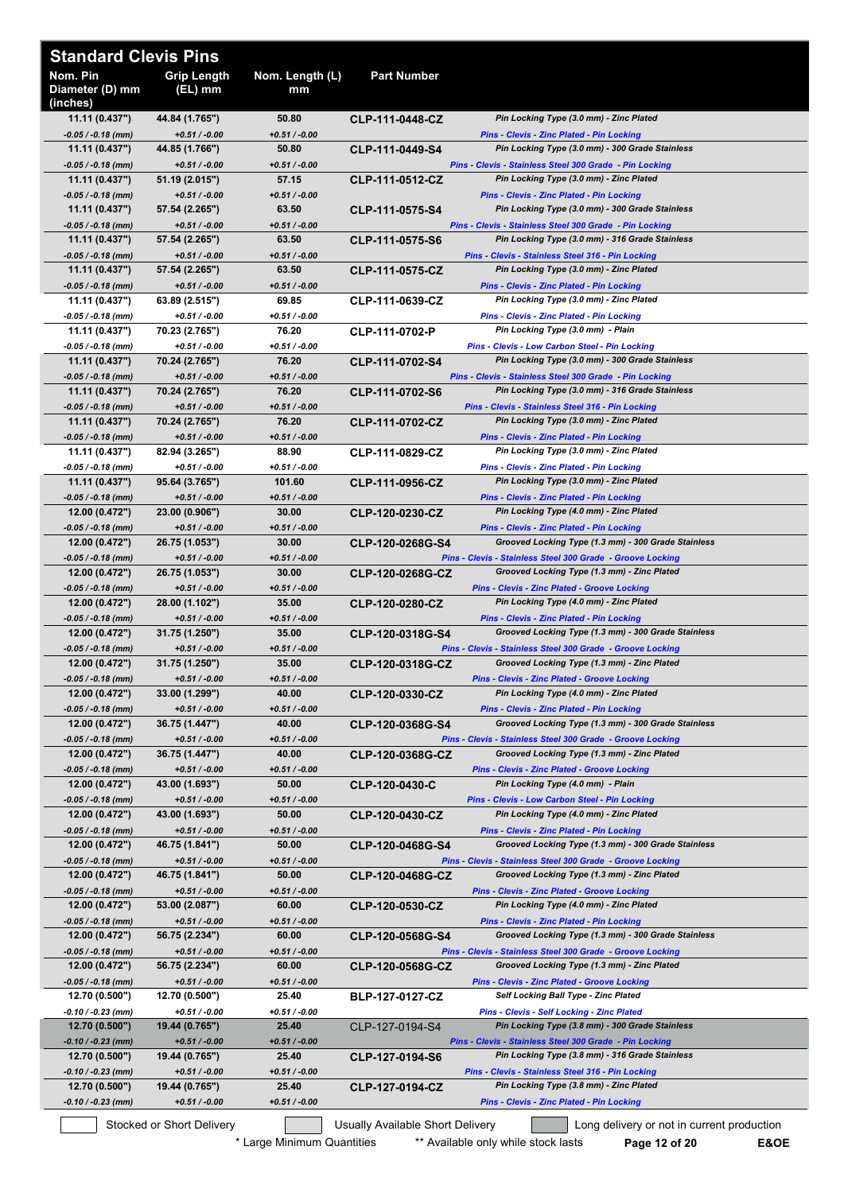# Standard Clevis Pins

| Nom. Pin Diameter (D) mm (inches) | Grip Length (EL) mm | Nom. Length (L) mm | Part Number | |
|---|---|---|---|---|
| 11.11 (0.437") *-0.05 / -0.18 (mm)* | 44.84 (1.765") *+0.51 / -0.00* | 50.80 *+0.51 / -0.00* | CLP-111-0448-CZ | *Pin Locking Type (3.0 mm) - Zinc Plated* *Pins - Clevis - Zinc Plated - Pin Locking* |
| 11.11 (0.437") *-0.05 / -0.18 (mm)* | 44.85 (1.766") *+0.51 / -0.00* | 50.80 *+0.51 / -0.00* | CLP-111-0449-S4 | *Pin Locking Type (3.0 mm) - 300 Grade Stainless* *Pins - Clevis - Stainless Steel 300 Grade - Pin Locking* |
| 11.11 (0.437") *-0.05 / -0.18 (mm)* | 51.19 (2.015") *+0.51 / -0.00* | 57.15 *+0.51 / -0.00* | CLP-111-0512-CZ | *Pin Locking Type (3.0 mm) - Zinc Plated* *Pins - Clevis - Zinc Plated - Pin Locking* |
| 11.11 (0.437") *-0.05 / -0.18 (mm)* | 57.54 (2.265") *+0.51 / -0.00* | 63.50 *+0.51 / -0.00* | CLP-111-0575-S4 | *Pin Locking Type (3.0 mm) - 300 Grade Stainless* *Pins - Clevis - Stainless Steel 300 Grade - Pin Locking* |
| 11.11 (0.437") *-0.05 / -0.18 (mm)* | 57.54 (2.265") *+0.51 / -0.00* | 63.50 *+0.51 / -0.00* | CLP-111-0575-S6 | *Pin Locking Type (3.0 mm) - 316 Grade Stainless* *Pins - Clevis - Stainless Steel 316 - Pin Locking* |
| 11.11 (0.437") *-0.05 / -0.18 (mm)* | 57.54 (2.265") *+0.51 / -0.00* | 63.50 *+0.51 / -0.00* | CLP-111-0575-CZ | *Pin Locking Type (3.0 mm) - Zinc Plated* *Pins - Clevis - Zinc Plated - Pin Locking* |
| 11.11 (0.437") *-0.05 / -0.18 (mm)* | 63.89 (2.515") *+0.51 / -0.00* | 69.85 *+0.51 / -0.00* | CLP-111-0639-CZ | *Pin Locking Type (3.0 mm) - Zinc Plated* *Pins - Clevis - Zinc Plated - Pin Locking* |
| 11.11 (0.437") *-0.05 / -0.18 (mm)* | 70.23 (2.765") *+0.51 / -0.00* | 76.20 *+0.51 / -0.00* | CLP-111-0702-P | *Pin Locking Type (3.0 mm) - Plain* *Pins - Clevis - Low Carbon Steel - Pin Locking* |
| 11.11 (0.437") *-0.05 / -0.18 (mm)* | 70.24 (2.765") *+0.51 / -0.00* | 76.20 *+0.51 / -0.00* | CLP-111-0702-S4 | *Pin Locking Type (3.0 mm) - 300 Grade Stainless* *Pins - Clevis - Stainless Steel 300 Grade - Pin Locking* |
| 11.11 (0.437") *-0.05 / -0.18 (mm)* | 70.24 (2.765") *+0.51 / -0.00* | 76.20 *+0.51 / -0.00* | CLP-111-0702-S6 | *Pin Locking Type (3.0 mm) - 316 Grade Stainless* *Pins - Clevis - Stainless Steel 316 - Pin Locking* |
| 11.11 (0.437") *-0.05 / -0.18 (mm)* | 70.24 (2.765") *+0.51 / -0.00* | 76.20 *+0.51 / -0.00* | CLP-111-0702-CZ | *Pin Locking Type (3.0 mm) - Zinc Plated* *Pins - Clevis - Zinc Plated - Pin Locking* |
| 11.11 (0.437") *-0.05 / -0.18 (mm)* | 82.94 (3.265") *+0.51 / -0.00* | 88.90 *+0.51 / -0.00* | CLP-111-0829-CZ | *Pin Locking Type (3.0 mm) - Zinc Plated* *Pins - Clevis - Zinc Plated - Pin Locking* |
| 11.11 (0.437") *-0.05 / -0.18 (mm)* | 95.64 (3.765") *+0.51 / -0.00* | 101.60 *+0.51 / -0.00* | CLP-111-0956-CZ | *Pin Locking Type (3.0 mm) - Zinc Plated* *Pins - Clevis - Zinc Plated - Pin Locking* |
| 12.00 (0.472") *-0.05 / -0.18 (mm)* | 23.00 (0.906") *+0.51 / -0.00* | 30.00 *+0.51 / -0.00* | CLP-120-0230-CZ | *Pin Locking Type (4.0 mm) - Zinc Plated* *Pins - Clevis - Zinc Plated - Pin Locking* |
| 12.00 (0.472") *-0.05 / -0.18 (mm)* | 26.75 (1.053") *+0.51 / -0.00* | 30.00 *+0.51 / -0.00* | CLP-120-0268G-S4 | *Grooved Locking Type (1.3 mm) - 300 Grade Stainless* *Pins - Clevis - Stainless Steel 300 Grade - Groove Locking* |
| 12.00 (0.472") *-0.05 / -0.18 (mm)* | 26.75 (1.053") *+0.51 / -0.00* | 30.00 *+0.51 / -0.00* | CLP-120-0268G-CZ | *Grooved Locking Type (1.3 mm) - Zinc Plated* *Pins - Clevis - Zinc Plated - Groove Locking* |
| 12.00 (0.472") *-0.05 / -0.18 (mm)* | 28.00 (1.102") *+0.51 / -0.00* | 35.00 *+0.51 / -0.00* | CLP-120-0280-CZ | *Pin Locking Type (4.0 mm) - Zinc Plated* *Pins - Clevis - Zinc Plated - Pin Locking* |
| 12.00 (0.472") *-0.05 / -0.18 (mm)* | 31.75 (1.250") *+0.51 / -0.00* | 35.00 *+0.51 / -0.00* | CLP-120-0318G-S4 | *Grooved Locking Type (1.3 mm) - 300 Grade Stainless* *Pins - Clevis - Stainless Steel 300 Grade - Groove Locking* |
| 12.00 (0.472") *-0.05 / -0.18 (mm)* | 31.75 (1.250") *+0.51 / -0.00* | 35.00 *+0.51 / -0.00* | CLP-120-0318G-CZ | *Grooved Locking Type (1.3 mm) - Zinc Plated* *Pins - Clevis - Zinc Plated - Groove Locking* |
| 12.00 (0.472") *-0.05 / -0.18 (mm)* | 33.00 (1.299") *+0.51 / -0.00* | 40.00 *+0.51 / -0.00* | CLP-120-0330-CZ | *Pin Locking Type (4.0 mm) - Zinc Plated* *Pins - Clevis - Zinc Plated - Pin Locking* |
| 12.00 (0.472") *-0.05 / -0.18 (mm)* | 36.75 (1.447") *+0.51 / -0.00* | 40.00 *+0.51 / -0.00* | CLP-120-0368G-S4 | *Grooved Locking Type (1.3 mm) - 300 Grade Stainless* *Pins - Clevis - Stainless Steel 300 Grade - Groove Locking* |
| 12.00 (0.472") *-0.05 / -0.18 (mm)* | 36.75 (1.447") *+0.51 / -0.00* | 40.00 *+0.51 / -0.00* | CLP-120-0368G-CZ | *Grooved Locking Type (1.3 mm) - Zinc Plated* *Pins - Clevis - Zinc Plated - Groove Locking* |
| 12.00 (0.472") *-0.05 / -0.18 (mm)* | 43.00 (1.693") *+0.51 / -0.00* | 50.00 *+0.51 / -0.00* | CLP-120-0430-C | *Pin Locking Type (4.0 mm) - Plain* *Pins - Clevis - Low Carbon Steel - Pin Locking* |
| 12.00 (0.472") *-0.05 / -0.18 (mm)* | 43.00 (1.693") *+0.51 / -0.00* | 50.00 *+0.51 / -0.00* | CLP-120-0430-CZ | *Pin Locking Type (4.0 mm) - Zinc Plated* *Pins - Clevis - Zinc Plated - Pin Locking* |
| 12.00 (0.472") *-0.05 / -0.18 (mm)* | 46.75 (1.841") *+0.51 / -0.00* | 50.00 *+0.51 / -0.00* | CLP-120-0468G-S4 | *Grooved Locking Type (1.3 mm) - 300 Grade Stainless* *Pins - Clevis - Stainless Steel 300 Grade - Groove Locking* |
| 12.00 (0.472") *-0.05 / -0.18 (mm)* | 46.75 (1.841") *+0.51 / -0.00* | 50.00 *+0.51 / -0.00* | CLP-120-0468G-CZ | *Grooved Locking Type (1.3 mm) - Zinc Plated* *Pins - Clevis - Zinc Plated - Groove Locking* |
| 12.00 (0.472") *-0.05 / -0.18 (mm)* | 53.00 (2.087") *+0.51 / -0.00* | 60.00 *+0.51 / -0.00* | CLP-120-0530-CZ | *Pin Locking Type (4.0 mm) - Zinc Plated* *Pins - Clevis - Zinc Plated - Pin Locking* |
| 12.00 (0.472") *-0.05 / -0.18 (mm)* | 56.75 (2.234") *+0.51 / -0.00* | 60.00 *+0.51 / -0.00* | CLP-120-0568G-S4 | *Grooved Locking Type (1.3 mm) - 300 Grade Stainless* *Pins - Clevis - Stainless Steel 300 Grade - Groove Locking* |
| 12.00 (0.472") *-0.05 / -0.18 (mm)* | 56.75 (2.234") *+0.51 / -0.00* | 60.00 *+0.51 / -0.00* | CLP-120-0568G-CZ | *Grooved Locking Type (1.3 mm) - Zinc Plated* *Pins - Clevis - Zinc Plated - Groove Locking* |
| 12.70 (0.500") *-0.10 / -0.23 (mm)* | 12.70 (0.500") *+0.51 / -0.00* | 25.40 *+0.51 / -0.00* | BLP-127-0127-CZ | *Self Locking Ball Type - Zinc Plated* *Pins - Clevis - Self Locking - Zinc Plated* |
| 12.70 (0.500") *-0.10 / -0.23 (mm)* | 19.44 (0.765") *+0.51 / -0.00* | 25.40 *+0.51 / -0.00* | CLP-127-0194-S4 | *Pin Locking Type (3.8 mm) - 300 Grade Stainless* *Pins - Clevis - Stainless Steel 300 Grade - Pin Locking* |
| 12.70 (0.500") *-0.10 / -0.23 (mm)* | 19.44 (0.765") *+0.51 / -0.00* | 25.40 *+0.51 / -0.00* | CLP-127-0194-S6 | *Pin Locking Type (3.8 mm) - 316 Grade Stainless* *Pins - Clevis - Stainless Steel 316 - Pin Locking* |
| 12.70 (0.500") *-0.10 / -0.23 (mm)* | 19.44 (0.765") *+0.51 / -0.00* | 25.40 *+0.51 / -0.00* | CLP-127-0194-CZ | *Pin Locking Type (3.8 mm) - Zinc Plated* *Pins - Clevis - Zinc Plated - Pin Locking* |

Stocked or Short Delivery | Usually Available Short Delivery | Long delivery or not in current production

\* Large Minimum Quantities  ** Available only while stock lasts

E&OE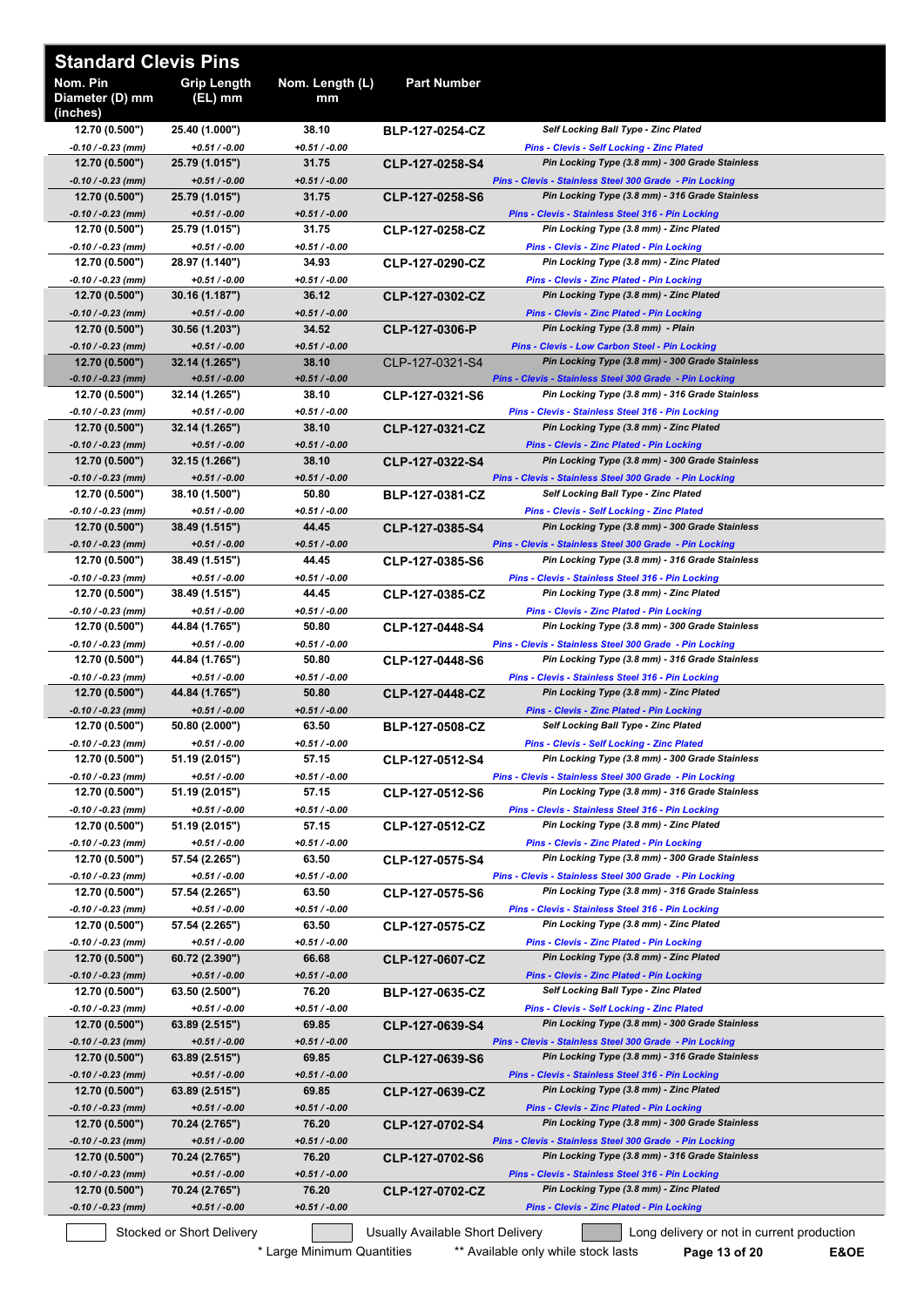## Standard Clevis Pins

| Nom. Pin Diameter (D) mm (inches) | Grip Length (EL) mm | Nom. Length (L) mm | Part Number | |
|---|---|---|---|---|
| 12.70 (0.500")<br>-0.10 / -0.23 (mm) | 25.40 (1.000")<br>+0.51 / -0.00 | 38.10<br>+0.51 / -0.00 | BLP-127-0254-CZ | Self Locking Ball Type - Zinc Plated<br>Pins - Clevis - Self Locking - Zinc Plated |
| 12.70 (0.500")<br>-0.10 / -0.23 (mm) | 25.79 (1.015")<br>+0.51 / -0.00 | 31.75<br>+0.51 / -0.00 | CLP-127-0258-S4 | Pin Locking Type (3.8 mm) - 300 Grade Stainless<br>Pins - Clevis - Stainless Steel 300 Grade - Pin Locking |
| 12.70 (0.500")<br>-0.10 / -0.23 (mm) | 25.79 (1.015")<br>+0.51 / -0.00 | 31.75<br>+0.51 / -0.00 | CLP-127-0258-S6 | Pin Locking Type (3.8 mm) - 316 Grade Stainless<br>Pins - Clevis - Stainless Steel 316 - Pin Locking |
| 12.70 (0.500")<br>-0.10 / -0.23 (mm) | 25.79 (1.015")<br>+0.51 / -0.00 | 31.75<br>+0.51 / -0.00 | CLP-127-0258-CZ | Pin Locking Type (3.8 mm) - Zinc Plated<br>Pins - Clevis - Zinc Plated - Pin Locking |
| 12.70 (0.500")<br>-0.10 / -0.23 (mm) | 28.97 (1.140")<br>+0.51 / -0.00 | 34.93<br>+0.51 / -0.00 | CLP-127-0290-CZ | Pin Locking Type (3.8 mm) - Zinc Plated<br>Pins - Clevis - Zinc Plated - Pin Locking |
| 12.70 (0.500")<br>-0.10 / -0.23 (mm) | 30.16 (1.187")<br>+0.51 / -0.00 | 36.12<br>+0.51 / -0.00 | CLP-127-0302-CZ | Pin Locking Type (3.8 mm) - Zinc Plated<br>Pins - Clevis - Zinc Plated - Pin Locking |
| 12.70 (0.500")<br>-0.10 / -0.23 (mm) | 30.56 (1.203")<br>+0.51 / -0.00 | 34.52<br>+0.51 / -0.00 | CLP-127-0306-P | Pin Locking Type (3.8 mm) - Plain<br>Pins - Clevis - Low Carbon Steel - Pin Locking |
| 12.70 (0.500")<br>-0.10 / -0.23 (mm) | 32.14 (1.265")<br>+0.51 / -0.00 | 38.10<br>+0.51 / -0.00 | CLP-127-0321-S4 | Pin Locking Type (3.8 mm) - 300 Grade Stainless<br>Pins - Clevis - Stainless Steel 300 Grade - Pin Locking |
| 12.70 (0.500")<br>-0.10 / -0.23 (mm) | 32.14 (1.265")<br>+0.51 / -0.00 | 38.10<br>+0.51 / -0.00 | CLP-127-0321-S6 | Pin Locking Type (3.8 mm) - 316 Grade Stainless<br>Pins - Clevis - Stainless Steel 316 - Pin Locking |
| 12.70 (0.500")<br>-0.10 / -0.23 (mm) | 32.14 (1.265")<br>+0.51 / -0.00 | 38.10<br>+0.51 / -0.00 | CLP-127-0321-CZ | Pin Locking Type (3.8 mm) - Zinc Plated<br>Pins - Clevis - Zinc Plated - Pin Locking |
| 12.70 (0.500")<br>-0.10 / -0.23 (mm) | 32.15 (1.266")<br>+0.51 / -0.00 | 38.10<br>+0.51 / -0.00 | CLP-127-0322-S4 | Pin Locking Type (3.8 mm) - 300 Grade Stainless<br>Pins - Clevis - Stainless Steel 300 Grade - Pin Locking |
| 12.70 (0.500")<br>-0.10 / -0.23 (mm) | 38.10 (1.500")<br>+0.51 / -0.00 | 50.80<br>+0.51 / -0.00 | BLP-127-0381-CZ | Self Locking Ball Type - Zinc Plated<br>Pins - Clevis - Self Locking - Zinc Plated |
| 12.70 (0.500")<br>-0.10 / -0.23 (mm) | 38.49 (1.515")<br>+0.51 / -0.00 | 44.45<br>+0.51 / -0.00 | CLP-127-0385-S4 | Pin Locking Type (3.8 mm) - 300 Grade Stainless<br>Pins - Clevis - Stainless Steel 300 Grade - Pin Locking |
| 12.70 (0.500")<br>-0.10 / -0.23 (mm) | 38.49 (1.515")<br>+0.51 / -0.00 | 44.45<br>+0.51 / -0.00 | CLP-127-0385-S6 | Pin Locking Type (3.8 mm) - 316 Grade Stainless<br>Pins - Clevis - Stainless Steel 316 - Pin Locking |
| 12.70 (0.500")<br>-0.10 / -0.23 (mm) | 38.49 (1.515")<br>+0.51 / -0.00 | 44.45<br>+0.51 / -0.00 | CLP-127-0385-CZ | Pin Locking Type (3.8 mm) - Zinc Plated<br>Pins - Clevis - Zinc Plated - Pin Locking |
| 12.70 (0.500")<br>-0.10 / -0.23 (mm) | 44.84 (1.765")<br>+0.51 / -0.00 | 50.80<br>+0.51 / -0.00 | CLP-127-0448-S4 | Pin Locking Type (3.8 mm) - 300 Grade Stainless<br>Pins - Clevis - Stainless Steel 300 Grade - Pin Locking |
| 12.70 (0.500")<br>-0.10 / -0.23 (mm) | 44.84 (1.765")<br>+0.51 / -0.00 | 50.80<br>+0.51 / -0.00 | CLP-127-0448-S6 | Pin Locking Type (3.8 mm) - 316 Grade Stainless<br>Pins - Clevis - Stainless Steel 316 - Pin Locking |
| 12.70 (0.500")<br>-0.10 / -0.23 (mm) | 44.84 (1.765")<br>+0.51 / -0.00 | 50.80<br>+0.51 / -0.00 | CLP-127-0448-CZ | Pin Locking Type (3.8 mm) - Zinc Plated<br>Pins - Clevis - Zinc Plated - Pin Locking |
| 12.70 (0.500")<br>-0.10 / -0.23 (mm) | 50.80 (2.000")<br>+0.51 / -0.00 | 63.50<br>+0.51 / -0.00 | BLP-127-0508-CZ | Self Locking Ball Type - Zinc Plated<br>Pins - Clevis - Self Locking - Zinc Plated |
| 12.70 (0.500")<br>-0.10 / -0.23 (mm) | 51.19 (2.015")<br>+0.51 / -0.00 | 57.15<br>+0.51 / -0.00 | CLP-127-0512-S4 | Pin Locking Type (3.8 mm) - 300 Grade Stainless<br>Pins - Clevis - Stainless Steel 300 Grade - Pin Locking |
| 12.70 (0.500")<br>-0.10 / -0.23 (mm) | 51.19 (2.015")<br>+0.51 / -0.00 | 57.15<br>+0.51 / -0.00 | CLP-127-0512-S6 | Pin Locking Type (3.8 mm) - 316 Grade Stainless<br>Pins - Clevis - Stainless Steel 316 - Pin Locking |
| 12.70 (0.500")<br>-0.10 / -0.23 (mm) | 51.19 (2.015")<br>+0.51 / -0.00 | 57.15<br>+0.51 / -0.00 | CLP-127-0512-CZ | Pin Locking Type (3.8 mm) - Zinc Plated<br>Pins - Clevis - Zinc Plated - Pin Locking |
| 12.70 (0.500")<br>-0.10 / -0.23 (mm) | 57.54 (2.265")<br>+0.51 / -0.00 | 63.50<br>+0.51 / -0.00 | CLP-127-0575-S4 | Pin Locking Type (3.8 mm) - 300 Grade Stainless<br>Pins - Clevis - Stainless Steel 300 Grade - Pin Locking |
| 12.70 (0.500")<br>-0.10 / -0.23 (mm) | 57.54 (2.265")<br>+0.51 / -0.00 | 63.50<br>+0.51 / -0.00 | CLP-127-0575-S6 | Pin Locking Type (3.8 mm) - 316 Grade Stainless<br>Pins - Clevis - Stainless Steel 316 - Pin Locking |
| 12.70 (0.500")<br>-0.10 / -0.23 (mm) | 57.54 (2.265")<br>+0.51 / -0.00 | 63.50<br>+0.51 / -0.00 | CLP-127-0575-CZ | Pin Locking Type (3.8 mm) - Zinc Plated<br>Pins - Clevis - Zinc Plated - Pin Locking |
| 12.70 (0.500")<br>-0.10 / -0.23 (mm) | 60.72 (2.390")<br>+0.51 / -0.00 | 66.68<br>+0.51 / -0.00 | CLP-127-0607-CZ | Pin Locking Type (3.8 mm) - Zinc Plated<br>Pins - Clevis - Zinc Plated - Pin Locking |
| 12.70 (0.500")<br>-0.10 / -0.23 (mm) | 63.50 (2.500")<br>+0.51 / -0.00 | 76.20<br>+0.51 / -0.00 | BLP-127-0635-CZ | Self Locking Ball Type - Zinc Plated<br>Pins - Clevis - Self Locking - Zinc Plated |
| 12.70 (0.500")<br>-0.10 / -0.23 (mm) | 63.89 (2.515")<br>+0.51 / -0.00 | 69.85<br>+0.51 / -0.00 | CLP-127-0639-S4 | Pin Locking Type (3.8 mm) - 300 Grade Stainless<br>Pins - Clevis - Stainless Steel 300 Grade - Pin Locking |
| 12.70 (0.500")<br>-0.10 / -0.23 (mm) | 63.89 (2.515")<br>+0.51 / -0.00 | 69.85<br>+0.51 / -0.00 | CLP-127-0639-S6 | Pin Locking Type (3.8 mm) - 316 Grade Stainless<br>Pins - Clevis - Stainless Steel 316 - Pin Locking |
| 12.70 (0.500")<br>-0.10 / -0.23 (mm) | 63.89 (2.515")<br>+0.51 / -0.00 | 69.85<br>+0.51 / -0.00 | CLP-127-0639-CZ | Pin Locking Type (3.8 mm) - Zinc Plated<br>Pins - Clevis - Zinc Plated - Pin Locking |
| 12.70 (0.500")<br>-0.10 / -0.23 (mm) | 70.24 (2.765")<br>+0.51 / -0.00 | 76.20<br>+0.51 / -0.00 | CLP-127-0702-S4 | Pin Locking Type (3.8 mm) - 300 Grade Stainless<br>Pins - Clevis - Stainless Steel 300 Grade - Pin Locking |
| 12.70 (0.500")<br>-0.10 / -0.23 (mm) | 70.24 (2.765")<br>+0.51 / -0.00 | 76.20<br>+0.51 / -0.00 | CLP-127-0702-S6 | Pin Locking Type (3.8 mm) - 316 Grade Stainless<br>Pins - Clevis - Stainless Steel 316 - Pin Locking |
| 12.70 (0.500")<br>-0.10 / -0.23 (mm) | 70.24 (2.765")<br>+0.51 / -0.00 | 76.20<br>+0.51 / -0.00 | CLP-127-0702-CZ | Pin Locking Type (3.8 mm) - Zinc Plated<br>Pins - Clevis - Zinc Plated - Pin Locking |

Stocked or Short Delivery | Usually Available Short Delivery | Long delivery or not in current production

\* Large Minimum Quantities   ** Available only while stock lasts

E&OE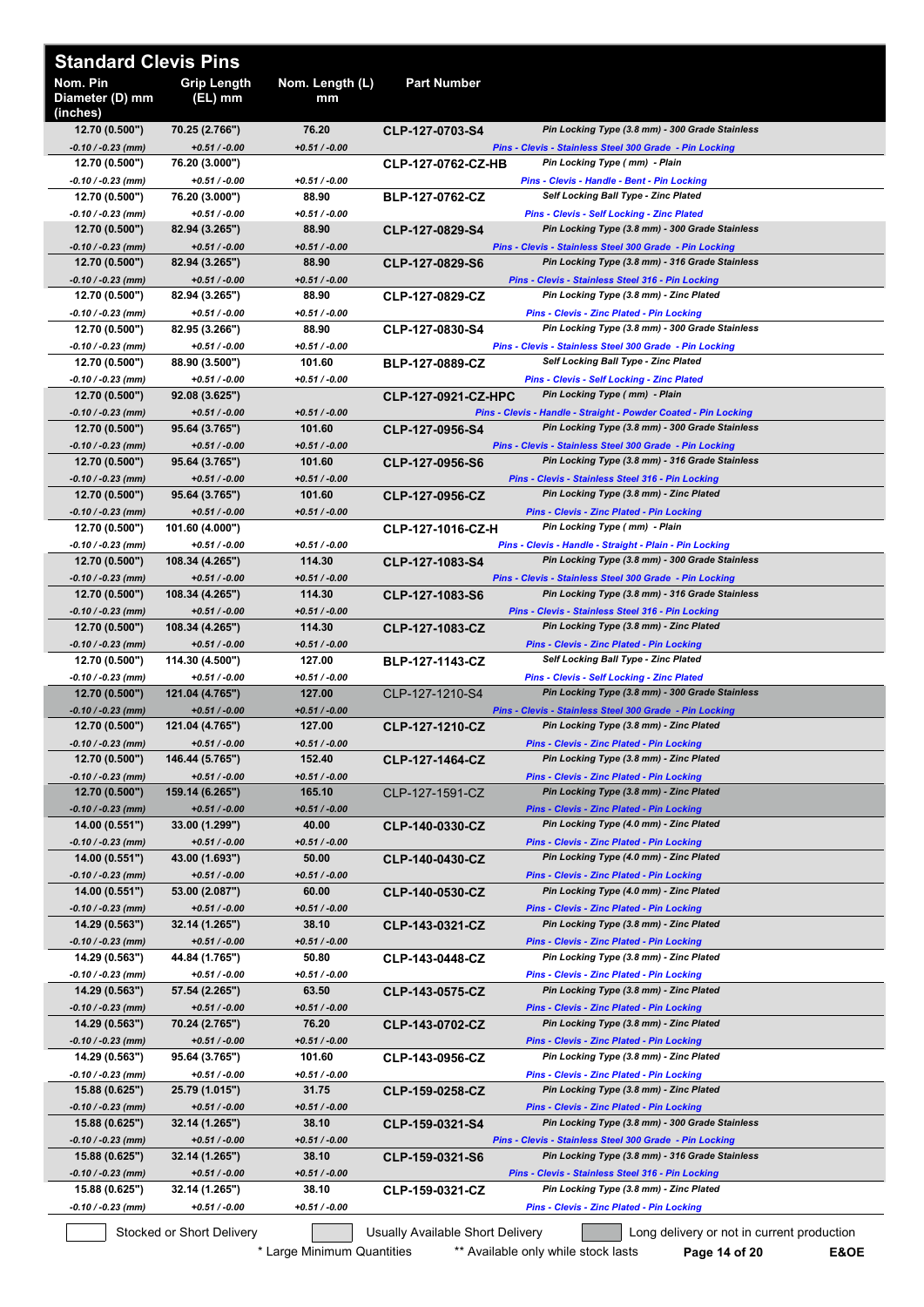## Standard Clevis Pins

| Nom. Pin Diameter (D) mm (inches) | Grip Length (EL) mm | Nom. Length (L) mm | Part Number | |
|---|---|---|---|---|
| 12.70 (0.500") | 70.25 (2.766") | 76.20 | CLP-127-0703-S4 | Pin Locking Type (3.8 mm) - 300 Grade Stainless |
| -0.10 / -0.23 (mm) | +0.51 / -0.00 | +0.51 / -0.00 | | Pins - Clevis - Stainless Steel 300 Grade - Pin Locking |
| 12.70 (0.500") | 76.20 (3.000") | | CLP-127-0762-CZ-HB | Pin Locking Type ( mm) - Plain |
| -0.10 / -0.23 (mm) | +0.51 / -0.00 | +0.51 / -0.00 | | Pins - Clevis - Handle - Bent - Pin Locking |
| 12.70 (0.500") | 76.20 (3.000") | 88.90 | BLP-127-0762-CZ | Self Locking Ball Type - Zinc Plated |
| -0.10 / -0.23 (mm) | +0.51 / -0.00 | +0.51 / -0.00 | | Pins - Clevis - Self Locking - Zinc Plated |
| 12.70 (0.500") | 82.94 (3.265") | 88.90 | CLP-127-0829-S4 | Pin Locking Type (3.8 mm) - 300 Grade Stainless |
| -0.10 / -0.23 (mm) | +0.51 / -0.00 | +0.51 / -0.00 | | Pins - Clevis - Stainless Steel 300 Grade - Pin Locking |
| 12.70 (0.500") | 82.94 (3.265") | 88.90 | CLP-127-0829-S6 | Pin Locking Type (3.8 mm) - 316 Grade Stainless |
| -0.10 / -0.23 (mm) | +0.51 / -0.00 | +0.51 / -0.00 | | Pins - Clevis - Stainless Steel 316 - Pin Locking |
| 12.70 (0.500") | 82.94 (3.265") | 88.90 | CLP-127-0829-CZ | Pin Locking Type (3.8 mm) - Zinc Plated |
| -0.10 / -0.23 (mm) | +0.51 / -0.00 | +0.51 / -0.00 | | Pins - Clevis - Zinc Plated - Pin Locking |
| 12.70 (0.500") | 82.95 (3.266") | 88.90 | CLP-127-0830-S4 | Pin Locking Type (3.8 mm) - 300 Grade Stainless |
| -0.10 / -0.23 (mm) | +0.51 / -0.00 | +0.51 / -0.00 | | Pins - Clevis - Stainless Steel 300 Grade - Pin Locking |
| 12.70 (0.500") | 88.90 (3.500") | 101.60 | BLP-127-0889-CZ | Self Locking Ball Type - Zinc Plated |
| -0.10 / -0.23 (mm) | +0.51 / -0.00 | +0.51 / -0.00 | | Pins - Clevis - Self Locking - Zinc Plated |
| 12.70 (0.500") | 92.08 (3.625") | | CLP-127-0921-CZ-HPC | Pin Locking Type ( mm) - Plain |
| -0.10 / -0.23 (mm) | +0.51 / -0.00 | +0.51 / -0.00 | | Pins - Clevis - Handle - Straight - Powder Coated - Pin Locking |
| 12.70 (0.500") | 95.64 (3.765") | 101.60 | CLP-127-0956-S4 | Pin Locking Type (3.8 mm) - 300 Grade Stainless |
| -0.10 / -0.23 (mm) | +0.51 / -0.00 | +0.51 / -0.00 | | Pins - Clevis - Stainless Steel 300 Grade - Pin Locking |
| 12.70 (0.500") | 95.64 (3.765") | 101.60 | CLP-127-0956-S6 | Pin Locking Type (3.8 mm) - 316 Grade Stainless |
| -0.10 / -0.23 (mm) | +0.51 / -0.00 | +0.51 / -0.00 | | Pins - Clevis - Stainless Steel 316 - Pin Locking |
| 12.70 (0.500") | 95.64 (3.765") | 101.60 | CLP-127-0956-CZ | Pin Locking Type (3.8 mm) - Zinc Plated |
| -0.10 / -0.23 (mm) | +0.51 / -0.00 | +0.51 / -0.00 | | Pins - Clevis - Zinc Plated - Pin Locking |
| 12.70 (0.500") | 101.60 (4.000") | | CLP-127-1016-CZ-H | Pin Locking Type ( mm) - Plain |
| -0.10 / -0.23 (mm) | +0.51 / -0.00 | +0.51 / -0.00 | | Pins - Clevis - Handle - Straight - Plain - Pin Locking |
| 12.70 (0.500") | 108.34 (4.265") | 114.30 | CLP-127-1083-S4 | Pin Locking Type (3.8 mm) - 300 Grade Stainless |
| -0.10 / -0.23 (mm) | +0.51 / -0.00 | +0.51 / -0.00 | | Pins - Clevis - Stainless Steel 300 Grade - Pin Locking |
| 12.70 (0.500") | 108.34 (4.265") | 114.30 | CLP-127-1083-S6 | Pin Locking Type (3.8 mm) - 316 Grade Stainless |
| -0.10 / -0.23 (mm) | +0.51 / -0.00 | +0.51 / -0.00 | | Pins - Clevis - Stainless Steel 316 - Pin Locking |
| 12.70 (0.500") | 108.34 (4.265") | 114.30 | CLP-127-1083-CZ | Pin Locking Type (3.8 mm) - Zinc Plated |
| -0.10 / -0.23 (mm) | +0.51 / -0.00 | +0.51 / -0.00 | | Pins - Clevis - Zinc Plated - Pin Locking |
| 12.70 (0.500") | 114.30 (4.500") | 127.00 | BLP-127-1143-CZ | Self Locking Ball Type - Zinc Plated |
| -0.10 / -0.23 (mm) | +0.51 / -0.00 | +0.51 / -0.00 | | Pins - Clevis - Self Locking - Zinc Plated |
| 12.70 (0.500") | 121.04 (4.765") | 127.00 | CLP-127-1210-S4 | Pin Locking Type (3.8 mm) - 300 Grade Stainless |
| -0.10 / -0.23 (mm) | +0.51 / -0.00 | +0.51 / -0.00 | | Pins - Clevis - Stainless Steel 300 Grade - Pin Locking |
| 12.70 (0.500") | 121.04 (4.765") | 127.00 | CLP-127-1210-CZ | Pin Locking Type (3.8 mm) - Zinc Plated |
| -0.10 / -0.23 (mm) | +0.51 / -0.00 | +0.51 / -0.00 | | Pins - Clevis - Zinc Plated - Pin Locking |
| 12.70 (0.500") | 146.44 (5.765") | 152.40 | CLP-127-1464-CZ | Pin Locking Type (3.8 mm) - Zinc Plated |
| -0.10 / -0.23 (mm) | +0.51 / -0.00 | +0.51 / -0.00 | | Pins - Clevis - Zinc Plated - Pin Locking |
| 12.70 (0.500") | 159.14 (6.265") | 165.10 | CLP-127-1591-CZ | Pin Locking Type (3.8 mm) - Zinc Plated |
| -0.10 / -0.23 (mm) | +0.51 / -0.00 | +0.51 / -0.00 | | Pins - Clevis - Zinc Plated - Pin Locking |
| 14.00 (0.551") | 33.00 (1.299") | 40.00 | CLP-140-0330-CZ | Pin Locking Type (4.0 mm) - Zinc Plated |
| -0.10 / -0.23 (mm) | +0.51 / -0.00 | +0.51 / -0.00 | | Pins - Clevis - Zinc Plated - Pin Locking |
| 14.00 (0.551") | 43.00 (1.693") | 50.00 | CLP-140-0430-CZ | Pin Locking Type (4.0 mm) - Zinc Plated |
| -0.10 / -0.23 (mm) | +0.51 / -0.00 | +0.51 / -0.00 | | Pins - Clevis - Zinc Plated - Pin Locking |
| 14.00 (0.551") | 53.00 (2.087") | 60.00 | CLP-140-0530-CZ | Pin Locking Type (4.0 mm) - Zinc Plated |
| -0.10 / -0.23 (mm) | +0.51 / -0.00 | +0.51 / -0.00 | | Pins - Clevis - Zinc Plated - Pin Locking |
| 14.29 (0.563") | 32.14 (1.265") | 38.10 | CLP-143-0321-CZ | Pin Locking Type (3.8 mm) - Zinc Plated |
| -0.10 / -0.23 (mm) | +0.51 / -0.00 | +0.51 / -0.00 | | Pins - Clevis - Zinc Plated - Pin Locking |
| 14.29 (0.563") | 44.84 (1.765") | 50.80 | CLP-143-0448-CZ | Pin Locking Type (3.8 mm) - Zinc Plated |
| -0.10 / -0.23 (mm) | +0.51 / -0.00 | +0.51 / -0.00 | | Pins - Clevis - Zinc Plated - Pin Locking |
| 14.29 (0.563") | 57.54 (2.265") | 63.50 | CLP-143-0575-CZ | Pin Locking Type (3.8 mm) - Zinc Plated |
| -0.10 / -0.23 (mm) | +0.51 / -0.00 | +0.51 / -0.00 | | Pins - Clevis - Zinc Plated - Pin Locking |
| 14.29 (0.563") | 70.24 (2.765") | 76.20 | CLP-143-0702-CZ | Pin Locking Type (3.8 mm) - Zinc Plated |
| -0.10 / -0.23 (mm) | +0.51 / -0.00 | +0.51 / -0.00 | | Pins - Clevis - Zinc Plated - Pin Locking |
| 14.29 (0.563") | 95.64 (3.765") | 101.60 | CLP-143-0956-CZ | Pin Locking Type (3.8 mm) - Zinc Plated |
| -0.10 / -0.23 (mm) | +0.51 / -0.00 | +0.51 / -0.00 | | Pins - Clevis - Zinc Plated - Pin Locking |
| 15.88 (0.625") | 25.79 (1.015") | 31.75 | CLP-159-0258-CZ | Pin Locking Type (3.8 mm) - Zinc Plated |
| -0.10 / -0.23 (mm) | +0.51 / -0.00 | +0.51 / -0.00 | | Pins - Clevis - Zinc Plated - Pin Locking |
| 15.88 (0.625") | 32.14 (1.265") | 38.10 | CLP-159-0321-S4 | Pin Locking Type (3.8 mm) - 300 Grade Stainless |
| -0.10 / -0.23 (mm) | +0.51 / -0.00 | +0.51 / -0.00 | | Pins - Clevis - Stainless Steel 300 Grade - Pin Locking |
| 15.88 (0.625") | 32.14 (1.265") | 38.10 | CLP-159-0321-S6 | Pin Locking Type (3.8 mm) - 316 Grade Stainless |
| -0.10 / -0.23 (mm) | +0.51 / -0.00 | +0.51 / -0.00 | | Pins - Clevis - Stainless Steel 316 - Pin Locking |
| 15.88 (0.625") | 32.14 (1.265") | 38.10 | CLP-159-0321-CZ | Pin Locking Type (3.8 mm) - Zinc Plated |
| -0.10 / -0.23 (mm) | +0.51 / -0.00 | +0.51 / -0.00 | | Pins - Clevis - Zinc Plated - Pin Locking |

Stocked or Short Delivery | Usually Available Short Delivery | Long delivery or not in current production

\* Large Minimum Quantities ** Available only while stock lasts

E&OE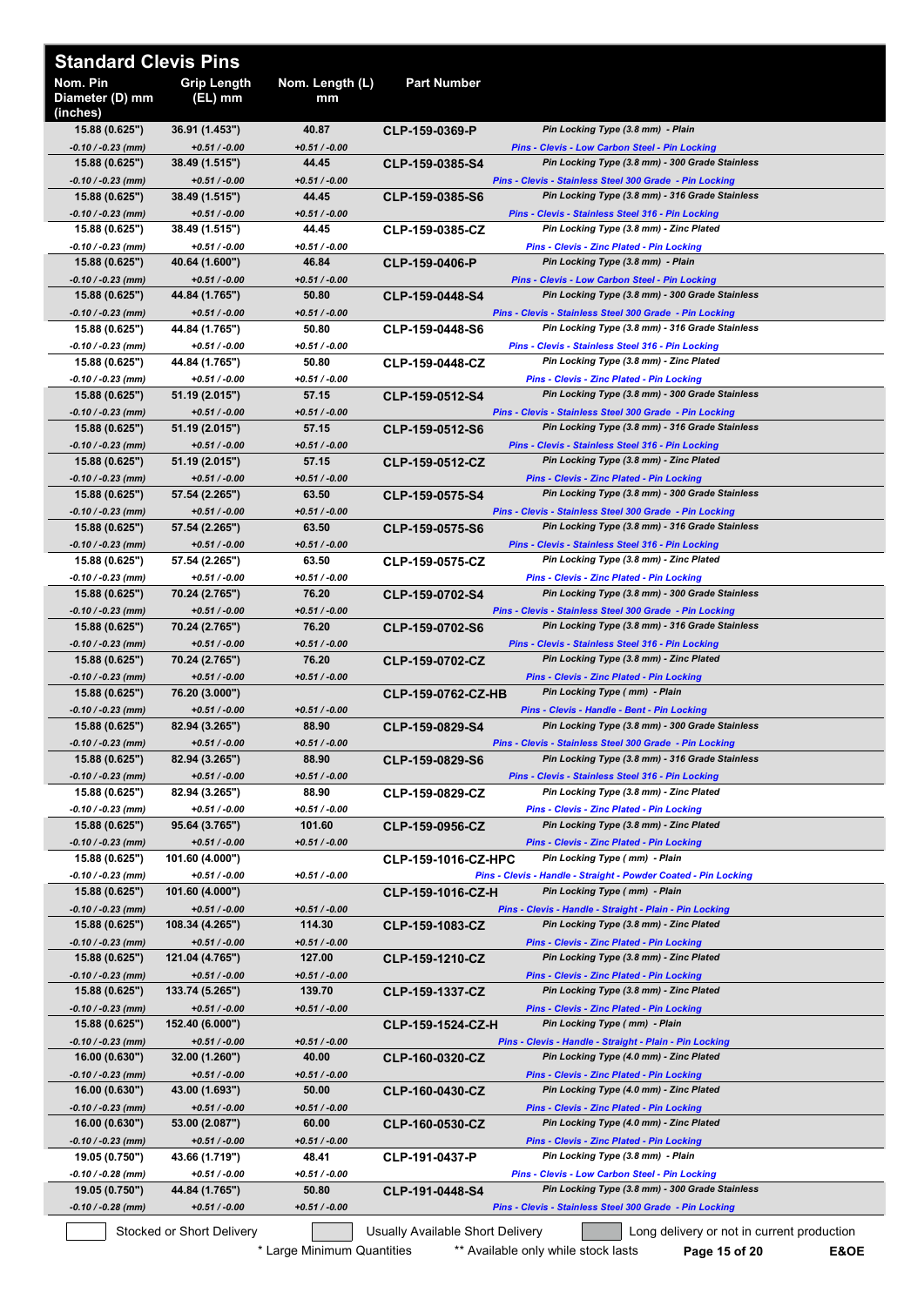## Standard Clevis Pins

| Nom. Pin Diameter (D) mm (inches) | Grip Length (EL) mm | Nom. Length (L) mm | Part Number | |
|---|---|---|---|---|
| 15.88 (0.625") -0.10 / -0.23 (mm) | 36.91 (1.453") +0.51 / -0.00 | 40.87 +0.51 / -0.00 | CLP-159-0369-P | *Pin Locking Type (3.8 mm) - Plain* *Pins - Clevis - Low Carbon Steel - Pin Locking* |
| 15.88 (0.625") -0.10 / -0.23 (mm) | 38.49 (1.515") +0.51 / -0.00 | 44.45 +0.51 / -0.00 | CLP-159-0385-S4 | *Pin Locking Type (3.8 mm) - 300 Grade Stainless* *Pins - Clevis - Stainless Steel 300 Grade - Pin Locking* |
| 15.88 (0.625") -0.10 / -0.23 (mm) | 38.49 (1.515") +0.51 / -0.00 | 44.45 +0.51 / -0.00 | CLP-159-0385-S6 | *Pin Locking Type (3.8 mm) - 316 Grade Stainless* *Pins - Clevis - Stainless Steel 316 - Pin Locking* |
| 15.88 (0.625") -0.10 / -0.23 (mm) | 38.49 (1.515") +0.51 / -0.00 | 44.45 +0.51 / -0.00 | CLP-159-0385-CZ | *Pin Locking Type (3.8 mm) - Zinc Plated* *Pins - Clevis - Zinc Plated - Pin Locking* |
| 15.88 (0.625") -0.10 / -0.23 (mm) | 40.64 (1.600") +0.51 / -0.00 | 46.84 +0.51 / -0.00 | CLP-159-0406-P | *Pin Locking Type (3.8 mm) - Plain* *Pins - Clevis - Low Carbon Steel - Pin Locking* |
| 15.88 (0.625") -0.10 / -0.23 (mm) | 44.84 (1.765") +0.51 / -0.00 | 50.80 +0.51 / -0.00 | CLP-159-0448-S4 | *Pin Locking Type (3.8 mm) - 300 Grade Stainless* *Pins - Clevis - Stainless Steel 300 Grade - Pin Locking* |
| 15.88 (0.625") -0.10 / -0.23 (mm) | 44.84 (1.765") +0.51 / -0.00 | 50.80 +0.51 / -0.00 | CLP-159-0448-S6 | *Pin Locking Type (3.8 mm) - 316 Grade Stainless* *Pins - Clevis - Stainless Steel 316 - Pin Locking* |
| 15.88 (0.625") -0.10 / -0.23 (mm) | 44.84 (1.765") +0.51 / -0.00 | 50.80 +0.51 / -0.00 | CLP-159-0448-CZ | *Pin Locking Type (3.8 mm) - Zinc Plated* *Pins - Clevis - Zinc Plated - Pin Locking* |
| 15.88 (0.625") -0.10 / -0.23 (mm) | 51.19 (2.015") +0.51 / -0.00 | 57.15 +0.51 / -0.00 | CLP-159-0512-S4 | *Pin Locking Type (3.8 mm) - 300 Grade Stainless* *Pins - Clevis - Stainless Steel 300 Grade - Pin Locking* |
| 15.88 (0.625") -0.10 / -0.23 (mm) | 51.19 (2.015") +0.51 / -0.00 | 57.15 +0.51 / -0.00 | CLP-159-0512-S6 | *Pin Locking Type (3.8 mm) - 316 Grade Stainless* *Pins - Clevis - Stainless Steel 316 - Pin Locking* |
| 15.88 (0.625") -0.10 / -0.23 (mm) | 51.19 (2.015") +0.51 / -0.00 | 57.15 +0.51 / -0.00 | CLP-159-0512-CZ | *Pin Locking Type (3.8 mm) - Zinc Plated* *Pins - Clevis - Zinc Plated - Pin Locking* |
| 15.88 (0.625") -0.10 / -0.23 (mm) | 57.54 (2.265") +0.51 / -0.00 | 63.50 +0.51 / -0.00 | CLP-159-0575-S4 | *Pin Locking Type (3.8 mm) - 300 Grade Stainless* *Pins - Clevis - Stainless Steel 300 Grade - Pin Locking* |
| 15.88 (0.625") -0.10 / -0.23 (mm) | 57.54 (2.265") +0.51 / -0.00 | 63.50 +0.51 / -0.00 | CLP-159-0575-S6 | *Pin Locking Type (3.8 mm) - 316 Grade Stainless* *Pins - Clevis - Stainless Steel 316 - Pin Locking* |
| 15.88 (0.625") -0.10 / -0.23 (mm) | 57.54 (2.265") +0.51 / -0.00 | 63.50 +0.51 / -0.00 | CLP-159-0575-CZ | *Pin Locking Type (3.8 mm) - Zinc Plated* *Pins - Clevis - Zinc Plated - Pin Locking* |
| 15.88 (0.625") -0.10 / -0.23 (mm) | 70.24 (2.765") +0.51 / -0.00 | 76.20 +0.51 / -0.00 | CLP-159-0702-S4 | *Pin Locking Type (3.8 mm) - 300 Grade Stainless* *Pins - Clevis - Stainless Steel 300 Grade - Pin Locking* |
| 15.88 (0.625") -0.10 / -0.23 (mm) | 70.24 (2.765") +0.51 / -0.00 | 76.20 +0.51 / -0.00 | CLP-159-0702-S6 | *Pin Locking Type (3.8 mm) - 316 Grade Stainless* *Pins - Clevis - Stainless Steel 316 - Pin Locking* |
| 15.88 (0.625") -0.10 / -0.23 (mm) | 70.24 (2.765") +0.51 / -0.00 | 76.20 +0.51 / -0.00 | CLP-159-0702-CZ | *Pin Locking Type (3.8 mm) - Zinc Plated* *Pins - Clevis - Zinc Plated - Pin Locking* |
| 15.88 (0.625") -0.10 / -0.23 (mm) | 76.20 (3.000") +0.51 / -0.00 | +0.51 / -0.00 | CLP-159-0762-CZ-HB | *Pin Locking Type ( mm) - Plain* *Pins - Clevis - Handle - Bent - Pin Locking* |
| 15.88 (0.625") -0.10 / -0.23 (mm) | 82.94 (3.265") +0.51 / -0.00 | 88.90 +0.51 / -0.00 | CLP-159-0829-S4 | *Pin Locking Type (3.8 mm) - 300 Grade Stainless* *Pins - Clevis - Stainless Steel 300 Grade - Pin Locking* |
| 15.88 (0.625") -0.10 / -0.23 (mm) | 82.94 (3.265") +0.51 / -0.00 | 88.90 +0.51 / -0.00 | CLP-159-0829-S6 | *Pin Locking Type (3.8 mm) - 316 Grade Stainless* *Pins - Clevis - Stainless Steel 316 - Pin Locking* |
| 15.88 (0.625") -0.10 / -0.23 (mm) | 82.94 (3.265") +0.51 / -0.00 | 88.90 +0.51 / -0.00 | CLP-159-0829-CZ | *Pin Locking Type (3.8 mm) - Zinc Plated* *Pins - Clevis - Zinc Plated - Pin Locking* |
| 15.88 (0.625") -0.10 / -0.23 (mm) | 95.64 (3.765") +0.51 / -0.00 | 101.60 +0.51 / -0.00 | CLP-159-0956-CZ | *Pin Locking Type (3.8 mm) - Zinc Plated* *Pins - Clevis - Zinc Plated - Pin Locking* |
| 15.88 (0.625") -0.10 / -0.23 (mm) | 101.60 (4.000") +0.51 / -0.00 | +0.51 / -0.00 | CLP-159-1016-CZ-HPC | *Pin Locking Type ( mm) - Plain* *Pins - Clevis - Handle - Straight - Powder Coated - Pin Locking* |
| 15.88 (0.625") -0.10 / -0.23 (mm) | 101.60 (4.000") +0.51 / -0.00 | +0.51 / -0.00 | CLP-159-1016-CZ-H | *Pin Locking Type ( mm) - Plain* *Pins - Clevis - Handle - Straight - Plain - Pin Locking* |
| 15.88 (0.625") -0.10 / -0.23 (mm) | 108.34 (4.265") +0.51 / -0.00 | 114.30 +0.51 / -0.00 | CLP-159-1083-CZ | *Pin Locking Type (3.8 mm) - Zinc Plated* *Pins - Clevis - Zinc Plated - Pin Locking* |
| 15.88 (0.625") -0.10 / -0.23 (mm) | 121.04 (4.765") +0.51 / -0.00 | 127.00 +0.51 / -0.00 | CLP-159-1210-CZ | *Pin Locking Type (3.8 mm) - Zinc Plated* *Pins - Clevis - Zinc Plated - Pin Locking* |
| 15.88 (0.625") -0.10 / -0.23 (mm) | 133.74 (5.265") +0.51 / -0.00 | 139.70 +0.51 / -0.00 | CLP-159-1337-CZ | *Pin Locking Type (3.8 mm) - Zinc Plated* *Pins - Clevis - Zinc Plated - Pin Locking* |
| 15.88 (0.625") -0.10 / -0.23 (mm) | 152.40 (6.000") +0.51 / -0.00 | +0.51 / -0.00 | CLP-159-1524-CZ-H | *Pin Locking Type ( mm) - Plain* *Pins - Clevis - Handle - Straight - Plain - Pin Locking* |
| 16.00 (0.630") -0.10 / -0.23 (mm) | 32.00 (1.260") +0.51 / -0.00 | 40.00 +0.51 / -0.00 | CLP-160-0320-CZ | *Pin Locking Type (4.0 mm) - Zinc Plated* *Pins - Clevis - Zinc Plated - Pin Locking* |
| 16.00 (0.630") -0.10 / -0.23 (mm) | 43.00 (1.693") +0.51 / -0.00 | 50.00 +0.51 / -0.00 | CLP-160-0430-CZ | *Pin Locking Type (4.0 mm) - Zinc Plated* *Pins - Clevis - Zinc Plated - Pin Locking* |
| 16.00 (0.630") -0.10 / -0.23 (mm) | 53.00 (2.087") +0.51 / -0.00 | 60.00 +0.51 / -0.00 | CLP-160-0530-CZ | *Pin Locking Type (4.0 mm) - Zinc Plated* *Pins - Clevis - Zinc Plated - Pin Locking* |
| 19.05 (0.750") -0.10 / -0.28 (mm) | 43.66 (1.719") +0.51 / -0.00 | 48.41 +0.51 / -0.00 | CLP-191-0437-P | *Pin Locking Type (3.8 mm) - Plain* *Pins - Clevis - Low Carbon Steel - Pin Locking* |
| 19.05 (0.750") -0.10 / -0.28 (mm) | 44.84 (1.765") +0.51 / -0.00 | 50.80 +0.51 / -0.00 | CLP-191-0448-S4 | *Pin Locking Type (3.8 mm) - 300 Grade Stainless* *Pins - Clevis - Stainless Steel 300 Grade - Pin Locking* |

Stocked or Short Delivery | Usually Available Short Delivery | Long delivery or not in current production

\* Large Minimum Quantities &nbsp;&nbsp; ** Available only while stock lasts

E&OE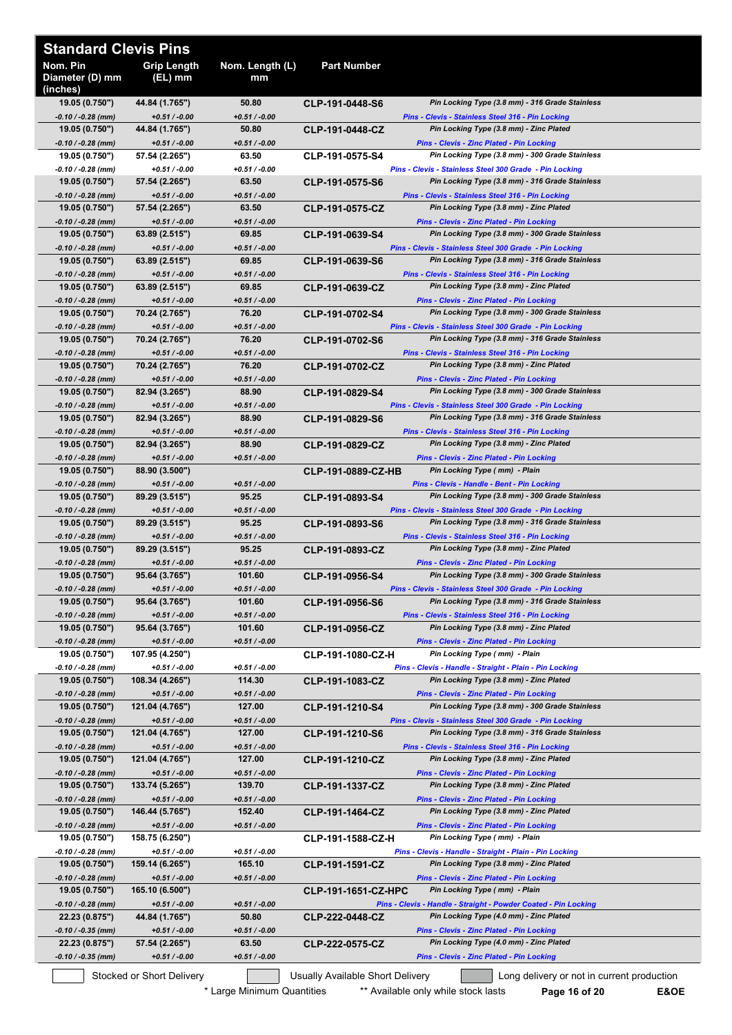## Standard Clevis Pins

| Nom. Pin Diameter (D) mm (inches) | Grip Length (EL) mm | Nom. Length (L) mm | Part Number | |
|---|---|---|---|---|
| 19.05 (0.750") <br> -0.10 / -0.28 (mm) | 44.84 (1.765") <br> +0.51 / -0.00 | 50.80 <br> +0.51 / -0.00 | CLP-191-0448-S6 | Pin Locking Type (3.8 mm) - 316 Grade Stainless <br> Pins - Clevis - Stainless Steel 316 - Pin Locking |
| 19.05 (0.750") <br> -0.10 / -0.28 (mm) | 44.84 (1.765") <br> +0.51 / -0.00 | 50.80 <br> +0.51 / -0.00 | CLP-191-0448-CZ | Pin Locking Type (3.8 mm) - Zinc Plated <br> Pins - Clevis - Zinc Plated - Pin Locking |
| 19.05 (0.750") <br> -0.10 / -0.28 (mm) | 57.54 (2.265") <br> +0.51 / -0.00 | 63.50 <br> +0.51 / -0.00 | CLP-191-0575-S4 | Pin Locking Type (3.8 mm) - 300 Grade Stainless <br> Pins - Clevis - Stainless Steel 300 Grade - Pin Locking |
| 19.05 (0.750") <br> -0.10 / -0.28 (mm) | 57.54 (2.265") <br> +0.51 / -0.00 | 63.50 <br> +0.51 / -0.00 | CLP-191-0575-S6 | Pin Locking Type (3.8 mm) - 316 Grade Stainless <br> Pins - Clevis - Stainless Steel 316 - Pin Locking |
| 19.05 (0.750") <br> -0.10 / -0.28 (mm) | 57.54 (2.265") <br> +0.51 / -0.00 | 63.50 <br> +0.51 / -0.00 | CLP-191-0575-CZ | Pin Locking Type (3.8 mm) - Zinc Plated <br> Pins - Clevis - Zinc Plated - Pin Locking |
| 19.05 (0.750") <br> -0.10 / -0.28 (mm) | 63.89 (2.515") <br> +0.51 / -0.00 | 69.85 <br> +0.51 / -0.00 | CLP-191-0639-S4 | Pin Locking Type (3.8 mm) - 300 Grade Stainless <br> Pins - Clevis - Stainless Steel 300 Grade - Pin Locking |
| 19.05 (0.750") <br> -0.10 / -0.28 (mm) | 63.89 (2.515") <br> +0.51 / -0.00 | 69.85 <br> +0.51 / -0.00 | CLP-191-0639-S6 | Pin Locking Type (3.8 mm) - 316 Grade Stainless <br> Pins - Clevis - Stainless Steel 316 - Pin Locking |
| 19.05 (0.750") <br> -0.10 / -0.28 (mm) | 63.89 (2.515") <br> +0.51 / -0.00 | 69.85 <br> +0.51 / -0.00 | CLP-191-0639-CZ | Pin Locking Type (3.8 mm) - Zinc Plated <br> Pins - Clevis - Zinc Plated - Pin Locking |
| 19.05 (0.750") <br> -0.10 / -0.28 (mm) | 70.24 (2.765") <br> +0.51 / -0.00 | 76.20 <br> +0.51 / -0.00 | CLP-191-0702-S4 | Pin Locking Type (3.8 mm) - 300 Grade Stainless <br> Pins - Clevis - Stainless Steel 300 Grade - Pin Locking |
| 19.05 (0.750") <br> -0.10 / -0.28 (mm) | 70.24 (2.765") <br> +0.51 / -0.00 | 76.20 <br> +0.51 / -0.00 | CLP-191-0702-S6 | Pin Locking Type (3.8 mm) - 316 Grade Stainless <br> Pins - Clevis - Stainless Steel 316 - Pin Locking |
| 19.05 (0.750") <br> -0.10 / -0.28 (mm) | 70.24 (2.765") <br> +0.51 / -0.00 | 76.20 <br> +0.51 / -0.00 | CLP-191-0702-CZ | Pin Locking Type (3.8 mm) - Zinc Plated <br> Pins - Clevis - Zinc Plated - Pin Locking |
| 19.05 (0.750") <br> -0.10 / -0.28 (mm) | 82.94 (3.265") <br> +0.51 / -0.00 | 88.90 <br> +0.51 / -0.00 | CLP-191-0829-S4 | Pin Locking Type (3.8 mm) - 300 Grade Stainless <br> Pins - Clevis - Stainless Steel 300 Grade - Pin Locking |
| 19.05 (0.750") <br> -0.10 / -0.28 (mm) | 82.94 (3.265") <br> +0.51 / -0.00 | 88.90 <br> +0.51 / -0.00 | CLP-191-0829-S6 | Pin Locking Type (3.8 mm) - 316 Grade Stainless <br> Pins - Clevis - Stainless Steel 316 - Pin Locking |
| 19.05 (0.750") <br> -0.10 / -0.28 (mm) | 82.94 (3.265") <br> +0.51 / -0.00 | 88.90 <br> +0.51 / -0.00 | CLP-191-0829-CZ | Pin Locking Type (3.8 mm) - Zinc Plated <br> Pins - Clevis - Zinc Plated - Pin Locking |
| 19.05 (0.750") <br> -0.10 / -0.28 (mm) | 88.90 (3.500") <br> +0.51 / -0.00 | <br> +0.51 / -0.00 | CLP-191-0889-CZ-HB | Pin Locking Type ( mm) - Plain <br> Pins - Clevis - Handle - Bent - Pin Locking |
| 19.05 (0.750") <br> -0.10 / -0.28 (mm) | 89.29 (3.515") <br> +0.51 / -0.00 | 95.25 <br> +0.51 / -0.00 | CLP-191-0893-S4 | Pin Locking Type (3.8 mm) - 300 Grade Stainless <br> Pins - Clevis - Stainless Steel 300 Grade - Pin Locking |
| 19.05 (0.750") <br> -0.10 / -0.28 (mm) | 89.29 (3.515") <br> +0.51 / -0.00 | 95.25 <br> +0.51 / -0.00 | CLP-191-0893-S6 | Pin Locking Type (3.8 mm) - 316 Grade Stainless <br> Pins - Clevis - Stainless Steel 316 - Pin Locking |
| 19.05 (0.750") <br> -0.10 / -0.28 (mm) | 89.29 (3.515") <br> +0.51 / -0.00 | 95.25 <br> +0.51 / -0.00 | CLP-191-0893-CZ | Pin Locking Type (3.8 mm) - Zinc Plated <br> Pins - Clevis - Zinc Plated - Pin Locking |
| 19.05 (0.750") <br> -0.10 / -0.28 (mm) | 95.64 (3.765") <br> +0.51 / -0.00 | 101.60 <br> +0.51 / -0.00 | CLP-191-0956-S4 | Pin Locking Type (3.8 mm) - 300 Grade Stainless <br> Pins - Clevis - Stainless Steel 300 Grade - Pin Locking |
| 19.05 (0.750") <br> -0.10 / -0.28 (mm) | 95.64 (3.765") <br> +0.51 / -0.00 | 101.60 <br> +0.51 / -0.00 | CLP-191-0956-S6 | Pin Locking Type (3.8 mm) - 316 Grade Stainless <br> Pins - Clevis - Stainless Steel 316 - Pin Locking |
| 19.05 (0.750") <br> -0.10 / -0.28 (mm) | 95.64 (3.765") <br> +0.51 / -0.00 | 101.60 <br> +0.51 / -0.00 | CLP-191-0956-CZ | Pin Locking Type (3.8 mm) - Zinc Plated <br> Pins - Clevis - Zinc Plated - Pin Locking |
| 19.05 (0.750") <br> -0.10 / -0.28 (mm) | 107.95 (4.250") <br> +0.51 / -0.00 | <br> +0.51 / -0.00 | CLP-191-1080-CZ-H | Pin Locking Type ( mm) - Plain <br> Pins - Clevis - Handle - Straight - Plain - Pin Locking |
| 19.05 (0.750") <br> -0.10 / -0.28 (mm) | 108.34 (4.265") <br> +0.51 / -0.00 | 114.30 <br> +0.51 / -0.00 | CLP-191-1083-CZ | Pin Locking Type (3.8 mm) - Zinc Plated <br> Pins - Clevis - Zinc Plated - Pin Locking |
| 19.05 (0.750") <br> -0.10 / -0.28 (mm) | 121.04 (4.765") <br> +0.51 / -0.00 | 127.00 <br> +0.51 / -0.00 | CLP-191-1210-S4 | Pin Locking Type (3.8 mm) - 300 Grade Stainless <br> Pins - Clevis - Stainless Steel 300 Grade - Pin Locking |
| 19.05 (0.750") <br> -0.10 / -0.28 (mm) | 121.04 (4.765") <br> +0.51 / -0.00 | 127.00 <br> +0.51 / -0.00 | CLP-191-1210-S6 | Pin Locking Type (3.8 mm) - 316 Grade Stainless <br> Pins - Clevis - Stainless Steel 316 - Pin Locking |
| 19.05 (0.750") <br> -0.10 / -0.28 (mm) | 121.04 (4.765") <br> +0.51 / -0.00 | 127.00 <br> +0.51 / -0.00 | CLP-191-1210-CZ | Pin Locking Type (3.8 mm) - Zinc Plated <br> Pins - Clevis - Zinc Plated - Pin Locking |
| 19.05 (0.750") <br> -0.10 / -0.28 (mm) | 133.74 (5.265") <br> +0.51 / -0.00 | 139.70 <br> +0.51 / -0.00 | CLP-191-1337-CZ | Pin Locking Type (3.8 mm) - Zinc Plated <br> Pins - Clevis - Zinc Plated - Pin Locking |
| 19.05 (0.750") <br> -0.10 / -0.28 (mm) | 146.44 (5.765") <br> +0.51 / -0.00 | 152.40 <br> +0.51 / -0.00 | CLP-191-1464-CZ | Pin Locking Type (3.8 mm) - Zinc Plated <br> Pins - Clevis - Zinc Plated - Pin Locking |
| 19.05 (0.750") <br> -0.10 / -0.28 (mm) | 158.75 (6.250") <br> +0.51 / -0.00 | <br> +0.51 / -0.00 | CLP-191-1588-CZ-H | Pin Locking Type ( mm) - Plain <br> Pins - Clevis - Handle - Straight - Plain - Pin Locking |
| 19.05 (0.750") <br> -0.10 / -0.28 (mm) | 159.14 (6.265") <br> +0.51 / -0.00 | 165.10 <br> +0.51 / -0.00 | CLP-191-1591-CZ | Pin Locking Type (3.8 mm) - Zinc Plated <br> Pins - Clevis - Zinc Plated - Pin Locking |
| 19.05 (0.750") <br> -0.10 / -0.28 (mm) | 165.10 (6.500") <br> +0.51 / -0.00 | <br> +0.51 / -0.00 | CLP-191-1651-CZ-HPC | Pin Locking Type ( mm) - Plain <br> Pins - Clevis - Handle - Straight - Powder Coated - Pin Locking |
| 22.23 (0.875") <br> -0.10 / -0.35 (mm) | 44.84 (1.765") <br> +0.51 / -0.00 | 50.80 <br> +0.51 / -0.00 | CLP-222-0448-CZ | Pin Locking Type (4.0 mm) - Zinc Plated <br> Pins - Clevis - Zinc Plated - Pin Locking |
| 22.23 (0.875") <br> -0.10 / -0.35 (mm) | 57.54 (2.265") <br> +0.51 / -0.00 | 63.50 <br> +0.51 / -0.00 | CLP-222-0575-CZ | Pin Locking Type (4.0 mm) - Zinc Plated <br> Pins - Clevis - Zinc Plated - Pin Locking |

Stocked or Short Delivery | Usually Available Short Delivery | Long delivery or not in current production

\* Large Minimum Quantities &nbsp;&nbsp; ** Available only while stock lasts

E&OE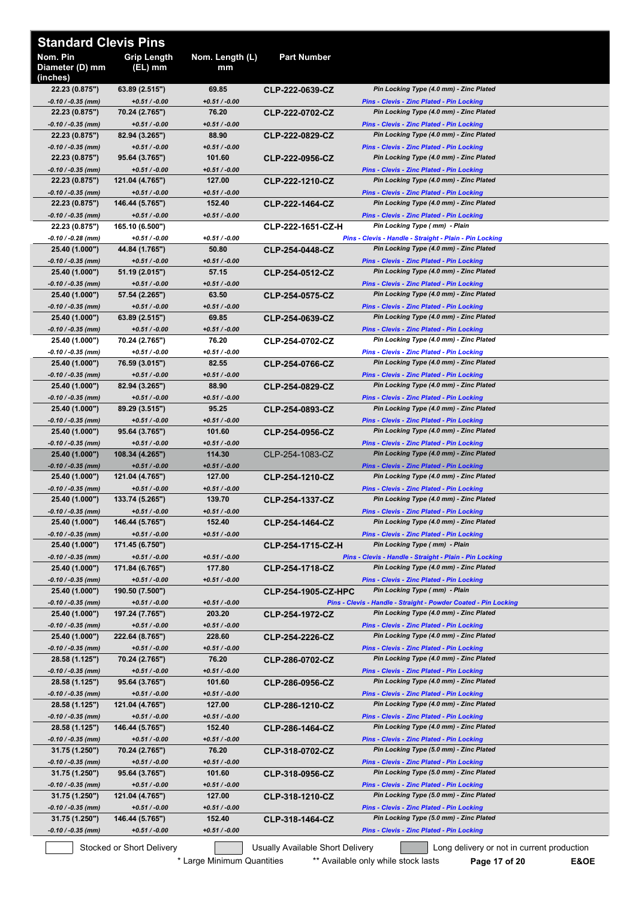## Standard Clevis Pins

| Nom. Pin Diameter (D) mm (inches) | Grip Length (EL) mm | Nom. Length (L) mm | Part Number | |
|---|---|---|---|---|
| 22.23 (0.875") -0.10 / -0.35 (mm) | 63.89 (2.515") +0.51 / -0.00 | 69.85 +0.51 / -0.00 | CLP-222-0639-CZ | Pin Locking Type (4.0 mm) - Zinc Plated Pins - Clevis - Zinc Plated - Pin Locking |
| 22.23 (0.875") -0.10 / -0.35 (mm) | 70.24 (2.765") +0.51 / -0.00 | 76.20 +0.51 / -0.00 | CLP-222-0702-CZ | Pin Locking Type (4.0 mm) - Zinc Plated Pins - Clevis - Zinc Plated - Pin Locking |
| 22.23 (0.875") -0.10 / -0.35 (mm) | 82.94 (3.265") +0.51 / -0.00 | 88.90 +0.51 / -0.00 | CLP-222-0829-CZ | Pin Locking Type (4.0 mm) - Zinc Plated Pins - Clevis - Zinc Plated - Pin Locking |
| 22.23 (0.875") -0.10 / -0.35 (mm) | 95.64 (3.765") +0.51 / -0.00 | 101.60 +0.51 / -0.00 | CLP-222-0956-CZ | Pin Locking Type (4.0 mm) - Zinc Plated Pins - Clevis - Zinc Plated - Pin Locking |
| 22.23 (0.875") -0.10 / -0.35 (mm) | 121.04 (4.765") +0.51 / -0.00 | 127.00 +0.51 / -0.00 | CLP-222-1210-CZ | Pin Locking Type (4.0 mm) - Zinc Plated Pins - Clevis - Zinc Plated - Pin Locking |
| 22.23 (0.875") -0.10 / -0.35 (mm) | 146.44 (5.765") +0.51 / -0.00 | 152.40 +0.51 / -0.00 | CLP-222-1464-CZ | Pin Locking Type (4.0 mm) - Zinc Plated Pins - Clevis - Zinc Plated - Pin Locking |
| 22.23 (0.875") -0.10 / -0.28 (mm) | 165.10 (6.500") +0.51 / -0.00 | +0.51 / -0.00 | CLP-222-1651-CZ-H | Pin Locking Type ( mm) - Plain Pins - Clevis - Handle - Straight - Plain - Pin Locking |
| 25.40 (1.000") -0.10 / -0.35 (mm) | 44.84 (1.765") +0.51 / -0.00 | 50.80 +0.51 / -0.00 | CLP-254-0448-CZ | Pin Locking Type (4.0 mm) - Zinc Plated Pins - Clevis - Zinc Plated - Pin Locking |
| 25.40 (1.000") -0.10 / -0.35 (mm) | 51.19 (2.015") +0.51 / -0.00 | 57.15 +0.51 / -0.00 | CLP-254-0512-CZ | Pin Locking Type (4.0 mm) - Zinc Plated Pins - Clevis - Zinc Plated - Pin Locking |
| 25.40 (1.000") -0.10 / -0.35 (mm) | 57.54 (2.265") +0.51 / -0.00 | 63.50 +0.51 / -0.00 | CLP-254-0575-CZ | Pin Locking Type (4.0 mm) - Zinc Plated Pins - Clevis - Zinc Plated - Pin Locking |
| 25.40 (1.000") -0.10 / -0.35 (mm) | 63.89 (2.515") +0.51 / -0.00 | 69.85 +0.51 / -0.00 | CLP-254-0639-CZ | Pin Locking Type (4.0 mm) - Zinc Plated Pins - Clevis - Zinc Plated - Pin Locking |
| 25.40 (1.000") -0.10 / -0.35 (mm) | 70.24 (2.765") +0.51 / -0.00 | 76.20 +0.51 / -0.00 | CLP-254-0702-CZ | Pin Locking Type (4.0 mm) - Zinc Plated Pins - Clevis - Zinc Plated - Pin Locking |
| 25.40 (1.000") -0.10 / -0.35 (mm) | 76.59 (3.015") +0.51 / -0.00 | 82.55 +0.51 / -0.00 | CLP-254-0766-CZ | Pin Locking Type (4.0 mm) - Zinc Plated Pins - Clevis - Zinc Plated - Pin Locking |
| 25.40 (1.000") -0.10 / -0.35 (mm) | 82.94 (3.265") +0.51 / -0.00 | 88.90 +0.51 / -0.00 | CLP-254-0829-CZ | Pin Locking Type (4.0 mm) - Zinc Plated Pins - Clevis - Zinc Plated - Pin Locking |
| 25.40 (1.000") -0.10 / -0.35 (mm) | 89.29 (3.515") +0.51 / -0.00 | 95.25 +0.51 / -0.00 | CLP-254-0893-CZ | Pin Locking Type (4.0 mm) - Zinc Plated Pins - Clevis - Zinc Plated - Pin Locking |
| 25.40 (1.000") -0.10 / -0.35 (mm) | 95.64 (3.765") +0.51 / -0.00 | 101.60 +0.51 / -0.00 | CLP-254-0956-CZ | Pin Locking Type (4.0 mm) - Zinc Plated Pins - Clevis - Zinc Plated - Pin Locking |
| 25.40 (1.000") -0.10 / -0.35 (mm) | 108.34 (4.265") +0.51 / -0.00 | 114.30 +0.51 / -0.00 | CLP-254-1083-CZ | Pin Locking Type (4.0 mm) - Zinc Plated Pins - Clevis - Zinc Plated - Pin Locking |
| 25.40 (1.000") -0.10 / -0.35 (mm) | 121.04 (4.765") +0.51 / -0.00 | 127.00 +0.51 / -0.00 | CLP-254-1210-CZ | Pin Locking Type (4.0 mm) - Zinc Plated Pins - Clevis - Zinc Plated - Pin Locking |
| 25.40 (1.000") -0.10 / -0.35 (mm) | 133.74 (5.265") +0.51 / -0.00 | 139.70 +0.51 / -0.00 | CLP-254-1337-CZ | Pin Locking Type (4.0 mm) - Zinc Plated Pins - Clevis - Zinc Plated - Pin Locking |
| 25.40 (1.000") -0.10 / -0.35 (mm) | 146.44 (5.765") +0.51 / -0.00 | 152.40 +0.51 / -0.00 | CLP-254-1464-CZ | Pin Locking Type (4.0 mm) - Zinc Plated Pins - Clevis - Zinc Plated - Pin Locking |
| 25.40 (1.000") -0.10 / -0.35 (mm) | 171.45 (6.750") +0.51 / -0.00 | +0.51 / -0.00 | CLP-254-1715-CZ-H | Pin Locking Type ( mm) - Plain Pins - Clevis - Handle - Straight - Plain - Pin Locking |
| 25.40 (1.000") -0.10 / -0.35 (mm) | 171.84 (6.765") +0.51 / -0.00 | 177.80 +0.51 / -0.00 | CLP-254-1718-CZ | Pin Locking Type (4.0 mm) - Zinc Plated Pins - Clevis - Zinc Plated - Pin Locking |
| 25.40 (1.000") -0.10 / -0.35 (mm) | 190.50 (7.500") +0.51 / -0.00 | +0.51 / -0.00 | CLP-254-1905-CZ-HPC | Pin Locking Type ( mm) - Plain Pins - Clevis - Handle - Straight - Powder Coated - Pin Locking |
| 25.40 (1.000") -0.10 / -0.35 (mm) | 197.24 (7.765") +0.51 / -0.00 | 203.20 +0.51 / -0.00 | CLP-254-1972-CZ | Pin Locking Type (4.0 mm) - Zinc Plated Pins - Clevis - Zinc Plated - Pin Locking |
| 25.40 (1.000") -0.10 / -0.35 (mm) | 222.64 (8.765") +0.51 / -0.00 | 228.60 +0.51 / -0.00 | CLP-254-2226-CZ | Pin Locking Type (4.0 mm) - Zinc Plated Pins - Clevis - Zinc Plated - Pin Locking |
| 28.58 (1.125") -0.10 / -0.35 (mm) | 70.24 (2.765") +0.51 / -0.00 | 76.20 +0.51 / -0.00 | CLP-286-0702-CZ | Pin Locking Type (4.0 mm) - Zinc Plated Pins - Clevis - Zinc Plated - Pin Locking |
| 28.58 (1.125") -0.10 / -0.35 (mm) | 95.64 (3.765") +0.51 / -0.00 | 101.60 +0.51 / -0.00 | CLP-286-0956-CZ | Pin Locking Type (4.0 mm) - Zinc Plated Pins - Clevis - Zinc Plated - Pin Locking |
| 28.58 (1.125") -0.10 / -0.35 (mm) | 121.04 (4.765") +0.51 / -0.00 | 127.00 +0.51 / -0.00 | CLP-286-1210-CZ | Pin Locking Type (4.0 mm) - Zinc Plated Pins - Clevis - Zinc Plated - Pin Locking |
| 28.58 (1.125") -0.10 / -0.35 (mm) | 146.44 (5.765") +0.51 / -0.00 | 152.40 +0.51 / -0.00 | CLP-286-1464-CZ | Pin Locking Type (4.0 mm) - Zinc Plated Pins - Clevis - Zinc Plated - Pin Locking |
| 31.75 (1.250") -0.10 / -0.35 (mm) | 70.24 (2.765") +0.51 / -0.00 | 76.20 +0.51 / -0.00 | CLP-318-0702-CZ | Pin Locking Type (5.0 mm) - Zinc Plated Pins - Clevis - Zinc Plated - Pin Locking |
| 31.75 (1.250") -0.10 / -0.35 (mm) | 95.64 (3.765") +0.51 / -0.00 | 101.60 +0.51 / -0.00 | CLP-318-0956-CZ | Pin Locking Type (5.0 mm) - Zinc Plated Pins - Clevis - Zinc Plated - Pin Locking |
| 31.75 (1.250") -0.10 / -0.35 (mm) | 121.04 (4.765") +0.51 / -0.00 | 127.00 +0.51 / -0.00 | CLP-318-1210-CZ | Pin Locking Type (5.0 mm) - Zinc Plated Pins - Clevis - Zinc Plated - Pin Locking |
| 31.75 (1.250") -0.10 / -0.35 (mm) | 146.44 (5.765") +0.51 / -0.00 | 152.40 +0.51 / -0.00 | CLP-318-1464-CZ | Pin Locking Type (5.0 mm) - Zinc Plated Pins - Clevis - Zinc Plated - Pin Locking |

Stocked or Short Delivery | Usually Available Short Delivery | Long delivery or not in current production

\* Large Minimum Quantities    ** Available only while stock lasts

E&OE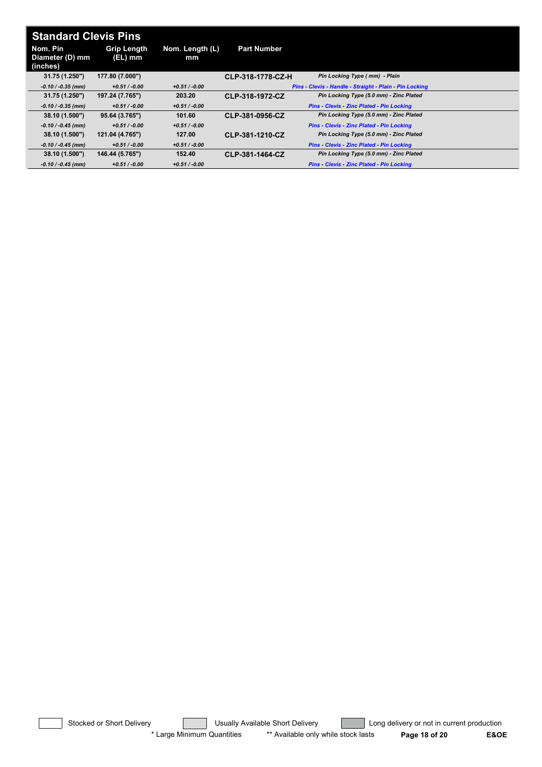## Standard Clevis Pins

| Nom. Pin Diameter (D) mm (inches) | Grip Length (EL) mm | Nom. Length (L) mm | Part Number | |
|---|---|---|---|---|
| **31.75 (1.250")** | **177.80 (7.000")** | | **CLP-318-1778-CZ-H** | *Pin Locking Type ( mm) - Plain* |
| *-0.10 / -0.35 (mm)* | *+0.51 / -0.00* | *+0.51 / -0.00* | | *Pins - Clevis - Handle - Straight - Plain - Pin Locking* |
| **31.75 (1.250")** | **197.24 (7.765")** | **203.20** | **CLP-318-1972-CZ** | *Pin Locking Type (5.0 mm) - Zinc Plated* |
| *-0.10 / -0.35 (mm)* | *+0.51 / -0.00* | *+0.51 / -0.00* | | *Pins - Clevis - Zinc Plated - Pin Locking* |
| **38.10 (1.500")** | **95.64 (3.765")** | **101.60** | **CLP-381-0956-CZ** | *Pin Locking Type (5.0 mm) - Zinc Plated* |
| *-0.10 / -0.45 (mm)* | *+0.51 / -0.00* | *+0.51 / -0.00* | | *Pins - Clevis - Zinc Plated - Pin Locking* |
| **38.10 (1.500")** | **121.04 (4.765")** | **127.00** | **CLP-381-1210-CZ** | *Pin Locking Type (5.0 mm) - Zinc Plated* |
| *-0.10 / -0.45 (mm)* | *+0.51 / -0.00* | *+0.51 / -0.00* | | *Pins - Clevis - Zinc Plated - Pin Locking* |
| **38.10 (1.500")** | **146.44 (5.765")** | **152.40** | **CLP-381-1464-CZ** | *Pin Locking Type (5.0 mm) - Zinc Plated* |
| *-0.10 / -0.45 (mm)* | *+0.51 / -0.00* | *+0.51 / -0.00* | | *Pins - Clevis - Zinc Plated - Pin Locking* |

Stocked or Short Delivery | Usually Available Short Delivery | Long delivery or not in current production

\* Large Minimum Quantities ** Available only while stock lasts

E&OE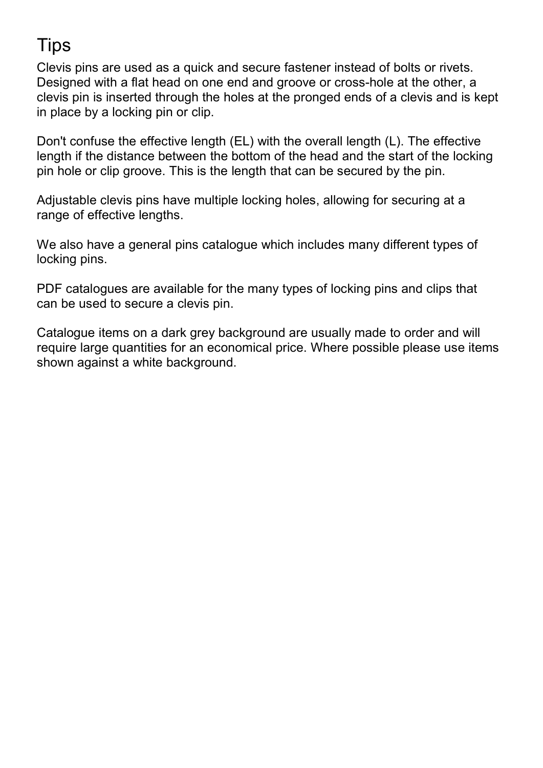# Tips

Clevis pins are used as a quick and secure fastener instead of bolts or rivets. Designed with a flat head on one end and groove or cross-hole at the other, a clevis pin is inserted through the holes at the pronged ends of a clevis and is kept in place by a locking pin or clip.

Don't confuse the effective length (EL) with the overall length (L). The effective length if the distance between the bottom of the head and the start of the locking pin hole or clip groove. This is the length that can be secured by the pin.

Adjustable clevis pins have multiple locking holes, allowing for securing at a range of effective lengths.

We also have a general pins catalogue which includes many different types of locking pins.

PDF catalogues are available for the many types of locking pins and clips that can be used to secure a clevis pin.

Catalogue items on a dark grey background are usually made to order and will require large quantities for an economical price. Where possible please use items shown against a white background.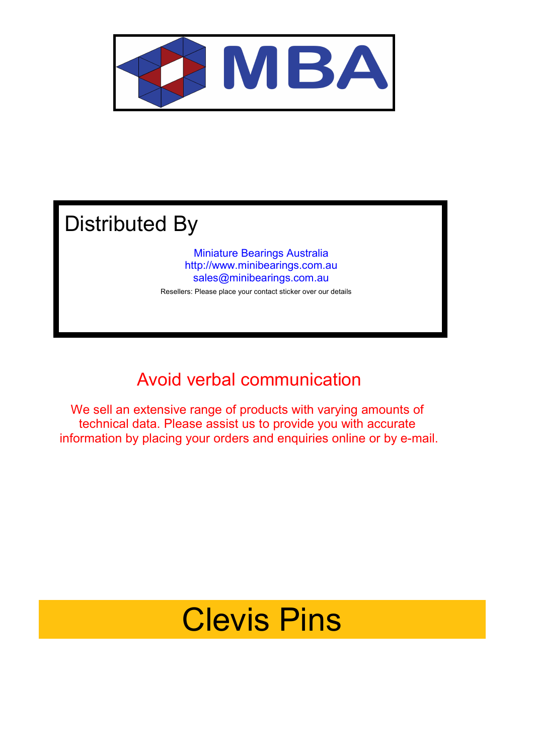MBA

## Distributed By

Miniature Bearings Australia
http://www.minibearings.com.au
sales@minibearings.com.au

Resellers: Please place your contact sticker over our details

## Avoid verbal communication

We sell an extensive range of products with varying amounts of technical data. Please assist us to provide you with accurate information by placing your orders and enquiries online or by e-mail.

# Clevis Pins